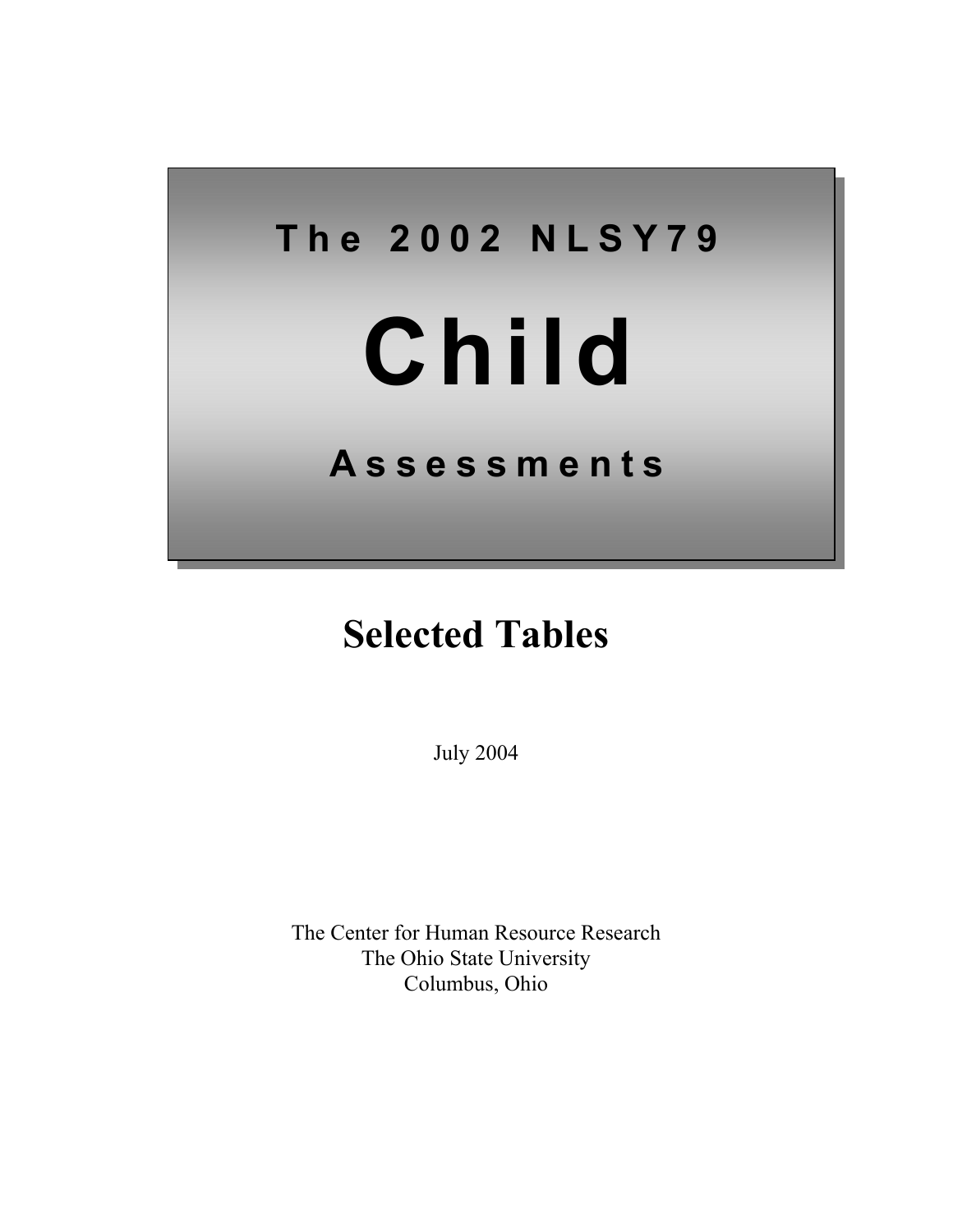# The 2002 NLSY79

# Child

# Assessments

## Selected Tables

July 2004

The Center for Human Resource Research
The Ohio State University
Columbus, Ohio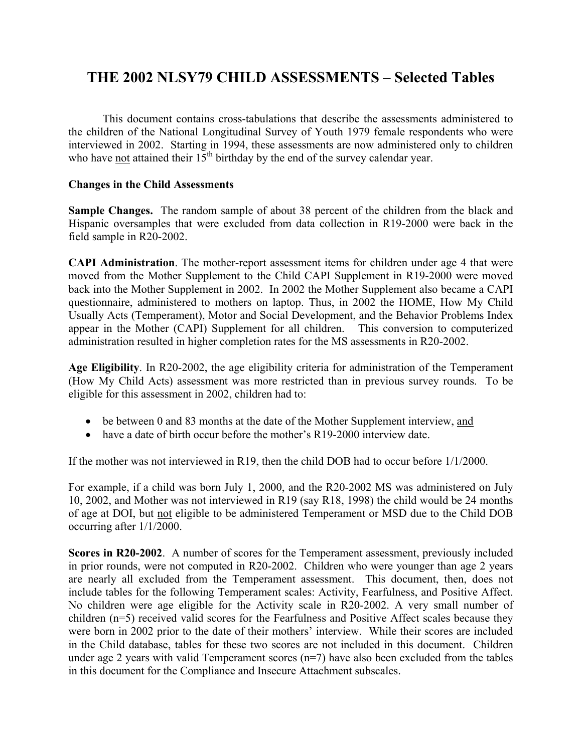# THE 2002 NLSY79 CHILD ASSESSMENTS – Selected Tables

This document contains cross-tabulations that describe the assessments administered to the children of the National Longitudinal Survey of Youth 1979 female respondents who were interviewed in 2002. Starting in 1994, these assessments are now administered only to children who have not attained their 15th birthday by the end of the survey calendar year.

**Changes in the Child Assessments**

**Sample Changes.** The random sample of about 38 percent of the children from the black and Hispanic oversamples that were excluded from data collection in R19-2000 were back in the field sample in R20-2002.

**CAPI Administration**. The mother-report assessment items for children under age 4 that were moved from the Mother Supplement to the Child CAPI Supplement in R19-2000 were moved back into the Mother Supplement in 2002. In 2002 the Mother Supplement also became a CAPI questionnaire, administered to mothers on laptop. Thus, in 2002 the HOME, How My Child Usually Acts (Temperament), Motor and Social Development, and the Behavior Problems Index appear in the Mother (CAPI) Supplement for all children. This conversion to computerized administration resulted in higher completion rates for the MS assessments in R20-2002.

**Age Eligibility**. In R20-2002, the age eligibility criteria for administration of the Temperament (How My Child Acts) assessment was more restricted than in previous survey rounds. To be eligible for this assessment in 2002, children had to:

- be between 0 and 83 months at the date of the Mother Supplement interview, and
- have a date of birth occur before the mother's R19-2000 interview date.

If the mother was not interviewed in R19, then the child DOB had to occur before 1/1/2000.

For example, if a child was born July 1, 2000, and the R20-2002 MS was administered on July 10, 2002, and Mother was not interviewed in R19 (say R18, 1998) the child would be 24 months of age at DOI, but not eligible to be administered Temperament or MSD due to the Child DOB occurring after 1/1/2000.

**Scores in R20-2002**. A number of scores for the Temperament assessment, previously included in prior rounds, were not computed in R20-2002. Children who were younger than age 2 years are nearly all excluded from the Temperament assessment. This document, then, does not include tables for the following Temperament scales: Activity, Fearfulness, and Positive Affect. No children were age eligible for the Activity scale in R20-2002. A very small number of children (n=5) received valid scores for the Fearfulness and Positive Affect scales because they were born in 2002 prior to the date of their mothers' interview. While their scores are included in the Child database, tables for these two scores are not included in this document. Children under age 2 years with valid Temperament scores (n=7) have also been excluded from the tables in this document for the Compliance and Insecure Attachment subscales.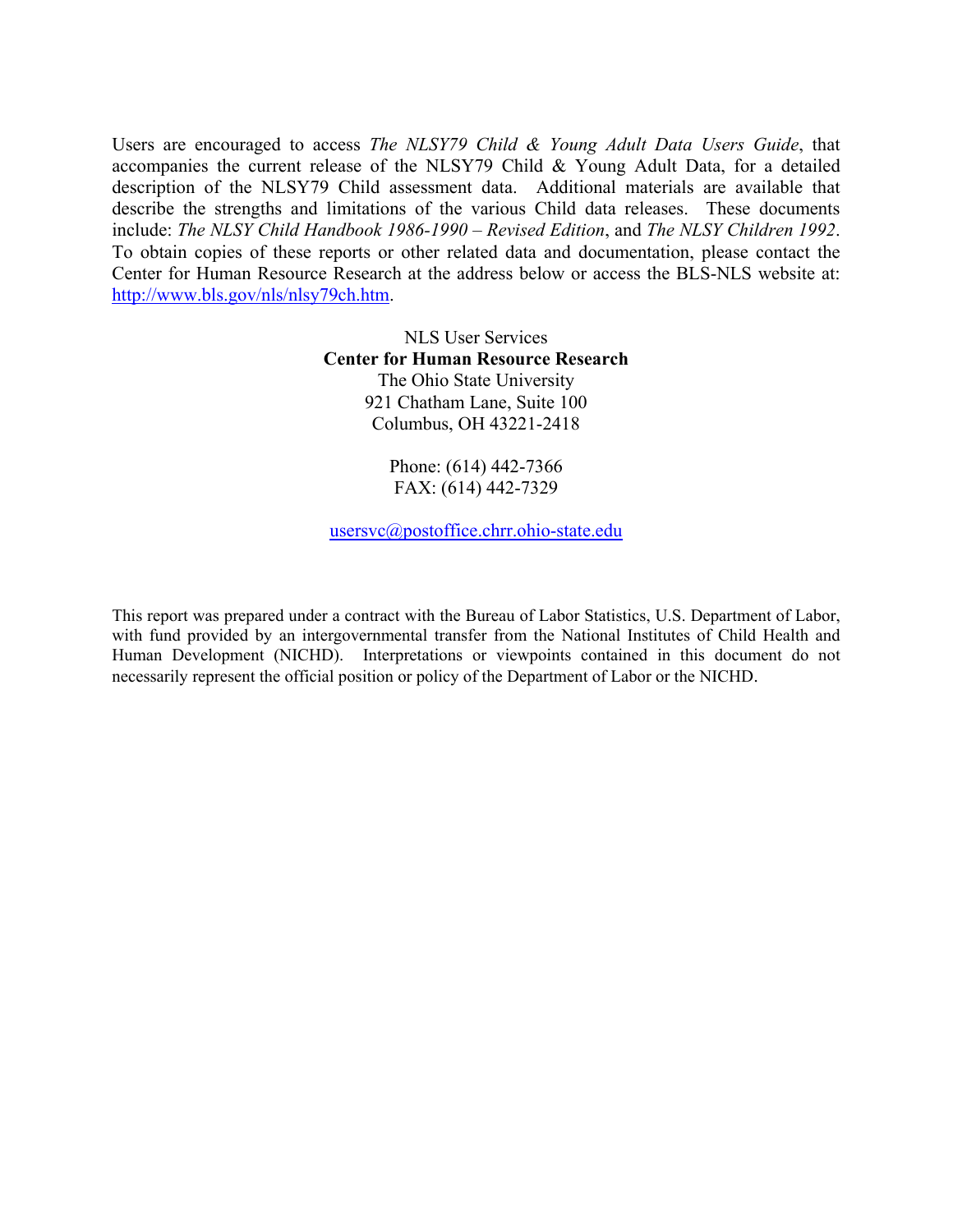Users are encouraged to access *The NLSY79 Child & Young Adult Data Users Guide*, that accompanies the current release of the NLSY79 Child & Young Adult Data, for a detailed description of the NLSY79 Child assessment data. Additional materials are available that describe the strengths and limitations of the various Child data releases. These documents include: *The NLSY Child Handbook 1986-1990 – Revised Edition*, and *The NLSY Children 1992*. To obtain copies of these reports or other related data and documentation, please contact the Center for Human Resource Research at the address below or access the BLS-NLS website at: http://www.bls.gov/nls/nlsy79ch.htm.

NLS User Services
**Center for Human Resource Research**
The Ohio State University
921 Chatham Lane, Suite 100
Columbus, OH 43221-2418

Phone: (614) 442-7366
FAX: (614) 442-7329

usersvc@postoffice.chrr.ohio-state.edu

This report was prepared under a contract with the Bureau of Labor Statistics, U.S. Department of Labor, with fund provided by an intergovernmental transfer from the National Institutes of Child Health and Human Development (NICHD). Interpretations or viewpoints contained in this document do not necessarily represent the official position or policy of the Department of Labor or the NICHD.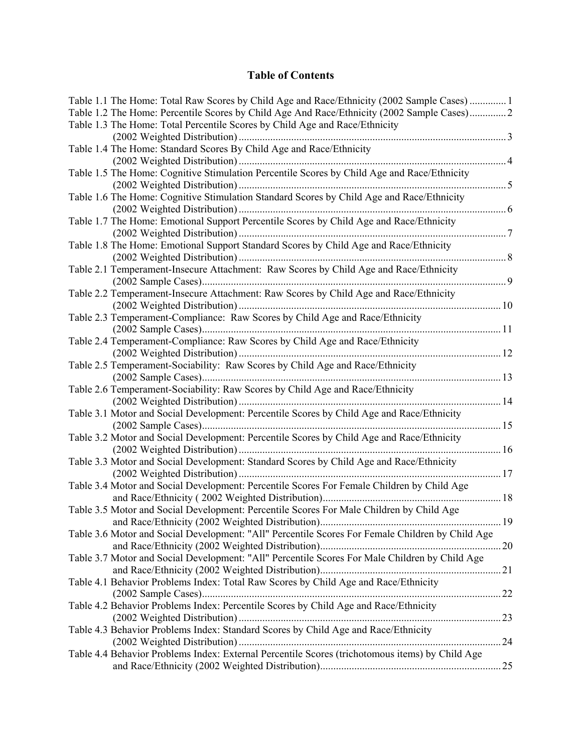# Table of Contents

Table 1.1 The Home: Total Raw Scores by Child Age and Race/Ethnicity (2002 Sample Cases) .............. 1
Table 1.2 The Home: Percentile Scores by Child Age And Race/Ethnicity (2002 Sample Cases).............. 2
Table 1.3 The Home: Total Percentile Scores by Child Age and Race/Ethnicity (2002 Weighted Distribution) ........................................ 3
Table 1.4 The Home: Standard Scores By Child Age and Race/Ethnicity (2002 Weighted Distribution) ........................................ 4
Table 1.5 The Home: Cognitive Stimulation Percentile Scores by Child Age and Race/Ethnicity (2002 Weighted Distribution) ........................................ 5
Table 1.6 The Home: Cognitive Stimulation Standard Scores by Child Age and Race/Ethnicity (2002 Weighted Distribution) ........................................ 6
Table 1.7 The Home: Emotional Support Percentile Scores by Child Age and Race/Ethnicity (2002 Weighted Distribution) ........................................ 7
Table 1.8 The Home: Emotional Support Standard Scores by Child Age and Race/Ethnicity (2002 Weighted Distribution) ........................................ 8
Table 2.1 Temperament-Insecure Attachment: Raw Scores by Child Age and Race/Ethnicity (2002 Sample Cases)........................................ 9
Table 2.2 Temperament-Insecure Attachment: Raw Scores by Child Age and Race/Ethnicity (2002 Weighted Distribution) ........................................ 10
Table 2.3 Temperament-Compliance: Raw Scores by Child Age and Race/Ethnicity (2002 Sample Cases)........................................ 11
Table 2.4 Temperament-Compliance: Raw Scores by Child Age and Race/Ethnicity (2002 Weighted Distribution) ........................................ 12
Table 2.5 Temperament-Sociability: Raw Scores by Child Age and Race/Ethnicity (2002 Sample Cases)........................................ 13
Table 2.6 Temperament-Sociability: Raw Scores by Child Age and Race/Ethnicity (2002 Weighted Distribution) ........................................ 14
Table 3.1 Motor and Social Development: Percentile Scores by Child Age and Race/Ethnicity (2002 Sample Cases)........................................ 15
Table 3.2 Motor and Social Development: Percentile Scores by Child Age and Race/Ethnicity (2002 Weighted Distribution) ........................................ 16
Table 3.3 Motor and Social Development: Standard Scores by Child Age and Race/Ethnicity (2002 Weighted Distribution) ........................................ 17
Table 3.4 Motor and Social Development: Percentile Scores For Female Children by Child Age and Race/Ethnicity ( 2002 Weighted Distribution)........................................ 18
Table 3.5 Motor and Social Development: Percentile Scores For Male Children by Child Age and Race/Ethnicity (2002 Weighted Distribution)........................................ 19
Table 3.6 Motor and Social Development: "All" Percentile Scores For Female Children by Child Age and Race/Ethnicity (2002 Weighted Distribution)........................................ 20
Table 3.7 Motor and Social Development: "All" Percentile Scores For Male Children by Child Age and Race/Ethnicity (2002 Weighted Distribution)........................................ 21
Table 4.1 Behavior Problems Index: Total Raw Scores by Child Age and Race/Ethnicity (2002 Sample Cases)........................................ 22
Table 4.2 Behavior Problems Index: Percentile Scores by Child Age and Race/Ethnicity (2002 Weighted Distribution) ........................................ 23
Table 4.3 Behavior Problems Index: Standard Scores by Child Age and Race/Ethnicity (2002 Weighted Distribution) ........................................ 24
Table 4.4 Behavior Problems Index: External Percentile Scores (trichotomous items) by Child Age and Race/Ethnicity (2002 Weighted Distribution)........................................ 25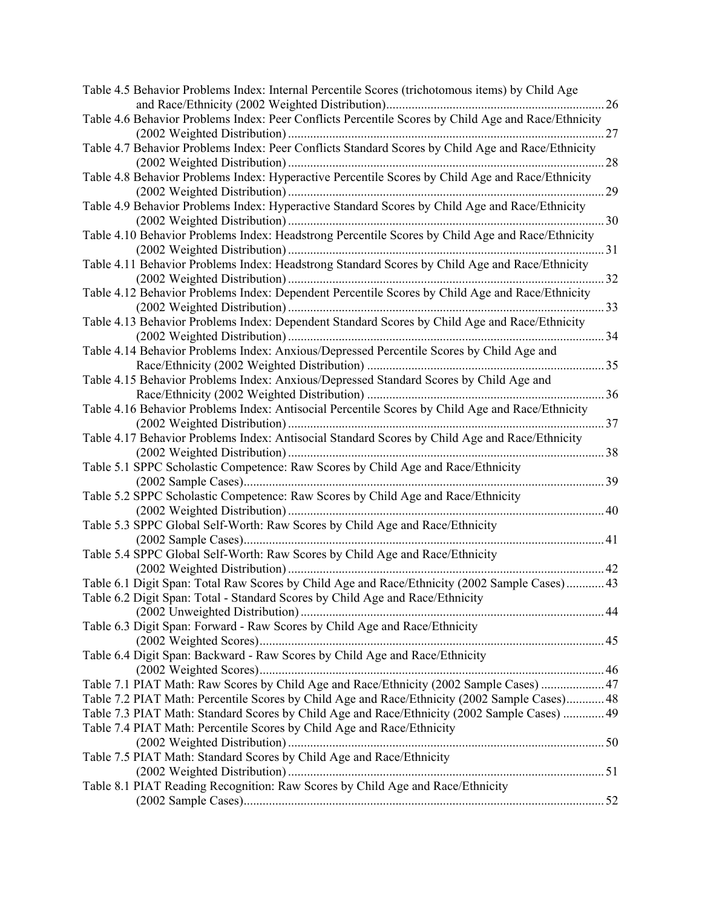Table 4.5 Behavior Problems Index: Internal Percentile Scores (trichotomous items) by Child Age and Race/Ethnicity (2002 Weighted Distribution) ... 26
Table 4.6 Behavior Problems Index: Peer Conflicts Percentile Scores by Child Age and Race/Ethnicity (2002 Weighted Distribution) ... 27
Table 4.7 Behavior Problems Index: Peer Conflicts Standard Scores by Child Age and Race/Ethnicity (2002 Weighted Distribution) ... 28
Table 4.8 Behavior Problems Index: Hyperactive Percentile Scores by Child Age and Race/Ethnicity (2002 Weighted Distribution) ... 29
Table 4.9 Behavior Problems Index: Hyperactive Standard Scores by Child Age and Race/Ethnicity (2002 Weighted Distribution) ... 30
Table 4.10 Behavior Problems Index: Headstrong Percentile Scores by Child Age and Race/Ethnicity (2002 Weighted Distribution) ... 31
Table 4.11 Behavior Problems Index: Headstrong Standard Scores by Child Age and Race/Ethnicity (2002 Weighted Distribution) ... 32
Table 4.12 Behavior Problems Index: Dependent Percentile Scores by Child Age and Race/Ethnicity (2002 Weighted Distribution) ... 33
Table 4.13 Behavior Problems Index: Dependent Standard Scores by Child Age and Race/Ethnicity (2002 Weighted Distribution) ... 34
Table 4.14 Behavior Problems Index: Anxious/Depressed Percentile Scores by Child Age and Race/Ethnicity (2002 Weighted Distribution) ... 35
Table 4.15 Behavior Problems Index: Anxious/Depressed Standard Scores by Child Age and Race/Ethnicity (2002 Weighted Distribution) ... 36
Table 4.16 Behavior Problems Index: Antisocial Percentile Scores by Child Age and Race/Ethnicity (2002 Weighted Distribution) ... 37
Table 4.17 Behavior Problems Index: Antisocial Standard Scores by Child Age and Race/Ethnicity (2002 Weighted Distribution) ... 38
Table 5.1 SPPC Scholastic Competence: Raw Scores by Child Age and Race/Ethnicity (2002 Sample Cases) ... 39
Table 5.2 SPPC Scholastic Competence: Raw Scores by Child Age and Race/Ethnicity (2002 Weighted Distribution) ... 40
Table 5.3 SPPC Global Self-Worth: Raw Scores by Child Age and Race/Ethnicity (2002 Sample Cases) ... 41
Table 5.4 SPPC Global Self-Worth: Raw Scores by Child Age and Race/Ethnicity (2002 Weighted Distribution) ... 42
Table 6.1 Digit Span: Total Raw Scores by Child Age and Race/Ethnicity (2002 Sample Cases) ... 43
Table 6.2 Digit Span: Total - Standard Scores by Child Age and Race/Ethnicity (2002 Unweighted Distribution) ... 44
Table 6.3 Digit Span: Forward - Raw Scores by Child Age and Race/Ethnicity (2002 Weighted Scores) ... 45
Table 6.4 Digit Span: Backward - Raw Scores by Child Age and Race/Ethnicity (2002 Weighted Scores) ... 46
Table 7.1 PIAT Math: Raw Scores by Child Age and Race/Ethnicity (2002 Sample Cases) ... 47
Table 7.2 PIAT Math: Percentile Scores by Child Age and Race/Ethnicity (2002 Sample Cases) ... 48
Table 7.3 PIAT Math: Standard Scores by Child Age and Race/Ethnicity (2002 Sample Cases) ... 49
Table 7.4 PIAT Math: Percentile Scores by Child Age and Race/Ethnicity (2002 Weighted Distribution) ... 50
Table 7.5 PIAT Math: Standard Scores by Child Age and Race/Ethnicity (2002 Weighted Distribution) ... 51
Table 8.1 PIAT Reading Recognition: Raw Scores by Child Age and Race/Ethnicity (2002 Sample Cases) ... 52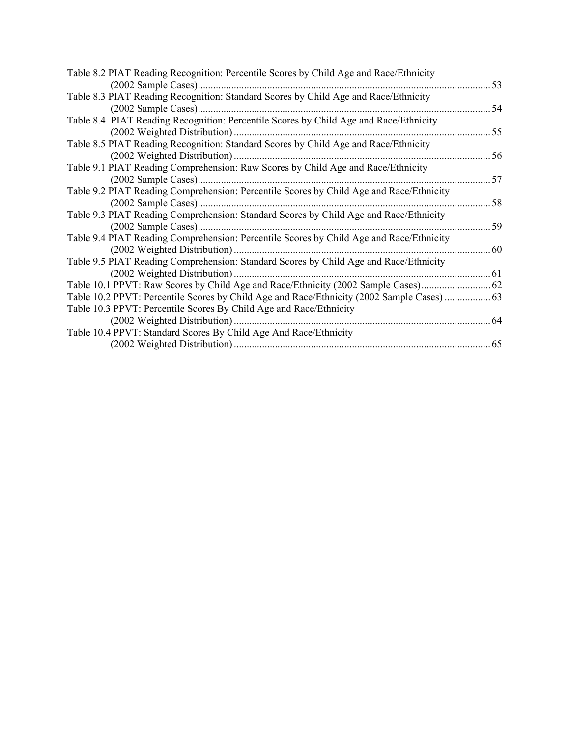Table 8.2 PIAT Reading Recognition: Percentile Scores by Child Age and Race/Ethnicity (2002 Sample Cases) ... 53

Table 8.3 PIAT Reading Recognition: Standard Scores by Child Age and Race/Ethnicity (2002 Sample Cases) ... 54

Table 8.4 PIAT Reading Recognition: Percentile Scores by Child Age and Race/Ethnicity (2002 Weighted Distribution) ... 55

Table 8.5 PIAT Reading Recognition: Standard Scores by Child Age and Race/Ethnicity (2002 Weighted Distribution) ... 56

Table 9.1 PIAT Reading Comprehension: Raw Scores by Child Age and Race/Ethnicity (2002 Sample Cases) ... 57

Table 9.2 PIAT Reading Comprehension: Percentile Scores by Child Age and Race/Ethnicity (2002 Sample Cases) ... 58

Table 9.3 PIAT Reading Comprehension: Standard Scores by Child Age and Race/Ethnicity (2002 Sample Cases) ... 59

Table 9.4 PIAT Reading Comprehension: Percentile Scores by Child Age and Race/Ethnicity (2002 Weighted Distribution) ... 60

Table 9.5 PIAT Reading Comprehension: Standard Scores by Child Age and Race/Ethnicity (2002 Weighted Distribution) ... 61

Table 10.1 PPVT: Raw Scores by Child Age and Race/Ethnicity (2002 Sample Cases) ... 62

Table 10.2 PPVT: Percentile Scores by Child Age and Race/Ethnicity (2002 Sample Cases) ... 63

Table 10.3 PPVT: Percentile Scores By Child Age and Race/Ethnicity (2002 Weighted Distribution) ... 64

Table 10.4 PPVT: Standard Scores By Child Age And Race/Ethnicity (2002 Weighted Distribution) ... 65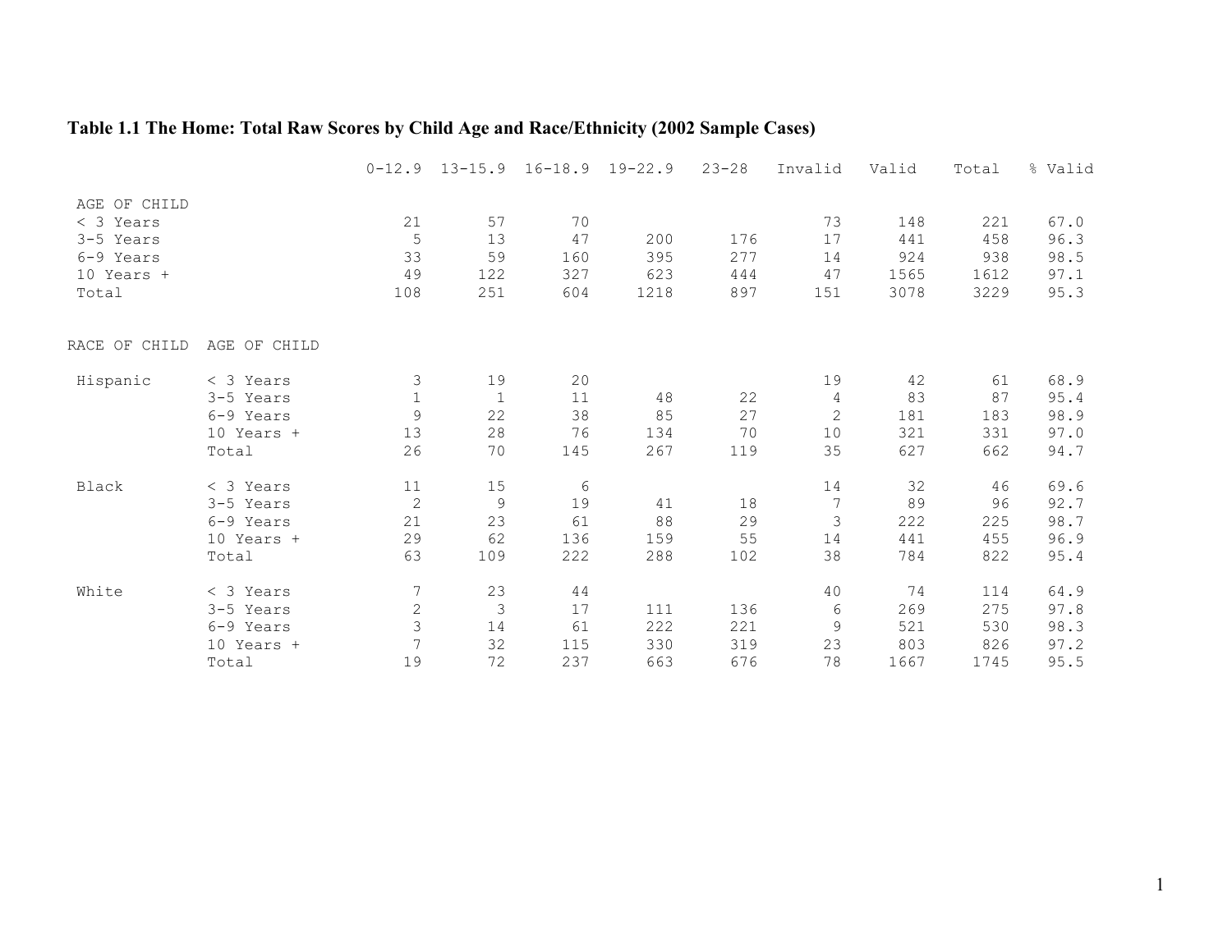**Table 1.1 The Home: Total Raw Scores by Child Age and Race/Ethnicity (2002 Sample Cases)**

| | | 0-12.9 | 13-15.9 | 16-18.9 | 19-22.9 | 23-28 | Invalid | Valid | Total | % Valid |
|---|---|---|---|---|---|---|---|---|---|---|
| AGE OF CHILD | | | | | | | | | | |
| < 3 Years | | 21 | 57 | 70 | | | 73 | 148 | 221 | 67.0 |
| 3-5 Years | | 5 | 13 | 47 | 200 | 176 | 17 | 441 | 458 | 96.3 |
| 6-9 Years | | 33 | 59 | 160 | 395 | 277 | 14 | 924 | 938 | 98.5 |
| 10 Years + | | 49 | 122 | 327 | 623 | 444 | 47 | 1565 | 1612 | 97.1 |
| Total | | 108 | 251 | 604 | 1218 | 897 | 151 | 3078 | 3229 | 95.3 |
| RACE OF CHILD | AGE OF CHILD | | | | | | | | | |
| Hispanic | < 3 Years | 3 | 19 | 20 | | | 19 | 42 | 61 | 68.9 |
| | 3-5 Years | 1 | 1 | 11 | 48 | 22 | 4 | 83 | 87 | 95.4 |
| | 6-9 Years | 9 | 22 | 38 | 85 | 27 | 2 | 181 | 183 | 98.9 |
| | 10 Years + | 13 | 28 | 76 | 134 | 70 | 10 | 321 | 331 | 97.0 |
| | Total | 26 | 70 | 145 | 267 | 119 | 35 | 627 | 662 | 94.7 |
| Black | < 3 Years | 11 | 15 | 6 | | | 14 | 32 | 46 | 69.6 |
| | 3-5 Years | 2 | 9 | 19 | 41 | 18 | 7 | 89 | 96 | 92.7 |
| | 6-9 Years | 21 | 23 | 61 | 88 | 29 | 3 | 222 | 225 | 98.7 |
| | 10 Years + | 29 | 62 | 136 | 159 | 55 | 14 | 441 | 455 | 96.9 |
| | Total | 63 | 109 | 222 | 288 | 102 | 38 | 784 | 822 | 95.4 |
| White | < 3 Years | 7 | 23 | 44 | | | 40 | 74 | 114 | 64.9 |
| | 3-5 Years | 2 | 3 | 17 | 111 | 136 | 6 | 269 | 275 | 97.8 |
| | 6-9 Years | 3 | 14 | 61 | 222 | 221 | 9 | 521 | 530 | 98.3 |
| | 10 Years + | 7 | 32 | 115 | 330 | 319 | 23 | 803 | 826 | 97.2 |
| | Total | 19 | 72 | 237 | 663 | 676 | 78 | 1667 | 1745 | 95.5 |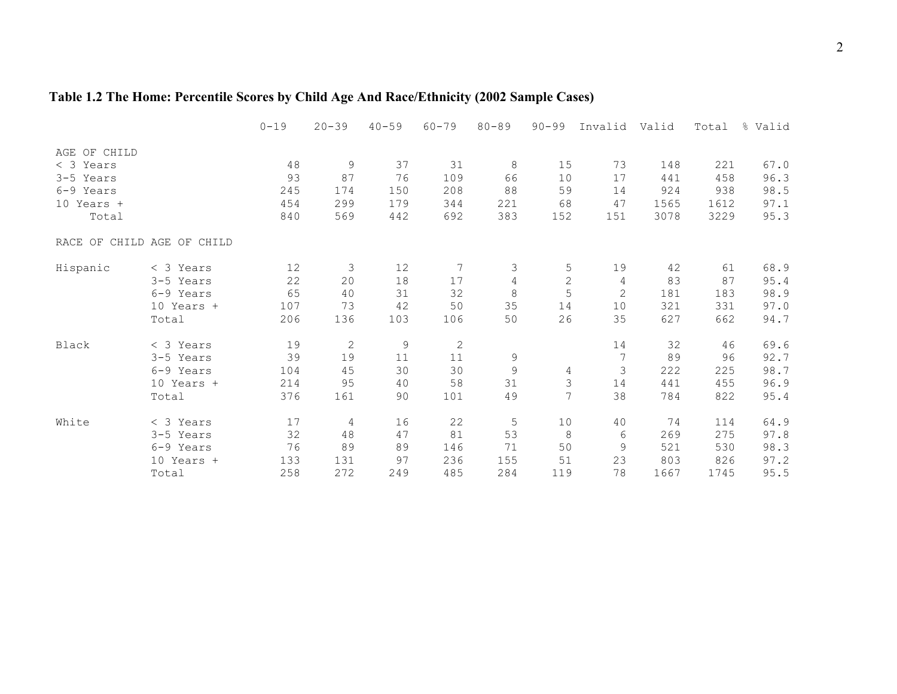**Table 1.2 The Home: Percentile Scores by Child Age And Race/Ethnicity (2002 Sample Cases)**

| | | 0-19 | 20-39 | 40-59 | 60-79 | 80-89 | 90-99 | Invalid | Valid | Total | % Valid |
|---|---|---|---|---|---|---|---|---|---|---|---|
| AGE OF CHILD | | | | | | | | | | | |
| < 3 Years | | 48 | 9 | 37 | 31 | 8 | 15 | 73 | 148 | 221 | 67.0 |
| 3-5 Years | | 93 | 87 | 76 | 109 | 66 | 10 | 17 | 441 | 458 | 96.3 |
| 6-9 Years | | 245 | 174 | 150 | 208 | 88 | 59 | 14 | 924 | 938 | 98.5 |
| 10 Years + | | 454 | 299 | 179 | 344 | 221 | 68 | 47 | 1565 | 1612 | 97.1 |
| Total | | 840 | 569 | 442 | 692 | 383 | 152 | 151 | 3078 | 3229 | 95.3 |
| RACE OF CHILD | AGE OF CHILD | | | | | | | | | | |
| Hispanic | < 3 Years | 12 | 3 | 12 | 7 | 3 | 5 | 19 | 42 | 61 | 68.9 |
| | 3-5 Years | 22 | 20 | 18 | 17 | 4 | 2 | 4 | 83 | 87 | 95.4 |
| | 6-9 Years | 65 | 40 | 31 | 32 | 8 | 5 | 2 | 181 | 183 | 98.9 |
| | 10 Years + | 107 | 73 | 42 | 50 | 35 | 14 | 10 | 321 | 331 | 97.0 |
| | Total | 206 | 136 | 103 | 106 | 50 | 26 | 35 | 627 | 662 | 94.7 |
| Black | < 3 Years | 19 | 2 | 9 | 2 | | | 14 | 32 | 46 | 69.6 |
| | 3-5 Years | 39 | 19 | 11 | 11 | 9 | | 7 | 89 | 96 | 92.7 |
| | 6-9 Years | 104 | 45 | 30 | 30 | 9 | 4 | 3 | 222 | 225 | 98.7 |
| | 10 Years + | 214 | 95 | 40 | 58 | 31 | 3 | 14 | 441 | 455 | 96.9 |
| | Total | 376 | 161 | 90 | 101 | 49 | 7 | 38 | 784 | 822 | 95.4 |
| White | < 3 Years | 17 | 4 | 16 | 22 | 5 | 10 | 40 | 74 | 114 | 64.9 |
| | 3-5 Years | 32 | 48 | 47 | 81 | 53 | 8 | 6 | 269 | 275 | 97.8 |
| | 6-9 Years | 76 | 89 | 89 | 146 | 71 | 50 | 9 | 521 | 530 | 98.3 |
| | 10 Years + | 133 | 131 | 97 | 236 | 155 | 51 | 23 | 803 | 826 | 97.2 |
| | Total | 258 | 272 | 249 | 485 | 284 | 119 | 78 | 1667 | 1745 | 95.5 |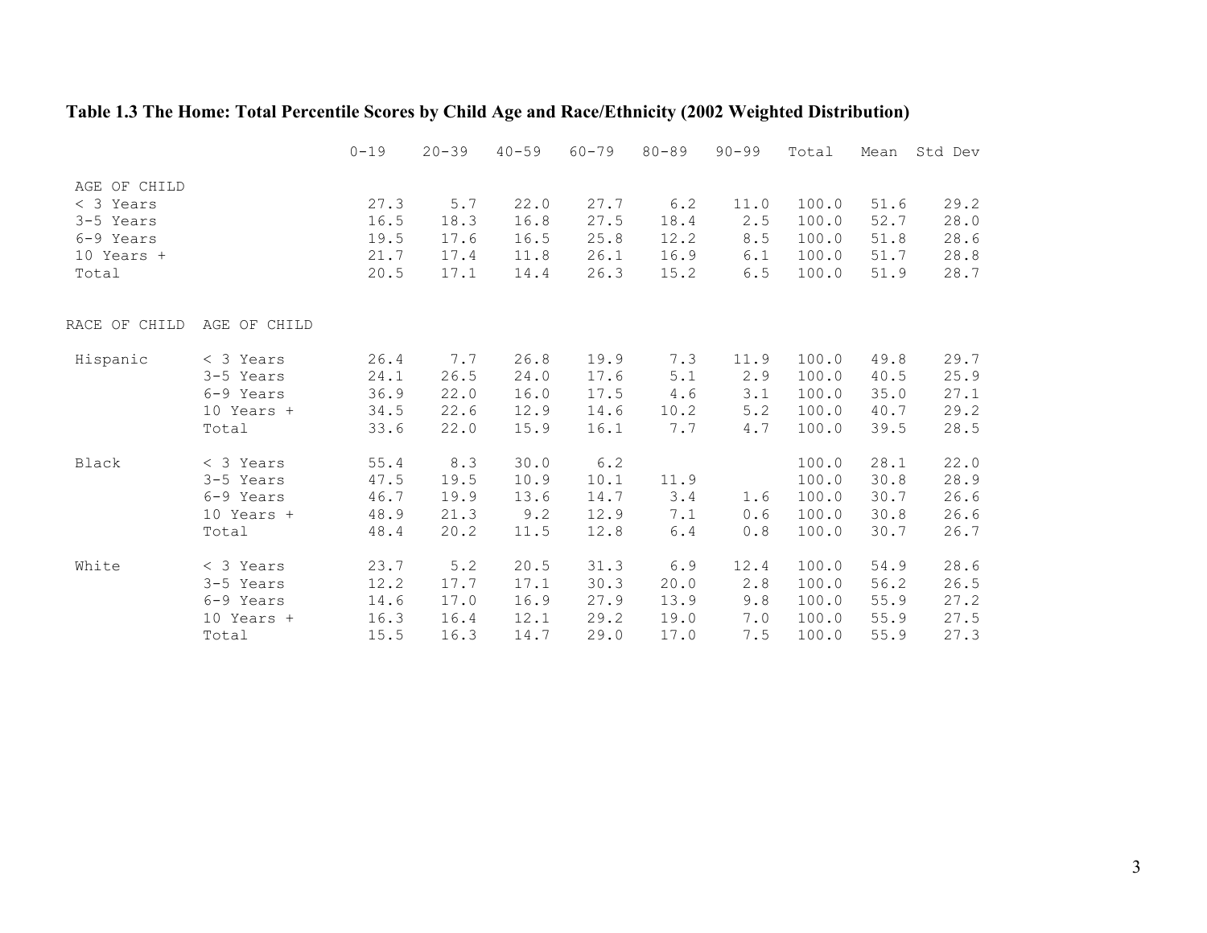**Table 1.3 The Home: Total Percentile Scores by Child Age and Race/Ethnicity (2002 Weighted Distribution)**

| | | 0-19 | 20-39 | 40-59 | 60-79 | 80-89 | 90-99 | Total | Mean | Std Dev |
|---|---|---|---|---|---|---|---|---|---|---|
| AGE OF CHILD | | | | | | | | | | |
| < 3 Years | | 27.3 | 5.7 | 22.0 | 27.7 | 6.2 | 11.0 | 100.0 | 51.6 | 29.2 |
| 3-5 Years | | 16.5 | 18.3 | 16.8 | 27.5 | 18.4 | 2.5 | 100.0 | 52.7 | 28.0 |
| 6-9 Years | | 19.5 | 17.6 | 16.5 | 25.8 | 12.2 | 8.5 | 100.0 | 51.8 | 28.6 |
| 10 Years + | | 21.7 | 17.4 | 11.8 | 26.1 | 16.9 | 6.1 | 100.0 | 51.7 | 28.8 |
| Total | | 20.5 | 17.1 | 14.4 | 26.3 | 15.2 | 6.5 | 100.0 | 51.9 | 28.7 |
| RACE OF CHILD | AGE OF CHILD | | | | | | | | | |
| Hispanic | < 3 Years | 26.4 | 7.7 | 26.8 | 19.9 | 7.3 | 11.9 | 100.0 | 49.8 | 29.7 |
| | 3-5 Years | 24.1 | 26.5 | 24.0 | 17.6 | 5.1 | 2.9 | 100.0 | 40.5 | 25.9 |
| | 6-9 Years | 36.9 | 22.0 | 16.0 | 17.5 | 4.6 | 3.1 | 100.0 | 35.0 | 27.1 |
| | 10 Years + | 34.5 | 22.6 | 12.9 | 14.6 | 10.2 | 5.2 | 100.0 | 40.7 | 29.2 |
| | Total | 33.6 | 22.0 | 15.9 | 16.1 | 7.7 | 4.7 | 100.0 | 39.5 | 28.5 |
| Black | < 3 Years | 55.4 | 8.3 | 30.0 | 6.2 | | | 100.0 | 28.1 | 22.0 |
| | 3-5 Years | 47.5 | 19.5 | 10.9 | 10.1 | 11.9 | | 100.0 | 30.8 | 28.9 |
| | 6-9 Years | 46.7 | 19.9 | 13.6 | 14.7 | 3.4 | 1.6 | 100.0 | 30.7 | 26.6 |
| | 10 Years + | 48.9 | 21.3 | 9.2 | 12.9 | 7.1 | 0.6 | 100.0 | 30.8 | 26.6 |
| | Total | 48.4 | 20.2 | 11.5 | 12.8 | 6.4 | 0.8 | 100.0 | 30.7 | 26.7 |
| White | < 3 Years | 23.7 | 5.2 | 20.5 | 31.3 | 6.9 | 12.4 | 100.0 | 54.9 | 28.6 |
| | 3-5 Years | 12.2 | 17.7 | 17.1 | 30.3 | 20.0 | 2.8 | 100.0 | 56.2 | 26.5 |
| | 6-9 Years | 14.6 | 17.0 | 16.9 | 27.9 | 13.9 | 9.8 | 100.0 | 55.9 | 27.2 |
| | 10 Years + | 16.3 | 16.4 | 12.1 | 29.2 | 19.0 | 7.0 | 100.0 | 55.9 | 27.5 |
| | Total | 15.5 | 16.3 | 14.7 | 29.0 | 17.0 | 7.5 | 100.0 | 55.9 | 27.3 |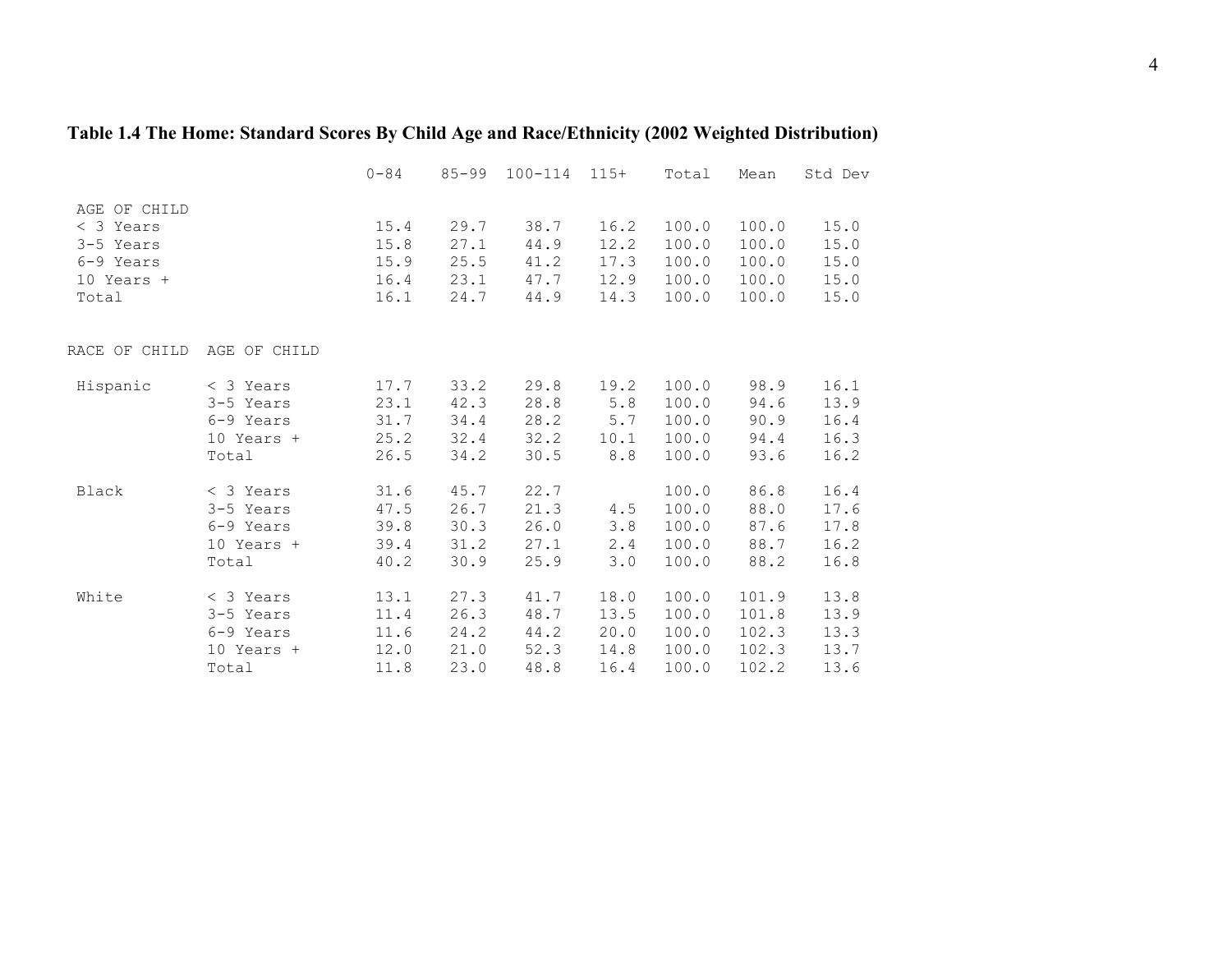**Table 1.4 The Home: Standard Scores By Child Age and Race/Ethnicity (2002 Weighted Distribution)**

| | | 0-84 | 85-99 | 100-114 | 115+ | Total | Mean | Std Dev |
|---|---|---|---|---|---|---|---|---|
| AGE OF CHILD | | | | | | | | |
| < 3 Years | | 15.4 | 29.7 | 38.7 | 16.2 | 100.0 | 100.0 | 15.0 |
| 3-5 Years | | 15.8 | 27.1 | 44.9 | 12.2 | 100.0 | 100.0 | 15.0 |
| 6-9 Years | | 15.9 | 25.5 | 41.2 | 17.3 | 100.0 | 100.0 | 15.0 |
| 10 Years + | | 16.4 | 23.1 | 47.7 | 12.9 | 100.0 | 100.0 | 15.0 |
| Total | | 16.1 | 24.7 | 44.9 | 14.3 | 100.0 | 100.0 | 15.0 |
| RACE OF CHILD | AGE OF CHILD | | | | | | | |
| Hispanic | < 3 Years | 17.7 | 33.2 | 29.8 | 19.2 | 100.0 | 98.9 | 16.1 |
| | 3-5 Years | 23.1 | 42.3 | 28.8 | 5.8 | 100.0 | 94.6 | 13.9 |
| | 6-9 Years | 31.7 | 34.4 | 28.2 | 5.7 | 100.0 | 90.9 | 16.4 |
| | 10 Years + | 25.2 | 32.4 | 32.2 | 10.1 | 100.0 | 94.4 | 16.3 |
| | Total | 26.5 | 34.2 | 30.5 | 8.8 | 100.0 | 93.6 | 16.2 |
| Black | < 3 Years | 31.6 | 45.7 | 22.7 | | 100.0 | 86.8 | 16.4 |
| | 3-5 Years | 47.5 | 26.7 | 21.3 | 4.5 | 100.0 | 88.0 | 17.6 |
| | 6-9 Years | 39.8 | 30.3 | 26.0 | 3.8 | 100.0 | 87.6 | 17.8 |
| | 10 Years + | 39.4 | 31.2 | 27.1 | 2.4 | 100.0 | 88.7 | 16.2 |
| | Total | 40.2 | 30.9 | 25.9 | 3.0 | 100.0 | 88.2 | 16.8 |
| White | < 3 Years | 13.1 | 27.3 | 41.7 | 18.0 | 100.0 | 101.9 | 13.8 |
| | 3-5 Years | 11.4 | 26.3 | 48.7 | 13.5 | 100.0 | 101.8 | 13.9 |
| | 6-9 Years | 11.6 | 24.2 | 44.2 | 20.0 | 100.0 | 102.3 | 13.3 |
| | 10 Years + | 12.0 | 21.0 | 52.3 | 14.8 | 100.0 | 102.3 | 13.7 |
| | Total | 11.8 | 23.0 | 48.8 | 16.4 | 100.0 | 102.2 | 13.6 |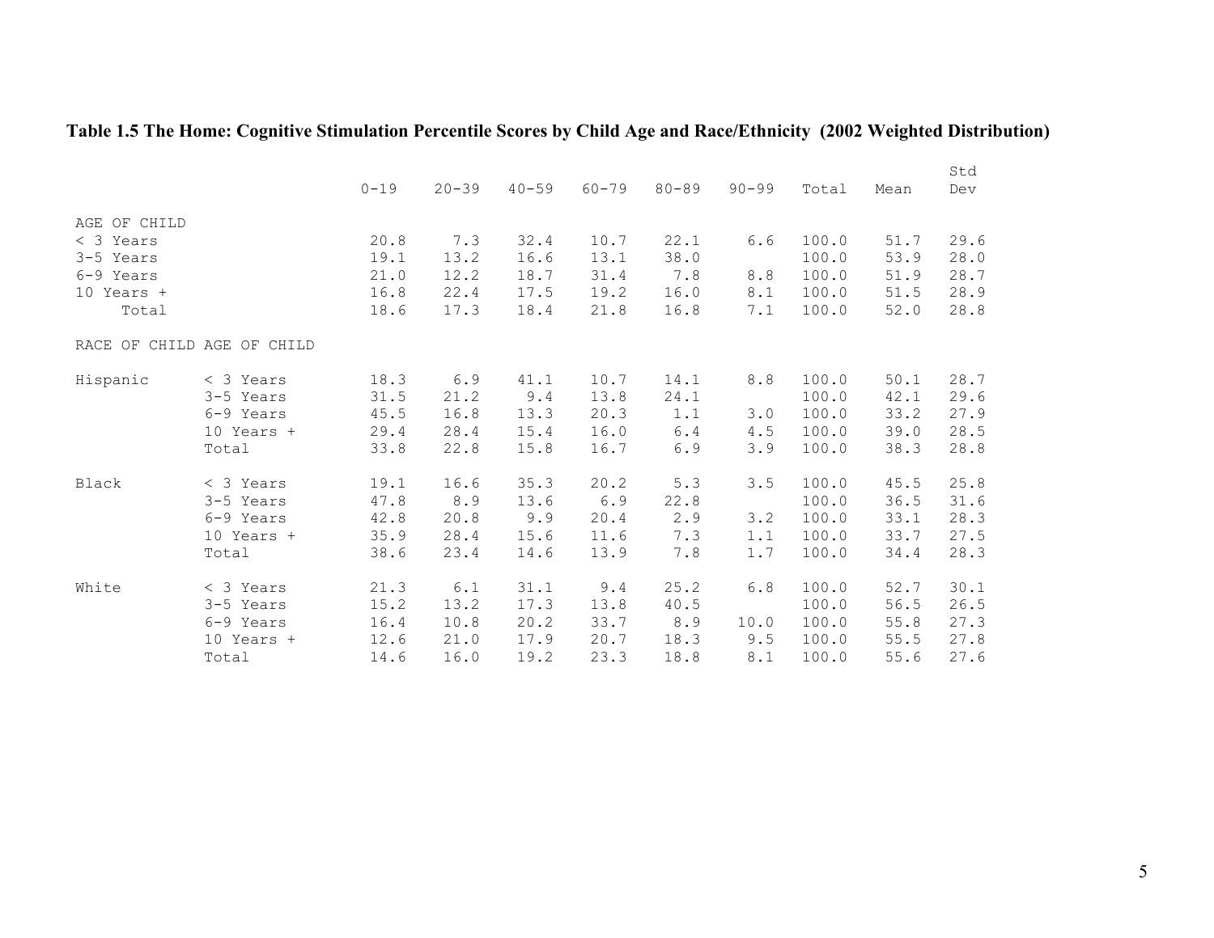## Table 1.5 The Home: Cognitive Stimulation Percentile Scores by Child Age and Race/Ethnicity (2002 Weighted Distribution)

| | | 0-19 | 20-39 | 40-59 | 60-79 | 80-89 | 90-99 | Total | Mean | Std Dev |
|---|---|---|---|---|---|---|---|---|---|---|
| AGE OF CHILD | | | | | | | | | | |
| < 3 Years | | 20.8 | 7.3 | 32.4 | 10.7 | 22.1 | 6.6 | 100.0 | 51.7 | 29.6 |
| 3-5 Years | | 19.1 | 13.2 | 16.6 | 13.1 | 38.0 | | 100.0 | 53.9 | 28.0 |
| 6-9 Years | | 21.0 | 12.2 | 18.7 | 31.4 | 7.8 | 8.8 | 100.0 | 51.9 | 28.7 |
| 10 Years + | | 16.8 | 22.4 | 17.5 | 19.2 | 16.0 | 8.1 | 100.0 | 51.5 | 28.9 |
| Total | | 18.6 | 17.3 | 18.4 | 21.8 | 16.8 | 7.1 | 100.0 | 52.0 | 28.8 |
| RACE OF CHILD | AGE OF CHILD | | | | | | | | | |
| Hispanic | < 3 Years | 18.3 | 6.9 | 41.1 | 10.7 | 14.1 | 8.8 | 100.0 | 50.1 | 28.7 |
| | 3-5 Years | 31.5 | 21.2 | 9.4 | 13.8 | 24.1 | | 100.0 | 42.1 | 29.6 |
| | 6-9 Years | 45.5 | 16.8 | 13.3 | 20.3 | 1.1 | 3.0 | 100.0 | 33.2 | 27.9 |
| | 10 Years + | 29.4 | 28.4 | 15.4 | 16.0 | 6.4 | 4.5 | 100.0 | 39.0 | 28.5 |
| | Total | 33.8 | 22.8 | 15.8 | 16.7 | 6.9 | 3.9 | 100.0 | 38.3 | 28.8 |
| Black | < 3 Years | 19.1 | 16.6 | 35.3 | 20.2 | 5.3 | 3.5 | 100.0 | 45.5 | 25.8 |
| | 3-5 Years | 47.8 | 8.9 | 13.6 | 6.9 | 22.8 | | 100.0 | 36.5 | 31.6 |
| | 6-9 Years | 42.8 | 20.8 | 9.9 | 20.4 | 2.9 | 3.2 | 100.0 | 33.1 | 28.3 |
| | 10 Years + | 35.9 | 28.4 | 15.6 | 11.6 | 7.3 | 1.1 | 100.0 | 33.7 | 27.5 |
| | Total | 38.6 | 23.4 | 14.6 | 13.9 | 7.8 | 1.7 | 100.0 | 34.4 | 28.3 |
| White | < 3 Years | 21.3 | 6.1 | 31.1 | 9.4 | 25.2 | 6.8 | 100.0 | 52.7 | 30.1 |
| | 3-5 Years | 15.2 | 13.2 | 17.3 | 13.8 | 40.5 | | 100.0 | 56.5 | 26.5 |
| | 6-9 Years | 16.4 | 10.8 | 20.2 | 33.7 | 8.9 | 10.0 | 100.0 | 55.8 | 27.3 |
| | 10 Years + | 12.6 | 21.0 | 17.9 | 20.7 | 18.3 | 9.5 | 100.0 | 55.5 | 27.8 |
| | Total | 14.6 | 16.0 | 19.2 | 23.3 | 18.8 | 8.1 | 100.0 | 55.6 | 27.6 |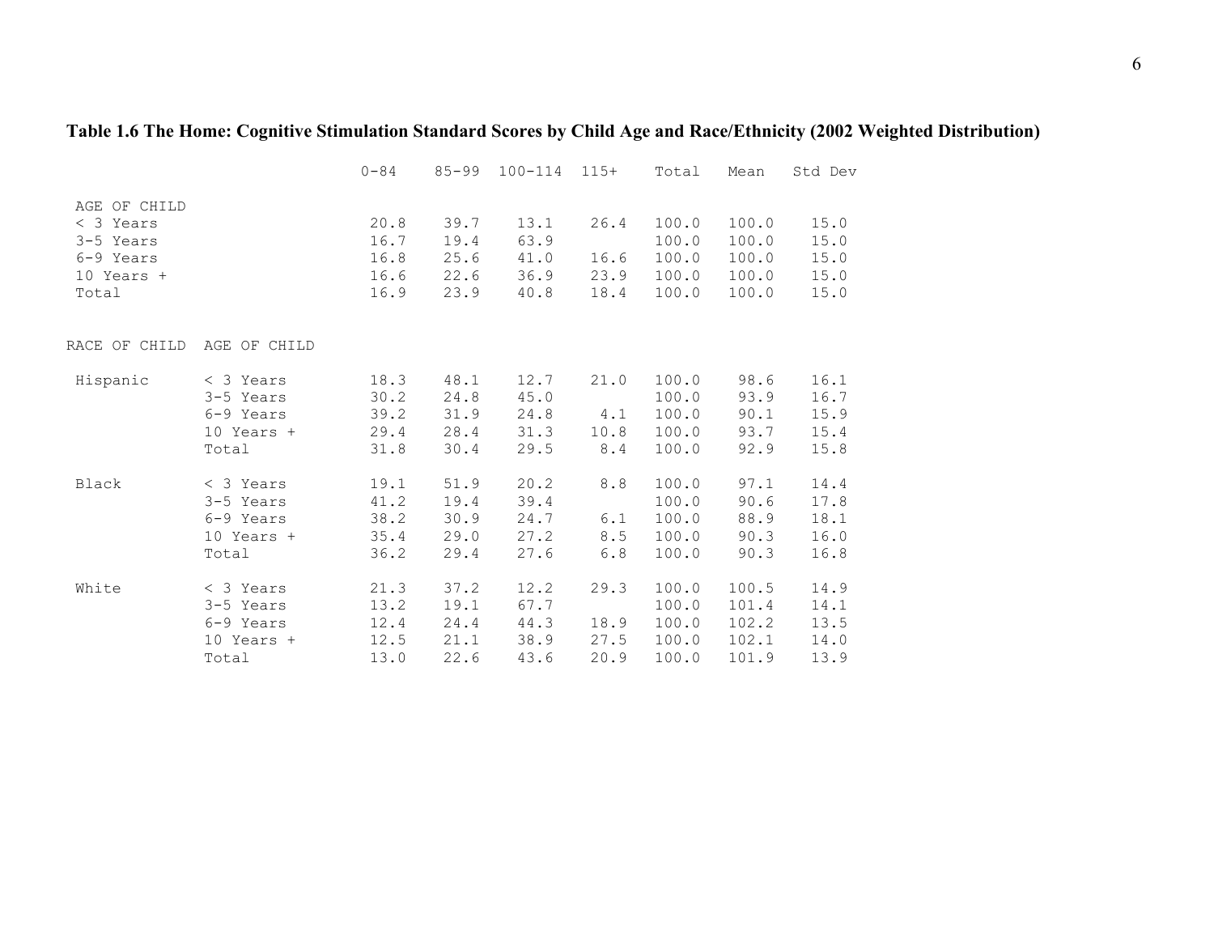**Table 1.6 The Home: Cognitive Stimulation Standard Scores by Child Age and Race/Ethnicity (2002 Weighted Distribution)**

| | | 0-84 | 85-99 | 100-114 | 115+ | Total | Mean | Std Dev |
|---|---|---|---|---|---|---|---|---|
| AGE OF CHILD | | | | | | | | |
| < 3 Years | | 20.8 | 39.7 | 13.1 | 26.4 | 100.0 | 100.0 | 15.0 |
| 3-5 Years | | 16.7 | 19.4 | 63.9 | | 100.0 | 100.0 | 15.0 |
| 6-9 Years | | 16.8 | 25.6 | 41.0 | 16.6 | 100.0 | 100.0 | 15.0 |
| 10 Years + | | 16.6 | 22.6 | 36.9 | 23.9 | 100.0 | 100.0 | 15.0 |
| Total | | 16.9 | 23.9 | 40.8 | 18.4 | 100.0 | 100.0 | 15.0 |
| RACE OF CHILD | AGE OF CHILD | | | | | | | |
| Hispanic | < 3 Years | 18.3 | 48.1 | 12.7 | 21.0 | 100.0 | 98.6 | 16.1 |
| | 3-5 Years | 30.2 | 24.8 | 45.0 | | 100.0 | 93.9 | 16.7 |
| | 6-9 Years | 39.2 | 31.9 | 24.8 | 4.1 | 100.0 | 90.1 | 15.9 |
| | 10 Years + | 29.4 | 28.4 | 31.3 | 10.8 | 100.0 | 93.7 | 15.4 |
| | Total | 31.8 | 30.4 | 29.5 | 8.4 | 100.0 | 92.9 | 15.8 |
| Black | < 3 Years | 19.1 | 51.9 | 20.2 | 8.8 | 100.0 | 97.1 | 14.4 |
| | 3-5 Years | 41.2 | 19.4 | 39.4 | | 100.0 | 90.6 | 17.8 |
| | 6-9 Years | 38.2 | 30.9 | 24.7 | 6.1 | 100.0 | 88.9 | 18.1 |
| | 10 Years + | 35.4 | 29.0 | 27.2 | 8.5 | 100.0 | 90.3 | 16.0 |
| | Total | 36.2 | 29.4 | 27.6 | 6.8 | 100.0 | 90.3 | 16.8 |
| White | < 3 Years | 21.3 | 37.2 | 12.2 | 29.3 | 100.0 | 100.5 | 14.9 |
| | 3-5 Years | 13.2 | 19.1 | 67.7 | | 100.0 | 101.4 | 14.1 |
| | 6-9 Years | 12.4 | 24.4 | 44.3 | 18.9 | 100.0 | 102.2 | 13.5 |
| | 10 Years + | 12.5 | 21.1 | 38.9 | 27.5 | 100.0 | 102.1 | 14.0 |
| | Total | 13.0 | 22.6 | 43.6 | 20.9 | 100.0 | 101.9 | 13.9 |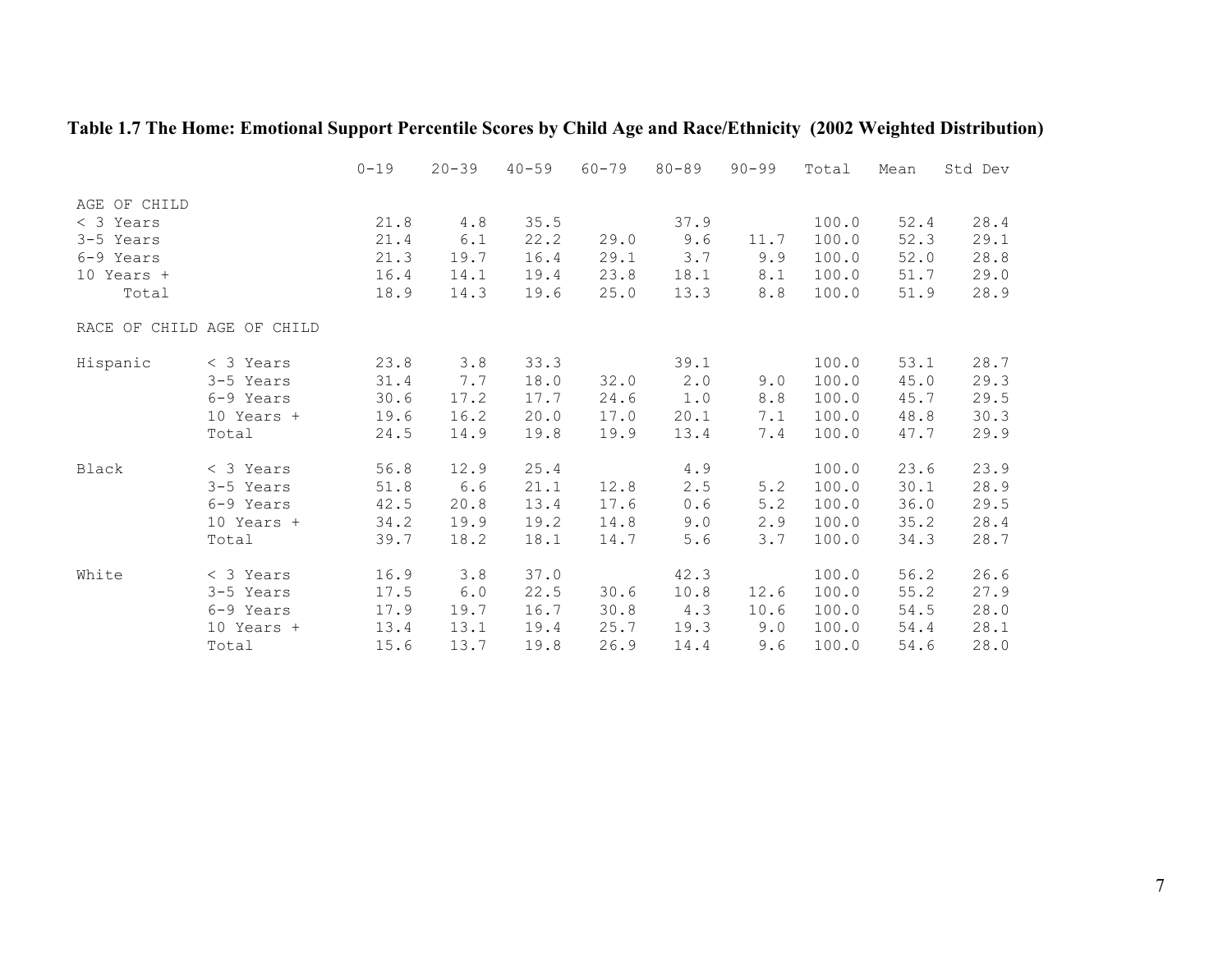**Table 1.7 The Home: Emotional Support Percentile Scores by Child Age and Race/Ethnicity (2002 Weighted Distribution)**

| | | 0-19 | 20-39 | 40-59 | 60-79 | 80-89 | 90-99 | Total | Mean | Std Dev |
|---|---|---|---|---|---|---|---|---|---|---|
| AGE OF CHILD | | | | | | | | | | |
| < 3 Years | | 21.8 | 4.8 | 35.5 | | 37.9 | | 100.0 | 52.4 | 28.4 |
| 3-5 Years | | 21.4 | 6.1 | 22.2 | 29.0 | 9.6 | 11.7 | 100.0 | 52.3 | 29.1 |
| 6-9 Years | | 21.3 | 19.7 | 16.4 | 29.1 | 3.7 | 9.9 | 100.0 | 52.0 | 28.8 |
| 10 Years + | | 16.4 | 14.1 | 19.4 | 23.8 | 18.1 | 8.1 | 100.0 | 51.7 | 29.0 |
| Total | | 18.9 | 14.3 | 19.6 | 25.0 | 13.3 | 8.8 | 100.0 | 51.9 | 28.9 |
| RACE OF CHILD | AGE OF CHILD | | | | | | | | | |
| Hispanic | < 3 Years | 23.8 | 3.8 | 33.3 | | 39.1 | | 100.0 | 53.1 | 28.7 |
| | 3-5 Years | 31.4 | 7.7 | 18.0 | 32.0 | 2.0 | 9.0 | 100.0 | 45.0 | 29.3 |
| | 6-9 Years | 30.6 | 17.2 | 17.7 | 24.6 | 1.0 | 8.8 | 100.0 | 45.7 | 29.5 |
| | 10 Years + | 19.6 | 16.2 | 20.0 | 17.0 | 20.1 | 7.1 | 100.0 | 48.8 | 30.3 |
| | Total | 24.5 | 14.9 | 19.8 | 19.9 | 13.4 | 7.4 | 100.0 | 47.7 | 29.9 |
| Black | < 3 Years | 56.8 | 12.9 | 25.4 | | 4.9 | | 100.0 | 23.6 | 23.9 |
| | 3-5 Years | 51.8 | 6.6 | 21.1 | 12.8 | 2.5 | 5.2 | 100.0 | 30.1 | 28.9 |
| | 6-9 Years | 42.5 | 20.8 | 13.4 | 17.6 | 0.6 | 5.2 | 100.0 | 36.0 | 29.5 |
| | 10 Years + | 34.2 | 19.9 | 19.2 | 14.8 | 9.0 | 2.9 | 100.0 | 35.2 | 28.4 |
| | Total | 39.7 | 18.2 | 18.1 | 14.7 | 5.6 | 3.7 | 100.0 | 34.3 | 28.7 |
| White | < 3 Years | 16.9 | 3.8 | 37.0 | | 42.3 | | 100.0 | 56.2 | 26.6 |
| | 3-5 Years | 17.5 | 6.0 | 22.5 | 30.6 | 10.8 | 12.6 | 100.0 | 55.2 | 27.9 |
| | 6-9 Years | 17.9 | 19.7 | 16.7 | 30.8 | 4.3 | 10.6 | 100.0 | 54.5 | 28.0 |
| | 10 Years + | 13.4 | 13.1 | 19.4 | 25.7 | 19.3 | 9.0 | 100.0 | 54.4 | 28.1 |
| | Total | 15.6 | 13.7 | 19.8 | 26.9 | 14.4 | 9.6 | 100.0 | 54.6 | 28.0 |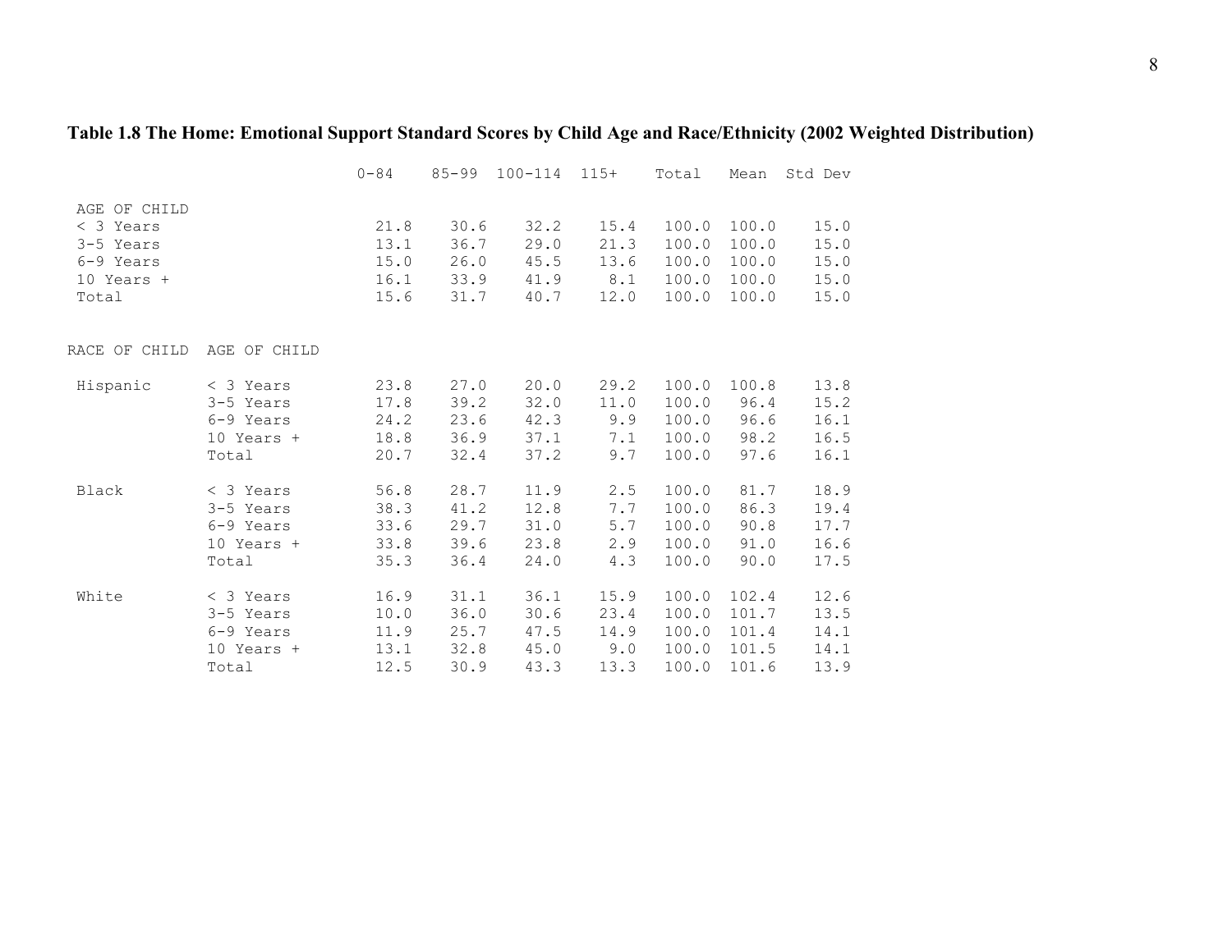**Table 1.8 The Home: Emotional Support Standard Scores by Child Age and Race/Ethnicity (2002 Weighted Distribution)**

| | | 0-84 | 85-99 | 100-114 | 115+ | Total | Mean | Std Dev |
|---|---|---|---|---|---|---|---|---|
| AGE OF CHILD | | | | | | | | |
| < 3 Years | | 21.8 | 30.6 | 32.2 | 15.4 | 100.0 | 100.0 | 15.0 |
| 3-5 Years | | 13.1 | 36.7 | 29.0 | 21.3 | 100.0 | 100.0 | 15.0 |
| 6-9 Years | | 15.0 | 26.0 | 45.5 | 13.6 | 100.0 | 100.0 | 15.0 |
| 10 Years + | | 16.1 | 33.9 | 41.9 | 8.1 | 100.0 | 100.0 | 15.0 |
| Total | | 15.6 | 31.7 | 40.7 | 12.0 | 100.0 | 100.0 | 15.0 |
| RACE OF CHILD | AGE OF CHILD | | | | | | | |
| Hispanic | < 3 Years | 23.8 | 27.0 | 20.0 | 29.2 | 100.0 | 100.8 | 13.8 |
| | 3-5 Years | 17.8 | 39.2 | 32.0 | 11.0 | 100.0 | 96.4 | 15.2 |
| | 6-9 Years | 24.2 | 23.6 | 42.3 | 9.9 | 100.0 | 96.6 | 16.1 |
| | 10 Years + | 18.8 | 36.9 | 37.1 | 7.1 | 100.0 | 98.2 | 16.5 |
| | Total | 20.7 | 32.4 | 37.2 | 9.7 | 100.0 | 97.6 | 16.1 |
| Black | < 3 Years | 56.8 | 28.7 | 11.9 | 2.5 | 100.0 | 81.7 | 18.9 |
| | 3-5 Years | 38.3 | 41.2 | 12.8 | 7.7 | 100.0 | 86.3 | 19.4 |
| | 6-9 Years | 33.6 | 29.7 | 31.0 | 5.7 | 100.0 | 90.8 | 17.7 |
| | 10 Years + | 33.8 | 39.6 | 23.8 | 2.9 | 100.0 | 91.0 | 16.6 |
| | Total | 35.3 | 36.4 | 24.0 | 4.3 | 100.0 | 90.0 | 17.5 |
| White | < 3 Years | 16.9 | 31.1 | 36.1 | 15.9 | 100.0 | 102.4 | 12.6 |
| | 3-5 Years | 10.0 | 36.0 | 30.6 | 23.4 | 100.0 | 101.7 | 13.5 |
| | 6-9 Years | 11.9 | 25.7 | 47.5 | 14.9 | 100.0 | 101.4 | 14.1 |
| | 10 Years + | 13.1 | 32.8 | 45.0 | 9.0 | 100.0 | 101.5 | 14.1 |
| | Total | 12.5 | 30.9 | 43.3 | 13.3 | 100.0 | 101.6 | 13.9 |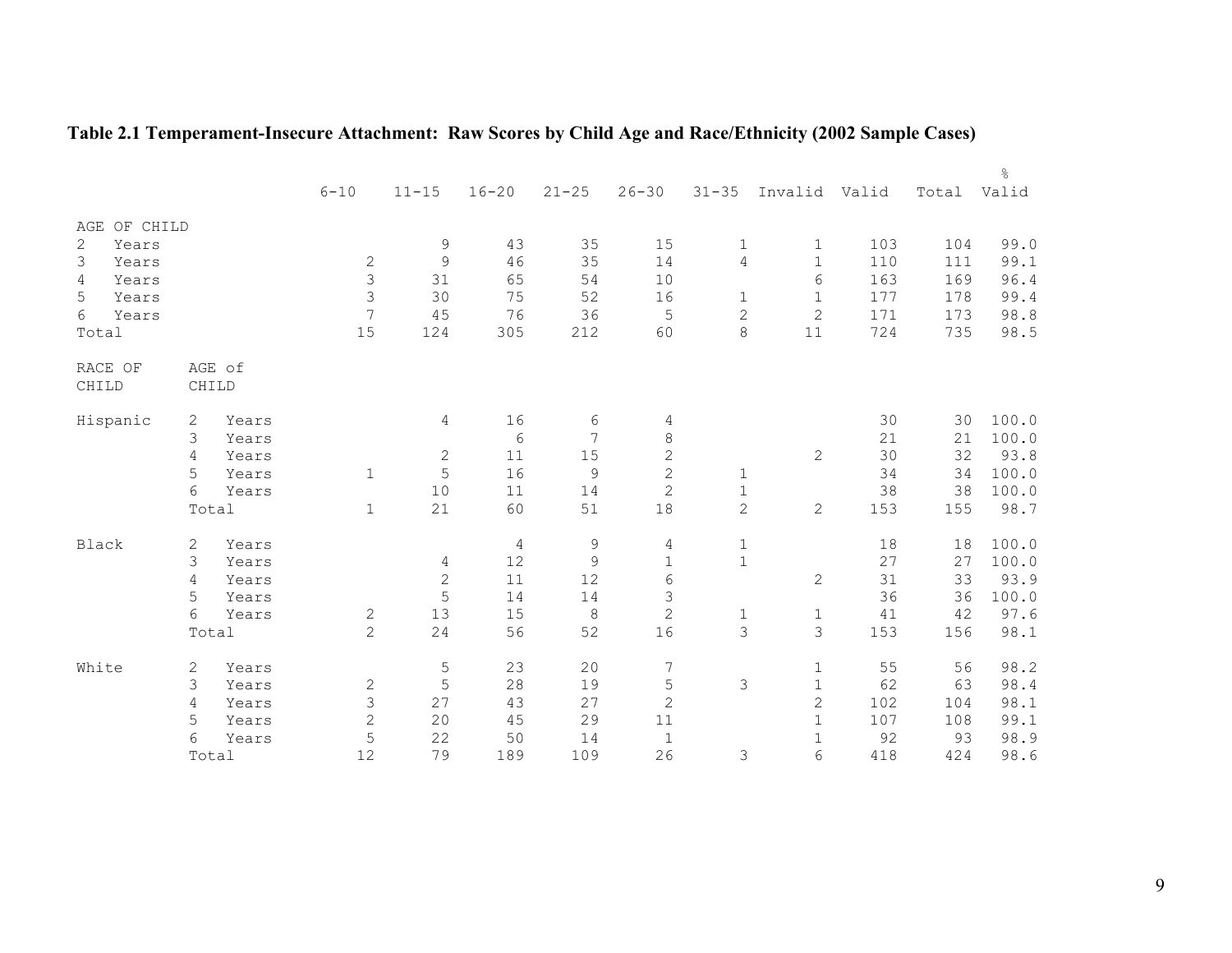**Table 2.1 Temperament-Insecure Attachment: Raw Scores by Child Age and Race/Ethnicity (2002 Sample Cases)**

| | | 6-10 | 11-15 | 16-20 | 21-25 | 26-30 | 31-35 | Invalid | Valid | Total | % Valid |
|---|---|---|---|---|---|---|---|---|---|---|---|
| AGE OF CHILD | | | | | | | | | | | |
| 2 Years | | | 9 | 43 | 35 | 15 | 1 | 1 | 103 | 104 | 99.0 |
| 3 Years | | 2 | 9 | 46 | 35 | 14 | 4 | 1 | 110 | 111 | 99.1 |
| 4 Years | | 3 | 31 | 65 | 54 | 10 | | 6 | 163 | 169 | 96.4 |
| 5 Years | | 3 | 30 | 75 | 52 | 16 | 1 | 1 | 177 | 178 | 99.4 |
| 6 Years | | 7 | 45 | 76 | 36 | 5 | 2 | 2 | 171 | 173 | 98.8 |
| Total | | 15 | 124 | 305 | 212 | 60 | 8 | 11 | 724 | 735 | 98.5 |
| RACE OF CHILD | AGE of CHILD | | | | | | | | | | |
| Hispanic | 2 Years | | 4 | 16 | 6 | 4 | | | 30 | 30 | 100.0 |
| | 3 Years | | | 6 | 7 | 8 | | | 21 | 21 | 100.0 |
| | 4 Years | | 2 | 11 | 15 | 2 | | 2 | 30 | 32 | 93.8 |
| | 5 Years | 1 | 5 | 16 | 9 | 2 | 1 | | 34 | 34 | 100.0 |
| | 6 Years | | 10 | 11 | 14 | 2 | 1 | | 38 | 38 | 100.0 |
| | Total | 1 | 21 | 60 | 51 | 18 | 2 | 2 | 153 | 155 | 98.7 |
| Black | 2 Years | | | 4 | 9 | 4 | 1 | | 18 | 18 | 100.0 |
| | 3 Years | | 4 | 12 | 9 | 1 | 1 | | 27 | 27 | 100.0 |
| | 4 Years | | 2 | 11 | 12 | 6 | | 2 | 31 | 33 | 93.9 |
| | 5 Years | | 5 | 14 | 14 | 3 | | | 36 | 36 | 100.0 |
| | 6 Years | 2 | 13 | 15 | 8 | 2 | 1 | 1 | 41 | 42 | 97.6 |
| | Total | 2 | 24 | 56 | 52 | 16 | 3 | 3 | 153 | 156 | 98.1 |
| White | 2 Years | | 5 | 23 | 20 | 7 | | 1 | 55 | 56 | 98.2 |
| | 3 Years | 2 | 5 | 28 | 19 | 5 | 3 | 1 | 62 | 63 | 98.4 |
| | 4 Years | 3 | 27 | 43 | 27 | 2 | | 2 | 102 | 104 | 98.1 |
| | 5 Years | 2 | 20 | 45 | 29 | 11 | | 1 | 107 | 108 | 99.1 |
| | 6 Years | 5 | 22 | 50 | 14 | 1 | | 1 | 92 | 93 | 98.9 |
| | Total | 12 | 79 | 189 | 109 | 26 | 3 | 6 | 418 | 424 | 98.6 |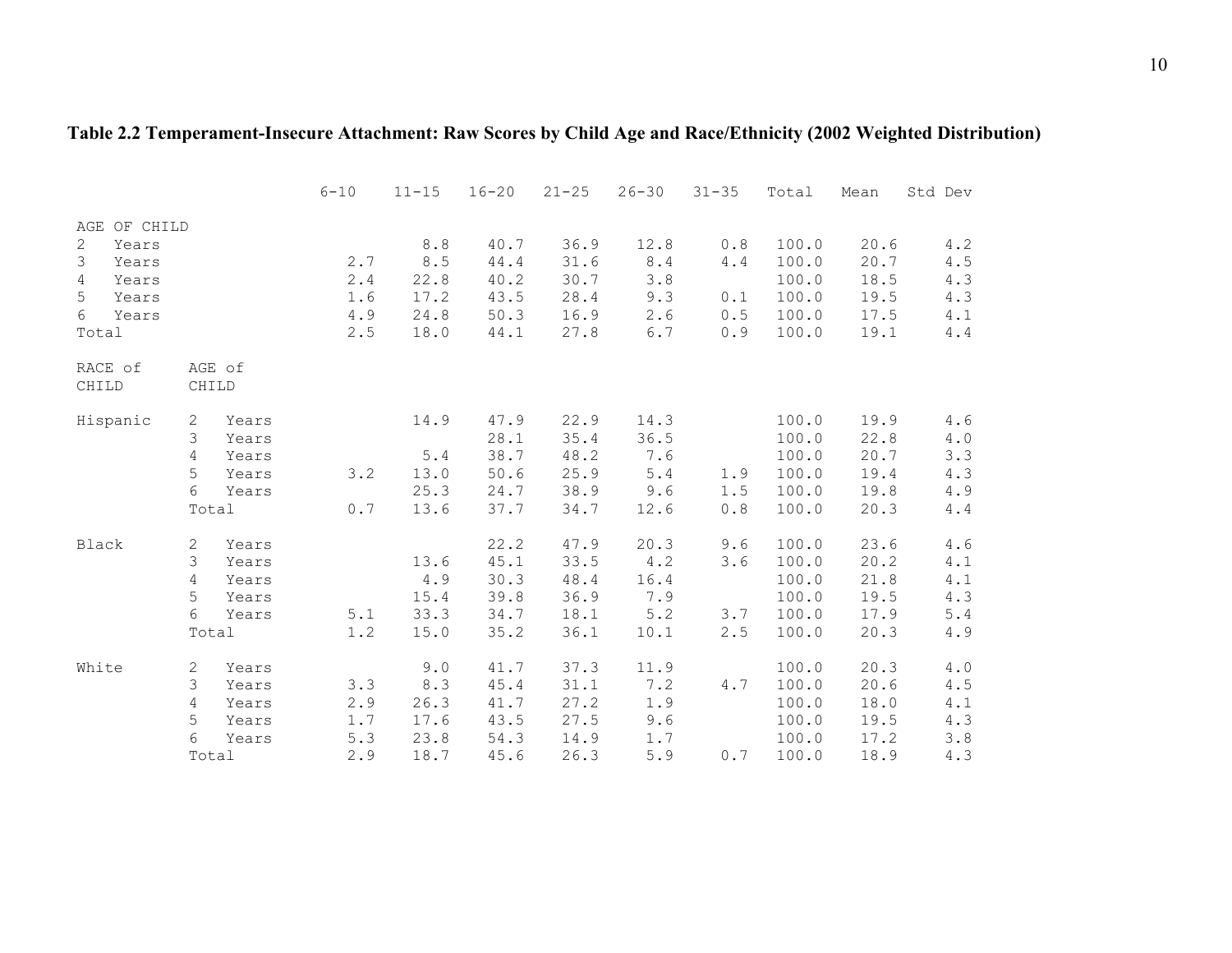**Table 2.2 Temperament-Insecure Attachment: Raw Scores by Child Age and Race/Ethnicity (2002 Weighted Distribution)**

| | | 6-10 | 11-15 | 16-20 | 21-25 | 26-30 | 31-35 | Total | Mean | Std Dev |
|---|---|---|---|---|---|---|---|---|---|---|
| AGE OF CHILD | | | | | | | | | | |
| 2 Years | | | 8.8 | 40.7 | 36.9 | 12.8 | 0.8 | 100.0 | 20.6 | 4.2 |
| 3 Years | | 2.7 | 8.5 | 44.4 | 31.6 | 8.4 | 4.4 | 100.0 | 20.7 | 4.5 |
| 4 Years | | 2.4 | 22.8 | 40.2 | 30.7 | 3.8 | | 100.0 | 18.5 | 4.3 |
| 5 Years | | 1.6 | 17.2 | 43.5 | 28.4 | 9.3 | 0.1 | 100.0 | 19.5 | 4.3 |
| 6 Years | | 4.9 | 24.8 | 50.3 | 16.9 | 2.6 | 0.5 | 100.0 | 17.5 | 4.1 |
| Total | | 2.5 | 18.0 | 44.1 | 27.8 | 6.7 | 0.9 | 100.0 | 19.1 | 4.4 |
| RACE of CHILD | AGE of CHILD | | | | | | | | | |
| Hispanic | 2 Years | | 14.9 | 47.9 | 22.9 | 14.3 | | 100.0 | 19.9 | 4.6 |
| | 3 Years | | | 28.1 | 35.4 | 36.5 | | 100.0 | 22.8 | 4.0 |
| | 4 Years | | 5.4 | 38.7 | 48.2 | 7.6 | | 100.0 | 20.7 | 3.3 |
| | 5 Years | 3.2 | 13.0 | 50.6 | 25.9 | 5.4 | 1.9 | 100.0 | 19.4 | 4.3 |
| | 6 Years | | 25.3 | 24.7 | 38.9 | 9.6 | 1.5 | 100.0 | 19.8 | 4.9 |
| | Total | 0.7 | 13.6 | 37.7 | 34.7 | 12.6 | 0.8 | 100.0 | 20.3 | 4.4 |
| Black | 2 Years | | | 22.2 | 47.9 | 20.3 | 9.6 | 100.0 | 23.6 | 4.6 |
| | 3 Years | | 13.6 | 45.1 | 33.5 | 4.2 | 3.6 | 100.0 | 20.2 | 4.1 |
| | 4 Years | | 4.9 | 30.3 | 48.4 | 16.4 | | 100.0 | 21.8 | 4.1 |
| | 5 Years | | 15.4 | 39.8 | 36.9 | 7.9 | | 100.0 | 19.5 | 4.3 |
| | 6 Years | 5.1 | 33.3 | 34.7 | 18.1 | 5.2 | 3.7 | 100.0 | 17.9 | 5.4 |
| | Total | 1.2 | 15.0 | 35.2 | 36.1 | 10.1 | 2.5 | 100.0 | 20.3 | 4.9 |
| White | 2 Years | | 9.0 | 41.7 | 37.3 | 11.9 | | 100.0 | 20.3 | 4.0 |
| | 3 Years | 3.3 | 8.3 | 45.4 | 31.1 | 7.2 | 4.7 | 100.0 | 20.6 | 4.5 |
| | 4 Years | 2.9 | 26.3 | 41.7 | 27.2 | 1.9 | | 100.0 | 18.0 | 4.1 |
| | 5 Years | 1.7 | 17.6 | 43.5 | 27.5 | 9.6 | | 100.0 | 19.5 | 4.3 |
| | 6 Years | 5.3 | 23.8 | 54.3 | 14.9 | 1.7 | | 100.0 | 17.2 | 3.8 |
| | Total | 2.9 | 18.7 | 45.6 | 26.3 | 5.9 | 0.7 | 100.0 | 18.9 | 4.3 |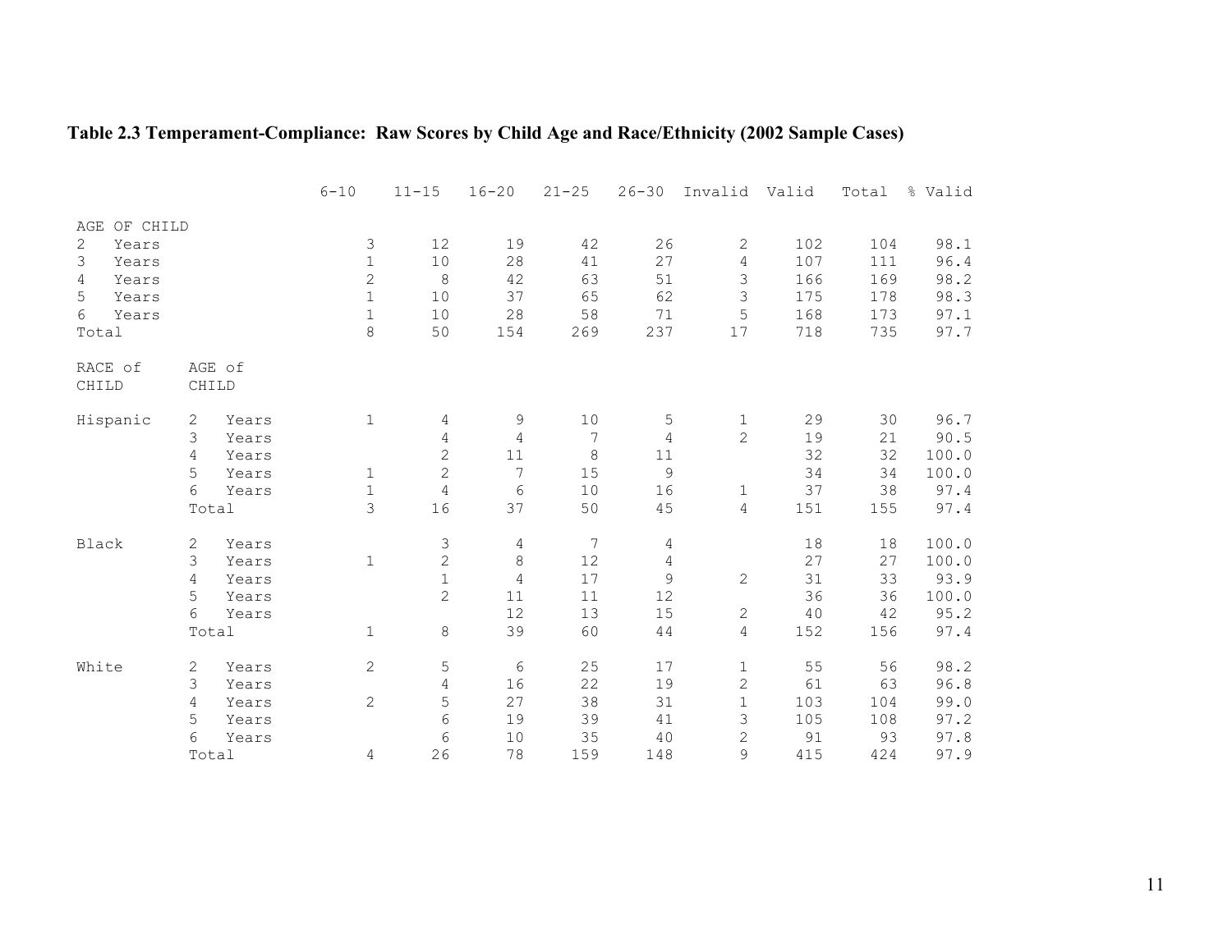**Table 2.3 Temperament-Compliance: Raw Scores by Child Age and Race/Ethnicity (2002 Sample Cases)**

| | | 6-10 | 11-15 | 16-20 | 21-25 | 26-30 | Invalid | Valid | Total | % Valid |
|---|---|---|---|---|---|---|---|---|---|---|
| AGE OF CHILD | | | | | | | | | | |
| 2 Years | | 3 | 12 | 19 | 42 | 26 | 2 | 102 | 104 | 98.1 |
| 3 Years | | 1 | 10 | 28 | 41 | 27 | 4 | 107 | 111 | 96.4 |
| 4 Years | | 2 | 8 | 42 | 63 | 51 | 3 | 166 | 169 | 98.2 |
| 5 Years | | 1 | 10 | 37 | 65 | 62 | 3 | 175 | 178 | 98.3 |
| 6 Years | | 1 | 10 | 28 | 58 | 71 | 5 | 168 | 173 | 97.1 |
| Total | | 8 | 50 | 154 | 269 | 237 | 17 | 718 | 735 | 97.7 |
| RACE of CHILD | AGE of CHILD | | | | | | | | | |
| Hispanic | 2 Years | 1 | 4 | 9 | 10 | 5 | 1 | 29 | 30 | 96.7 |
| | 3 Years | | 4 | 4 | 7 | 4 | 2 | 19 | 21 | 90.5 |
| | 4 Years | | 2 | 11 | 8 | 11 | | 32 | 32 | 100.0 |
| | 5 Years | 1 | 2 | 7 | 15 | 9 | | 34 | 34 | 100.0 |
| | 6 Years | 1 | 4 | 6 | 10 | 16 | 1 | 37 | 38 | 97.4 |
| | Total | 3 | 16 | 37 | 50 | 45 | 4 | 151 | 155 | 97.4 |
| Black | 2 Years | | 3 | 4 | 7 | 4 | | 18 | 18 | 100.0 |
| | 3 Years | 1 | 2 | 8 | 12 | 4 | | 27 | 27 | 100.0 |
| | 4 Years | | 1 | 4 | 17 | 9 | 2 | 31 | 33 | 93.9 |
| | 5 Years | | 2 | 11 | 11 | 12 | | 36 | 36 | 100.0 |
| | 6 Years | | | 12 | 13 | 15 | 2 | 40 | 42 | 95.2 |
| | Total | 1 | 8 | 39 | 60 | 44 | 4 | 152 | 156 | 97.4 |
| White | 2 Years | 2 | 5 | 6 | 25 | 17 | 1 | 55 | 56 | 98.2 |
| | 3 Years | | 4 | 16 | 22 | 19 | 2 | 61 | 63 | 96.8 |
| | 4 Years | 2 | 5 | 27 | 38 | 31 | 1 | 103 | 104 | 99.0 |
| | 5 Years | | 6 | 19 | 39 | 41 | 3 | 105 | 108 | 97.2 |
| | 6 Years | | 6 | 10 | 35 | 40 | 2 | 91 | 93 | 97.8 |
| | Total | 4 | 26 | 78 | 159 | 148 | 9 | 415 | 424 | 97.9 |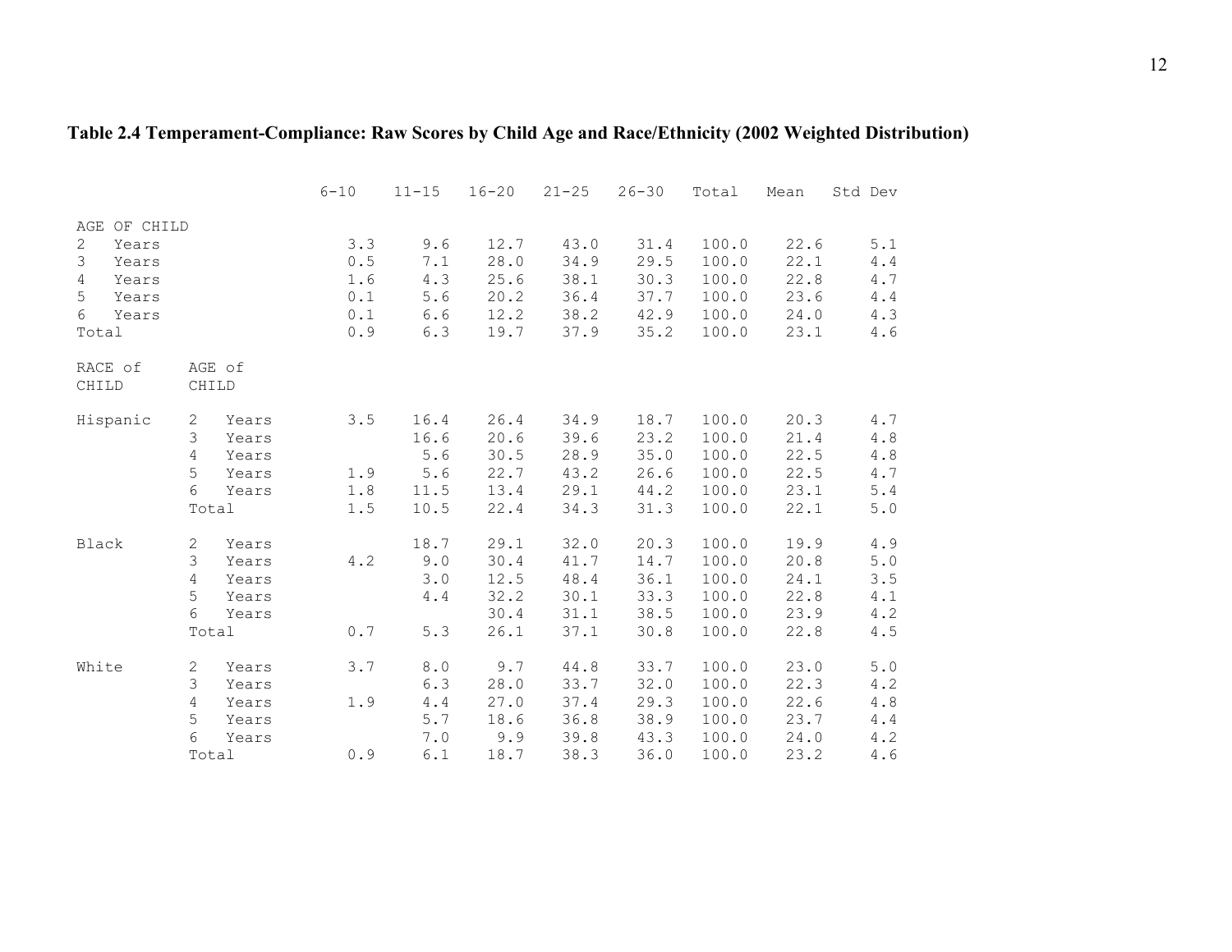## Table 2.4 Temperament-Compliance: Raw Scores by Child Age and Race/Ethnicity (2002 Weighted Distribution)

| | | 6-10 | 11-15 | 16-20 | 21-25 | 26-30 | Total | Mean | Std Dev |
|---|---|---|---|---|---|---|---|---|---|
| AGE OF CHILD | | | | | | | | | |
| 2 Years | | 3.3 | 9.6 | 12.7 | 43.0 | 31.4 | 100.0 | 22.6 | 5.1 |
| 3 Years | | 0.5 | 7.1 | 28.0 | 34.9 | 29.5 | 100.0 | 22.1 | 4.4 |
| 4 Years | | 1.6 | 4.3 | 25.6 | 38.1 | 30.3 | 100.0 | 22.8 | 4.7 |
| 5 Years | | 0.1 | 5.6 | 20.2 | 36.4 | 37.7 | 100.0 | 23.6 | 4.4 |
| 6 Years | | 0.1 | 6.6 | 12.2 | 38.2 | 42.9 | 100.0 | 24.0 | 4.3 |
| Total | | 0.9 | 6.3 | 19.7 | 37.9 | 35.2 | 100.0 | 23.1 | 4.6 |
| RACE of CHILD | AGE of CHILD | | | | | | | | |
| Hispanic | 2 Years | 3.5 | 16.4 | 26.4 | 34.9 | 18.7 | 100.0 | 20.3 | 4.7 |
| | 3 Years | | 16.6 | 20.6 | 39.6 | 23.2 | 100.0 | 21.4 | 4.8 |
| | 4 Years | | 5.6 | 30.5 | 28.9 | 35.0 | 100.0 | 22.5 | 4.8 |
| | 5 Years | 1.9 | 5.6 | 22.7 | 43.2 | 26.6 | 100.0 | 22.5 | 4.7 |
| | 6 Years | 1.8 | 11.5 | 13.4 | 29.1 | 44.2 | 100.0 | 23.1 | 5.4 |
| | Total | 1.5 | 10.5 | 22.4 | 34.3 | 31.3 | 100.0 | 22.1 | 5.0 |
| Black | 2 Years | | 18.7 | 29.1 | 32.0 | 20.3 | 100.0 | 19.9 | 4.9 |
| | 3 Years | 4.2 | 9.0 | 30.4 | 41.7 | 14.7 | 100.0 | 20.8 | 5.0 |
| | 4 Years | | 3.0 | 12.5 | 48.4 | 36.1 | 100.0 | 24.1 | 3.5 |
| | 5 Years | | 4.4 | 32.2 | 30.1 | 33.3 | 100.0 | 22.8 | 4.1 |
| | 6 Years | | | 30.4 | 31.1 | 38.5 | 100.0 | 23.9 | 4.2 |
| | Total | 0.7 | 5.3 | 26.1 | 37.1 | 30.8 | 100.0 | 22.8 | 4.5 |
| White | 2 Years | 3.7 | 8.0 | 9.7 | 44.8 | 33.7 | 100.0 | 23.0 | 5.0 |
| | 3 Years | | 6.3 | 28.0 | 33.7 | 32.0 | 100.0 | 22.3 | 4.2 |
| | 4 Years | 1.9 | 4.4 | 27.0 | 37.4 | 29.3 | 100.0 | 22.6 | 4.8 |
| | 5 Years | | 5.7 | 18.6 | 36.8 | 38.9 | 100.0 | 23.7 | 4.4 |
| | 6 Years | | 7.0 | 9.9 | 39.8 | 43.3 | 100.0 | 24.0 | 4.2 |
| | Total | 0.9 | 6.1 | 18.7 | 38.3 | 36.0 | 100.0 | 23.2 | 4.6 |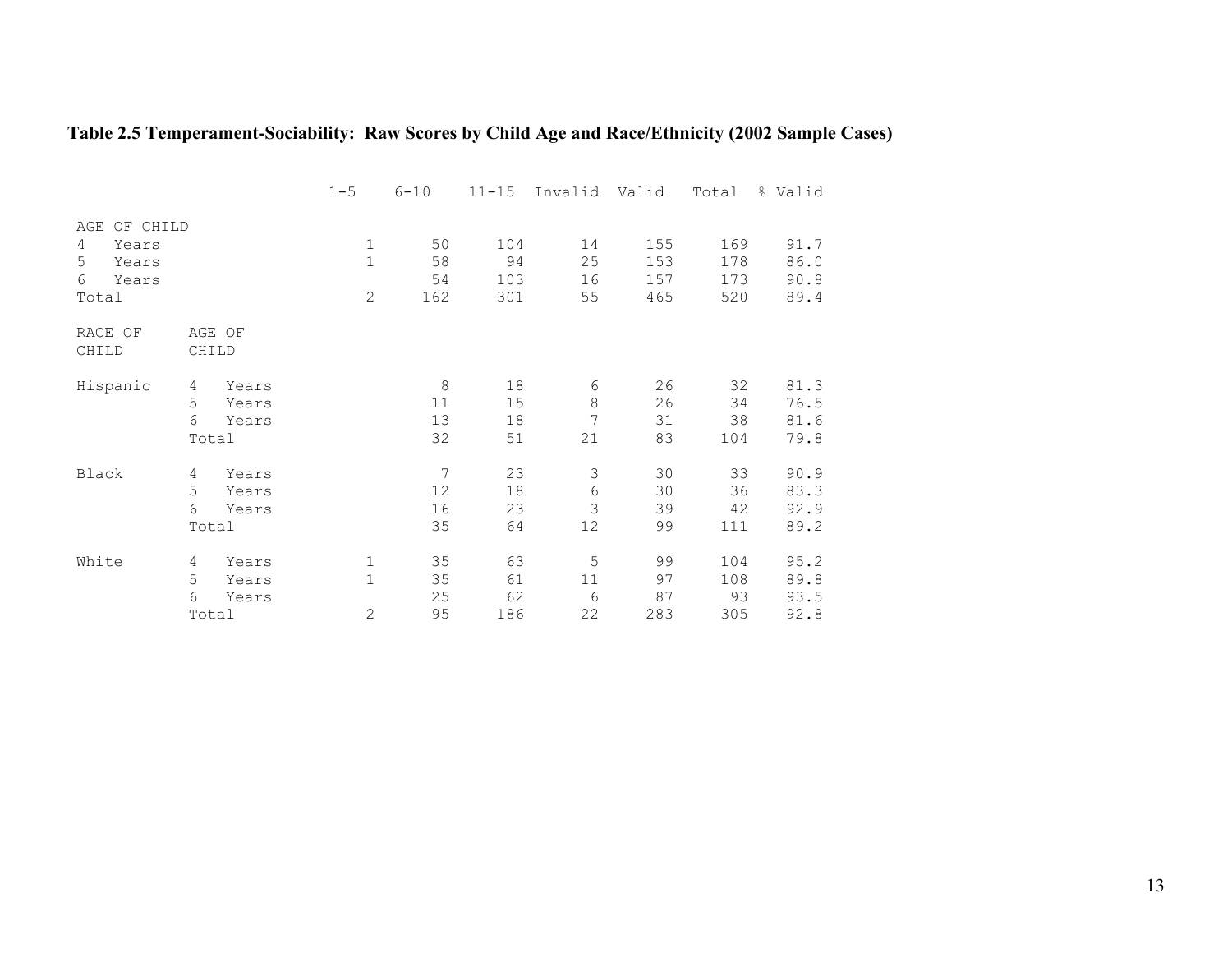**Table 2.5 Temperament-Sociability: Raw Scores by Child Age and Race/Ethnicity (2002 Sample Cases)**

| | | 1-5 | 6-10 | 11-15 | Invalid | Valid | Total | % Valid |
|---|---|---|---|---|---|---|---|---|
| AGE OF CHILD | | | | | | | | |
| 4 Years | | 1 | 50 | 104 | 14 | 155 | 169 | 91.7 |
| 5 Years | | 1 | 58 | 94 | 25 | 153 | 178 | 86.0 |
| 6 Years | | | 54 | 103 | 16 | 157 | 173 | 90.8 |
| Total | | 2 | 162 | 301 | 55 | 465 | 520 | 89.4 |
| RACE OF CHILD | AGE OF CHILD | | | | | | | |
| Hispanic | 4 Years | | 8 | 18 | 6 | 26 | 32 | 81.3 |
| | 5 Years | | 11 | 15 | 8 | 26 | 34 | 76.5 |
| | 6 Years | | 13 | 18 | 7 | 31 | 38 | 81.6 |
| | Total | | 32 | 51 | 21 | 83 | 104 | 79.8 |
| Black | 4 Years | | 7 | 23 | 3 | 30 | 33 | 90.9 |
| | 5 Years | | 12 | 18 | 6 | 30 | 36 | 83.3 |
| | 6 Years | | 16 | 23 | 3 | 39 | 42 | 92.9 |
| | Total | | 35 | 64 | 12 | 99 | 111 | 89.2 |
| White | 4 Years | 1 | 35 | 63 | 5 | 99 | 104 | 95.2 |
| | 5 Years | 1 | 35 | 61 | 11 | 97 | 108 | 89.8 |
| | 6 Years | | 25 | 62 | 6 | 87 | 93 | 93.5 |
| | Total | 2 | 95 | 186 | 22 | 283 | 305 | 92.8 |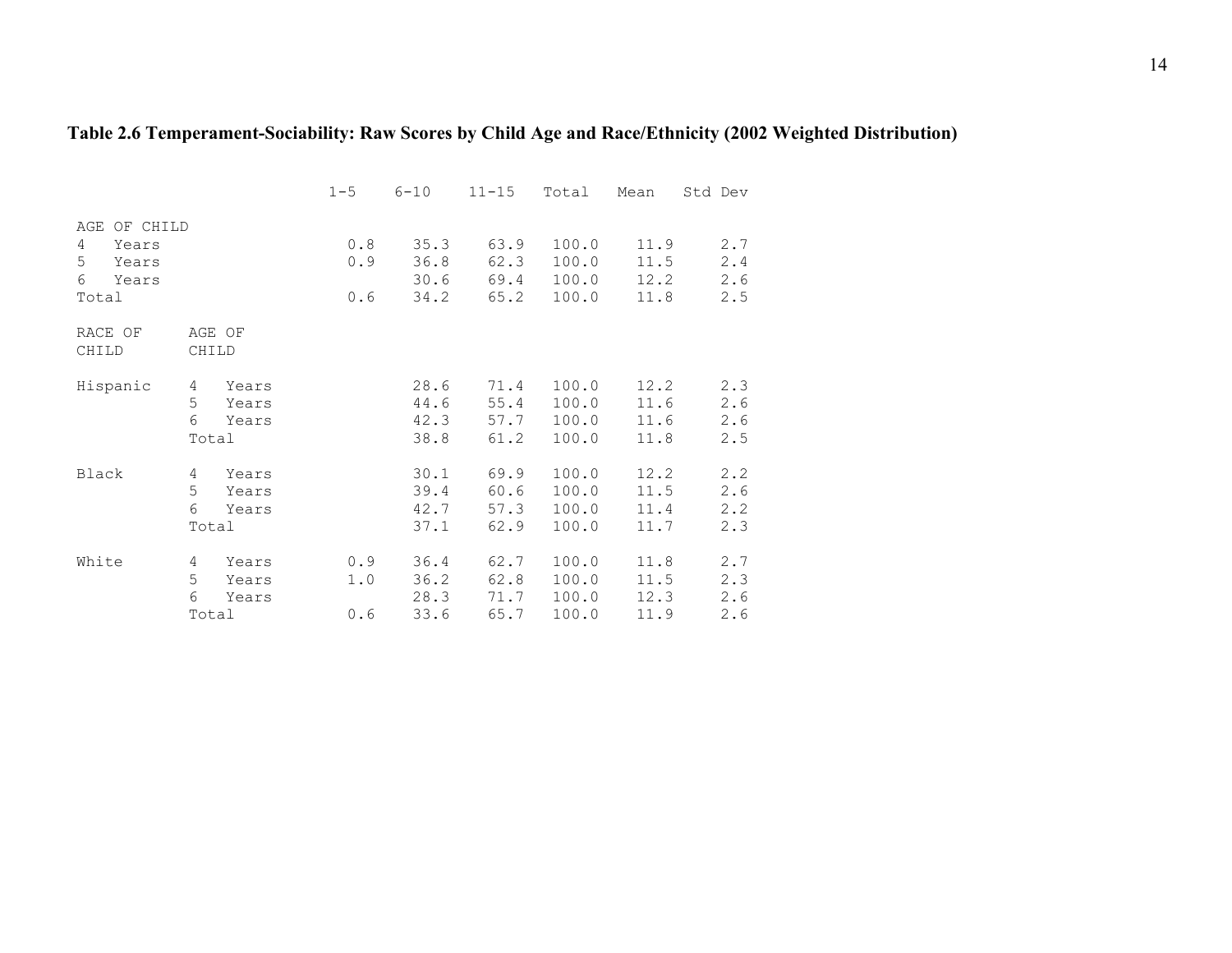**Table 2.6 Temperament-Sociability: Raw Scores by Child Age and Race/Ethnicity (2002 Weighted Distribution)**

| | | 1-5 | 6-10 | 11-15 | Total | Mean | Std Dev |
|---|---|---|---|---|---|---|---|
| AGE OF CHILD | | | | | | | |
| 4 Years | | 0.8 | 35.3 | 63.9 | 100.0 | 11.9 | 2.7 |
| 5 Years | | 0.9 | 36.8 | 62.3 | 100.0 | 11.5 | 2.4 |
| 6 Years | | | 30.6 | 69.4 | 100.0 | 12.2 | 2.6 |
| Total | | 0.6 | 34.2 | 65.2 | 100.0 | 11.8 | 2.5 |
| RACE OF CHILD | AGE OF CHILD | | | | | | |
| Hispanic | 4 Years | | 28.6 | 71.4 | 100.0 | 12.2 | 2.3 |
| | 5 Years | | 44.6 | 55.4 | 100.0 | 11.6 | 2.6 |
| | 6 Years | | 42.3 | 57.7 | 100.0 | 11.6 | 2.6 |
| | Total | | 38.8 | 61.2 | 100.0 | 11.8 | 2.5 |
| Black | 4 Years | | 30.1 | 69.9 | 100.0 | 12.2 | 2.2 |
| | 5 Years | | 39.4 | 60.6 | 100.0 | 11.5 | 2.6 |
| | 6 Years | | 42.7 | 57.3 | 100.0 | 11.4 | 2.2 |
| | Total | | 37.1 | 62.9 | 100.0 | 11.7 | 2.3 |
| White | 4 Years | 0.9 | 36.4 | 62.7 | 100.0 | 11.8 | 2.7 |
| | 5 Years | 1.0 | 36.2 | 62.8 | 100.0 | 11.5 | 2.3 |
| | 6 Years | | 28.3 | 71.7 | 100.0 | 12.3 | 2.6 |
| | Total | 0.6 | 33.6 | 65.7 | 100.0 | 11.9 | 2.6 |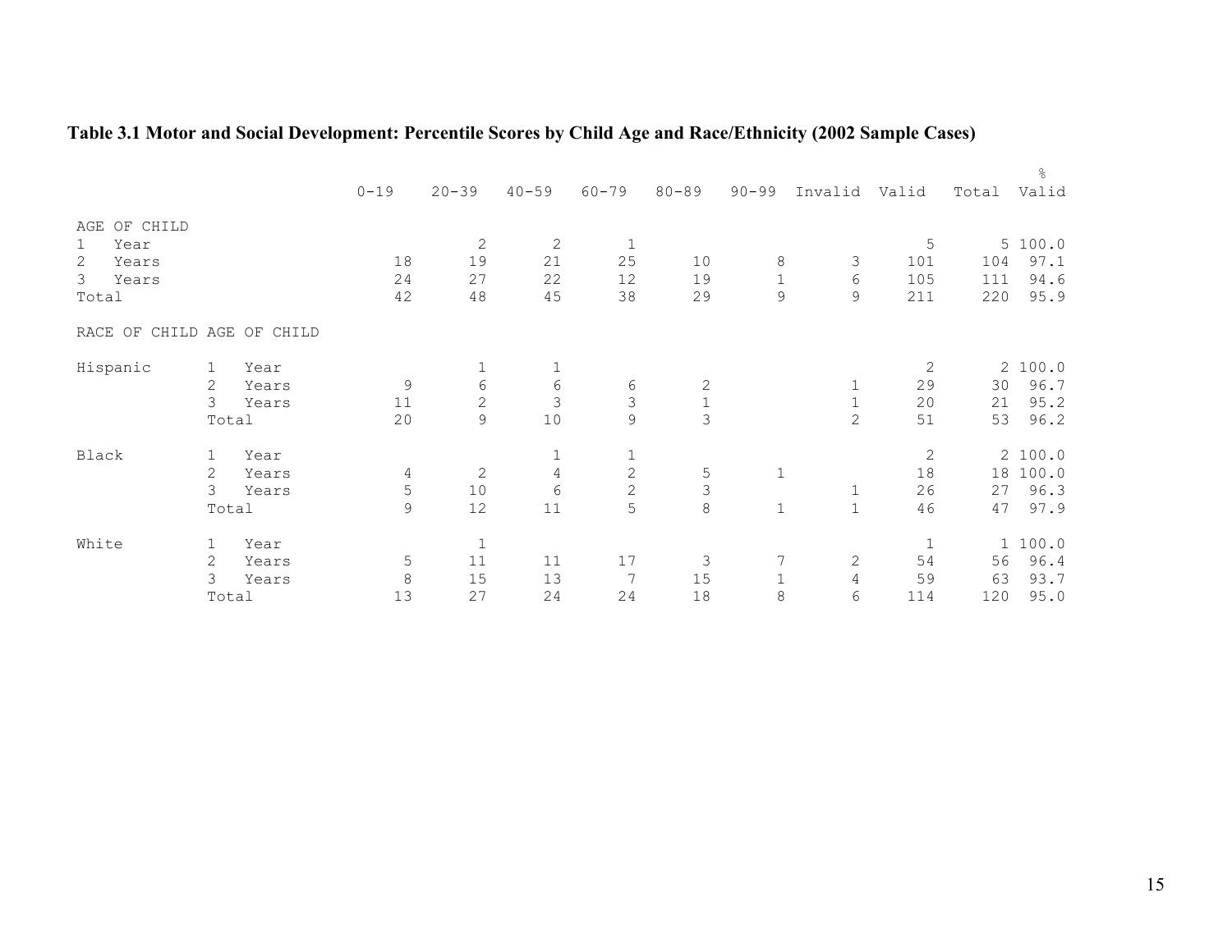**Table 3.1 Motor and Social Development: Percentile Scores by Child Age and Race/Ethnicity (2002 Sample Cases)**

| | | 0-19 | 20-39 | 40-59 | 60-79 | 80-89 | 90-99 | Invalid | Valid | Total | % Valid |
|---|---|---|---|---|---|---|---|---|---|---|---|
| AGE OF CHILD | | | | | | | | | | | |
| 1 Year | | | 2 | 2 | 1 | | | | 5 | 5 | 100.0 |
| 2 Years | | 18 | 19 | 21 | 25 | 10 | 8 | 3 | 101 | 104 | 97.1 |
| 3 Years | | 24 | 27 | 22 | 12 | 19 | 1 | 6 | 105 | 111 | 94.6 |
| Total | | 42 | 48 | 45 | 38 | 29 | 9 | 9 | 211 | 220 | 95.9 |
| RACE OF CHILD | AGE OF CHILD | | | | | | | | | | |
| Hispanic | 1 Year | | 1 | 1 | | | | | 2 | 2 | 100.0 |
| | 2 Years | 9 | 6 | 6 | 6 | 2 | | 1 | 29 | 30 | 96.7 |
| | 3 Years | 11 | 2 | 3 | 3 | 1 | | 1 | 20 | 21 | 95.2 |
| | Total | 20 | 9 | 10 | 9 | 3 | | 2 | 51 | 53 | 96.2 |
| Black | 1 Year | | | 1 | 1 | | | | 2 | 2 | 100.0 |
| | 2 Years | 4 | 2 | 4 | 2 | 5 | 1 | | 18 | 18 | 100.0 |
| | 3 Years | 5 | 10 | 6 | 2 | 3 | | 1 | 26 | 27 | 96.3 |
| | Total | 9 | 12 | 11 | 5 | 8 | 1 | 1 | 46 | 47 | 97.9 |
| White | 1 Year | | 1 | | | | | | 1 | 1 | 100.0 |
| | 2 Years | 5 | 11 | 11 | 17 | 3 | 7 | 2 | 54 | 56 | 96.4 |
| | 3 Years | 8 | 15 | 13 | 7 | 15 | 1 | 4 | 59 | 63 | 93.7 |
| | Total | 13 | 27 | 24 | 24 | 18 | 8 | 6 | 114 | 120 | 95.0 |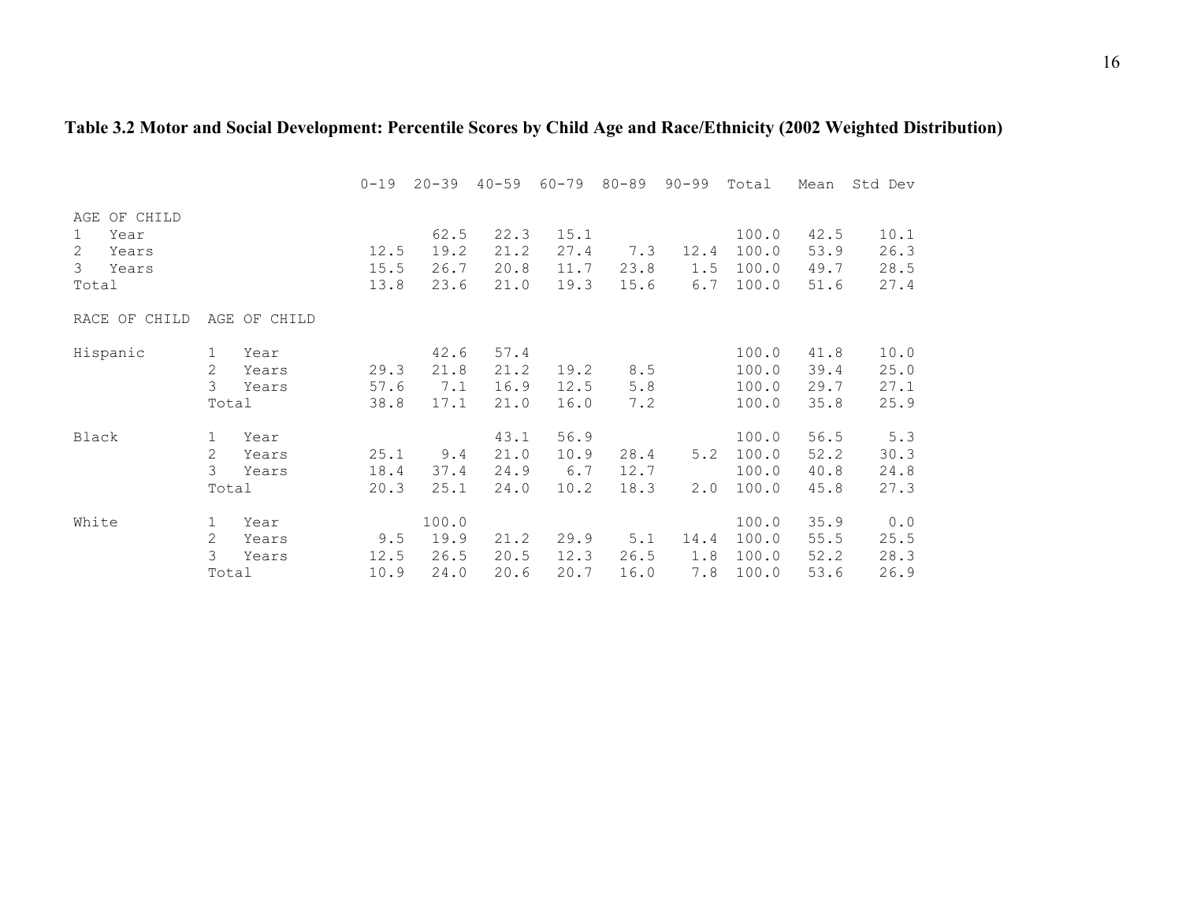**Table 3.2 Motor and Social Development: Percentile Scores by Child Age and Race/Ethnicity (2002 Weighted Distribution)**

| | | 0-19 | 20-39 | 40-59 | 60-79 | 80-89 | 90-99 | Total | Mean | Std Dev |
|---|---|---|---|---|---|---|---|---|---|---|
| AGE OF CHILD | | | | | | | | | | |
| 1 Year | | | 62.5 | 22.3 | 15.1 | | | 100.0 | 42.5 | 10.1 |
| 2 Years | | 12.5 | 19.2 | 21.2 | 27.4 | 7.3 | 12.4 | 100.0 | 53.9 | 26.3 |
| 3 Years | | 15.5 | 26.7 | 20.8 | 11.7 | 23.8 | 1.5 | 100.0 | 49.7 | 28.5 |
| Total | | 13.8 | 23.6 | 21.0 | 19.3 | 15.6 | 6.7 | 100.0 | 51.6 | 27.4 |
| RACE OF CHILD | AGE OF CHILD | | | | | | | | | |
| Hispanic | 1 Year | | 42.6 | 57.4 | | | | 100.0 | 41.8 | 10.0 |
| | 2 Years | 29.3 | 21.8 | 21.2 | 19.2 | 8.5 | | 100.0 | 39.4 | 25.0 |
| | 3 Years | 57.6 | 7.1 | 16.9 | 12.5 | 5.8 | | 100.0 | 29.7 | 27.1 |
| | Total | 38.8 | 17.1 | 21.0 | 16.0 | 7.2 | | 100.0 | 35.8 | 25.9 |
| Black | 1 Year | | | 43.1 | 56.9 | | | 100.0 | 56.5 | 5.3 |
| | 2 Years | 25.1 | 9.4 | 21.0 | 10.9 | 28.4 | 5.2 | 100.0 | 52.2 | 30.3 |
| | 3 Years | 18.4 | 37.4 | 24.9 | 6.7 | 12.7 | | 100.0 | 40.8 | 24.8 |
| | Total | 20.3 | 25.1 | 24.0 | 10.2 | 18.3 | 2.0 | 100.0 | 45.8 | 27.3 |
| White | 1 Year | | 100.0 | | | | | 100.0 | 35.9 | 0.0 |
| | 2 Years | 9.5 | 19.9 | 21.2 | 29.9 | 5.1 | 14.4 | 100.0 | 55.5 | 25.5 |
| | 3 Years | 12.5 | 26.5 | 20.5 | 12.3 | 26.5 | 1.8 | 100.0 | 52.2 | 28.3 |
| | Total | 10.9 | 24.0 | 20.6 | 20.7 | 16.0 | 7.8 | 100.0 | 53.6 | 26.9 |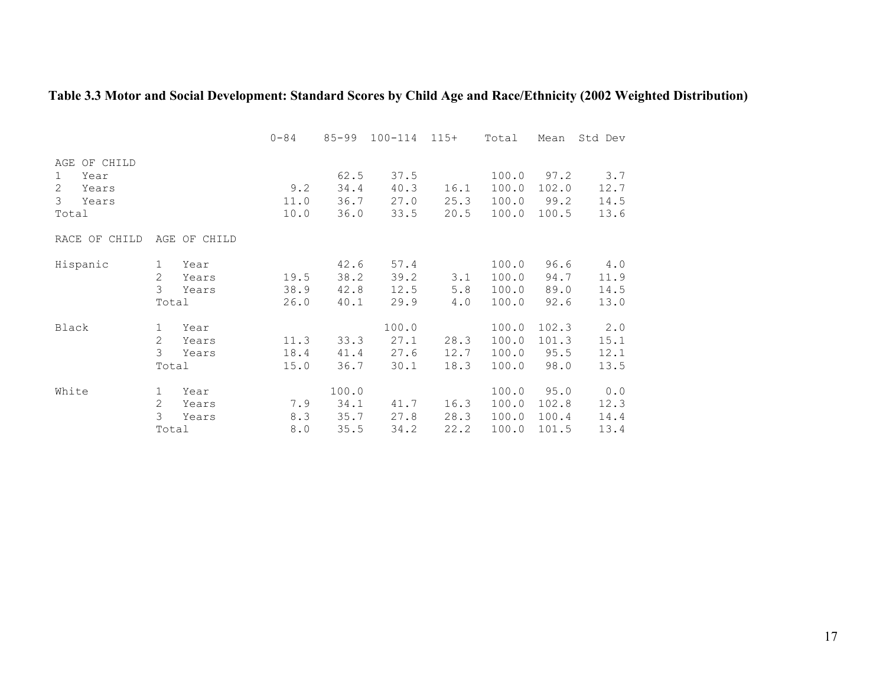**Table 3.3 Motor and Social Development: Standard Scores by Child Age and Race/Ethnicity (2002 Weighted Distribution)**

| | | 0-84 | 85-99 | 100-114 | 115+ | Total | Mean | Std Dev |
|---|---|---|---|---|---|---|---|---|
| AGE OF CHILD | | | | | | | | |
| 1 Year | | | 62.5 | 37.5 | | 100.0 | 97.2 | 3.7 |
| 2 Years | | 9.2 | 34.4 | 40.3 | 16.1 | 100.0 | 102.0 | 12.7 |
| 3 Years | | 11.0 | 36.7 | 27.0 | 25.3 | 100.0 | 99.2 | 14.5 |
| Total | | 10.0 | 36.0 | 33.5 | 20.5 | 100.0 | 100.5 | 13.6 |
| RACE OF CHILD | AGE OF CHILD | | | | | | | |
| Hispanic | 1 Year | | 42.6 | 57.4 | | 100.0 | 96.6 | 4.0 |
| | 2 Years | 19.5 | 38.2 | 39.2 | 3.1 | 100.0 | 94.7 | 11.9 |
| | 3 Years | 38.9 | 42.8 | 12.5 | 5.8 | 100.0 | 89.0 | 14.5 |
| | Total | 26.0 | 40.1 | 29.9 | 4.0 | 100.0 | 92.6 | 13.0 |
| Black | 1 Year | | | 100.0 | | 100.0 | 102.3 | 2.0 |
| | 2 Years | 11.3 | 33.3 | 27.1 | 28.3 | 100.0 | 101.3 | 15.1 |
| | 3 Years | 18.4 | 41.4 | 27.6 | 12.7 | 100.0 | 95.5 | 12.1 |
| | Total | 15.0 | 36.7 | 30.1 | 18.3 | 100.0 | 98.0 | 13.5 |
| White | 1 Year | | 100.0 | | | 100.0 | 95.0 | 0.0 |
| | 2 Years | 7.9 | 34.1 | 41.7 | 16.3 | 100.0 | 102.8 | 12.3 |
| | 3 Years | 8.3 | 35.7 | 27.8 | 28.3 | 100.0 | 100.4 | 14.4 |
| | Total | 8.0 | 35.5 | 34.2 | 22.2 | 100.0 | 101.5 | 13.4 |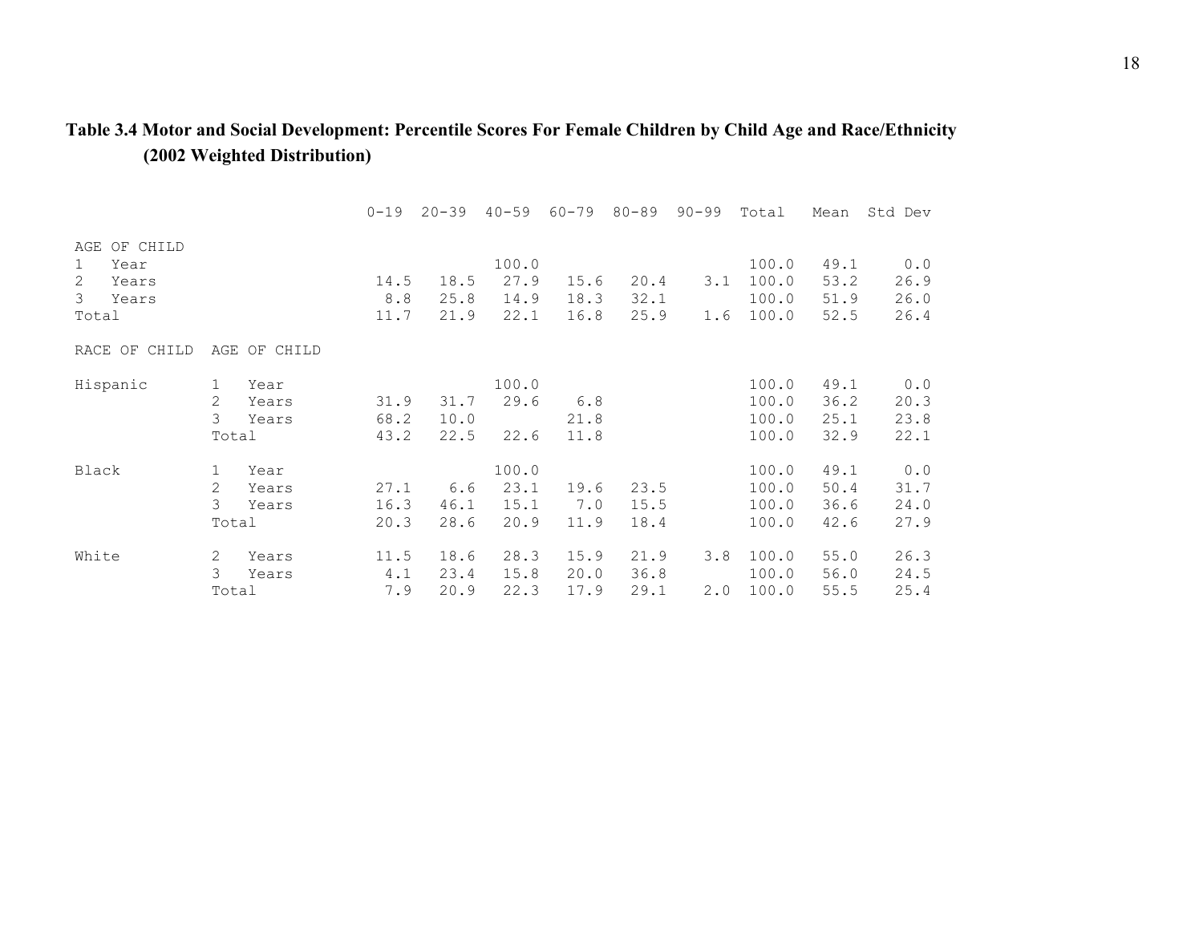**Table 3.4 Motor and Social Development: Percentile Scores For Female Children by Child Age and Race/Ethnicity (2002 Weighted Distribution)**

| | | 0-19 | 20-39 | 40-59 | 60-79 | 80-89 | 90-99 | Total | Mean | Std Dev |
|---|---|---|---|---|---|---|---|---|---|---|
| AGE OF CHILD | | | | | | | | | | |
| 1 Year | | | | 100.0 | | | | 100.0 | 49.1 | 0.0 |
| 2 Years | | 14.5 | 18.5 | 27.9 | 15.6 | 20.4 | 3.1 | 100.0 | 53.2 | 26.9 |
| 3 Years | | 8.8 | 25.8 | 14.9 | 18.3 | 32.1 | | 100.0 | 51.9 | 26.0 |
| Total | | 11.7 | 21.9 | 22.1 | 16.8 | 25.9 | 1.6 | 100.0 | 52.5 | 26.4 |
| RACE OF CHILD | AGE OF CHILD | | | | | | | | | |
| Hispanic | 1 Year | | | 100.0 | | | | 100.0 | 49.1 | 0.0 |
| | 2 Years | 31.9 | 31.7 | 29.6 | 6.8 | | | 100.0 | 36.2 | 20.3 |
| | 3 Years | 68.2 | 10.0 | | 21.8 | | | 100.0 | 25.1 | 23.8 |
| | Total | 43.2 | 22.5 | 22.6 | 11.8 | | | 100.0 | 32.9 | 22.1 |
| Black | 1 Year | | | 100.0 | | | | 100.0 | 49.1 | 0.0 |
| | 2 Years | 27.1 | 6.6 | 23.1 | 19.6 | 23.5 | | 100.0 | 50.4 | 31.7 |
| | 3 Years | 16.3 | 46.1 | 15.1 | 7.0 | 15.5 | | 100.0 | 36.6 | 24.0 |
| | Total | 20.3 | 28.6 | 20.9 | 11.9 | 18.4 | | 100.0 | 42.6 | 27.9 |
| White | 2 Years | 11.5 | 18.6 | 28.3 | 15.9 | 21.9 | 3.8 | 100.0 | 55.0 | 26.3 |
| | 3 Years | 4.1 | 23.4 | 15.8 | 20.0 | 36.8 | | 100.0 | 56.0 | 24.5 |
| | Total | 7.9 | 20.9 | 22.3 | 17.9 | 29.1 | 2.0 | 100.0 | 55.5 | 25.4 |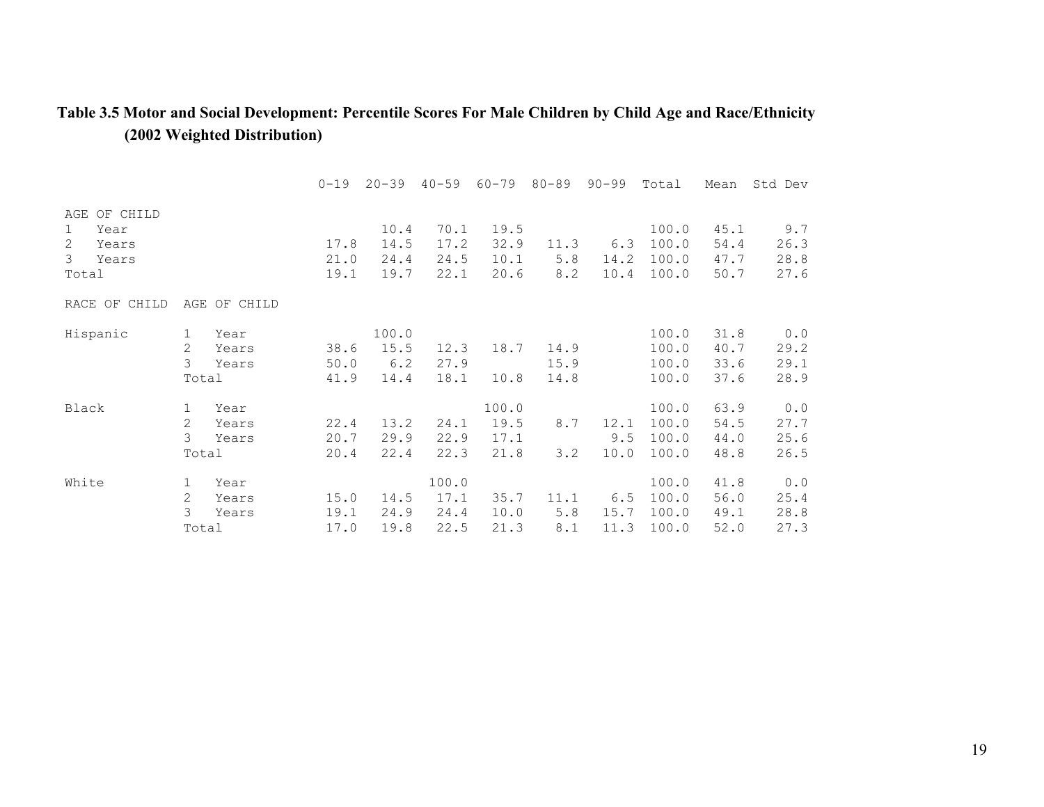**Table 3.5 Motor and Social Development: Percentile Scores For Male Children by Child Age and Race/Ethnicity (2002 Weighted Distribution)**

| | | 0-19 | 20-39 | 40-59 | 60-79 | 80-89 | 90-99 | Total | Mean | Std Dev |
|---|---|---|---|---|---|---|---|---|---|---|
| AGE OF CHILD | | | | | | | | | | |
| 1 Year | | | 10.4 | 70.1 | 19.5 | | | 100.0 | 45.1 | 9.7 |
| 2 Years | | 17.8 | 14.5 | 17.2 | 32.9 | 11.3 | 6.3 | 100.0 | 54.4 | 26.3 |
| 3 Years | | 21.0 | 24.4 | 24.5 | 10.1 | 5.8 | 14.2 | 100.0 | 47.7 | 28.8 |
| Total | | 19.1 | 19.7 | 22.1 | 20.6 | 8.2 | 10.4 | 100.0 | 50.7 | 27.6 |
| RACE OF CHILD | AGE OF CHILD | | | | | | | | | |
| Hispanic | 1 Year | | 100.0 | | | | | 100.0 | 31.8 | 0.0 |
| | 2 Years | 38.6 | 15.5 | 12.3 | 18.7 | 14.9 | | 100.0 | 40.7 | 29.2 |
| | 3 Years | 50.0 | 6.2 | 27.9 | | 15.9 | | 100.0 | 33.6 | 29.1 |
| | Total | 41.9 | 14.4 | 18.1 | 10.8 | 14.8 | | 100.0 | 37.6 | 28.9 |
| Black | 1 Year | | | | 100.0 | | | 100.0 | 63.9 | 0.0 |
| | 2 Years | 22.4 | 13.2 | 24.1 | 19.5 | 8.7 | 12.1 | 100.0 | 54.5 | 27.7 |
| | 3 Years | 20.7 | 29.9 | 22.9 | 17.1 | | 9.5 | 100.0 | 44.0 | 25.6 |
| | Total | 20.4 | 22.4 | 22.3 | 21.8 | 3.2 | 10.0 | 100.0 | 48.8 | 26.5 |
| White | 1 Year | | | 100.0 | | | | 100.0 | 41.8 | 0.0 |
| | 2 Years | 15.0 | 14.5 | 17.1 | 35.7 | 11.1 | 6.5 | 100.0 | 56.0 | 25.4 |
| | 3 Years | 19.1 | 24.9 | 24.4 | 10.0 | 5.8 | 15.7 | 100.0 | 49.1 | 28.8 |
| | Total | 17.0 | 19.8 | 22.5 | 21.3 | 8.1 | 11.3 | 100.0 | 52.0 | 27.3 |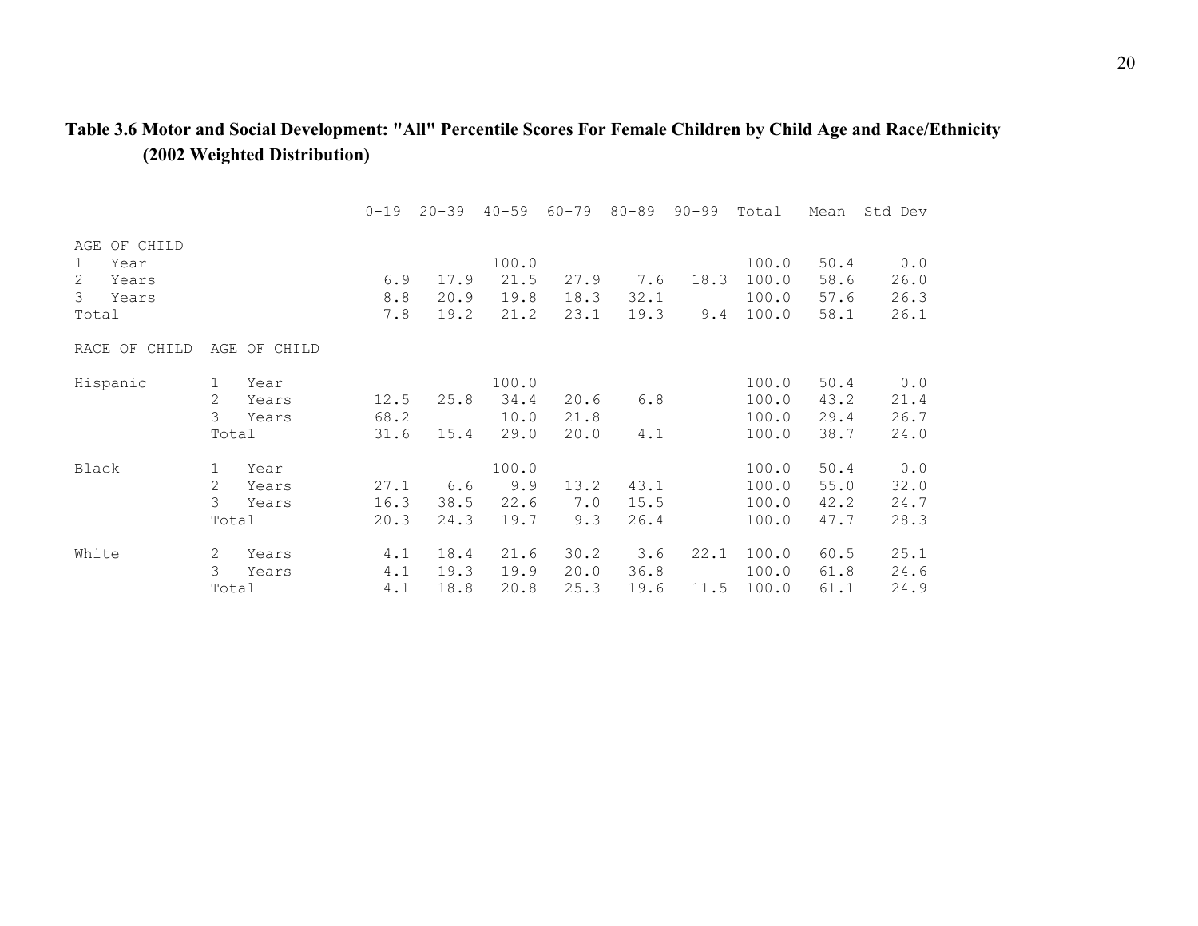**Table 3.6 Motor and Social Development: "All" Percentile Scores For Female Children by Child Age and Race/Ethnicity (2002 Weighted Distribution)**

| | | 0-19 | 20-39 | 40-59 | 60-79 | 80-89 | 90-99 | Total | Mean | Std Dev |
|---|---|---|---|---|---|---|---|---|---|---|
| AGE OF CHILD | | | | | | | | | | |
| 1 Year | | | | 100.0 | | | | 100.0 | 50.4 | 0.0 |
| 2 Years | | 6.9 | 17.9 | 21.5 | 27.9 | 7.6 | 18.3 | 100.0 | 58.6 | 26.0 |
| 3 Years | | 8.8 | 20.9 | 19.8 | 18.3 | 32.1 | | 100.0 | 57.6 | 26.3 |
| Total | | 7.8 | 19.2 | 21.2 | 23.1 | 19.3 | 9.4 | 100.0 | 58.1 | 26.1 |
| RACE OF CHILD | AGE OF CHILD | | | | | | | | | |
| Hispanic | 1 Year | | | 100.0 | | | | 100.0 | 50.4 | 0.0 |
| | 2 Years | 12.5 | 25.8 | 34.4 | 20.6 | 6.8 | | 100.0 | 43.2 | 21.4 |
| | 3 Years | 68.2 | | 10.0 | 21.8 | | | 100.0 | 29.4 | 26.7 |
| | Total | 31.6 | 15.4 | 29.0 | 20.0 | 4.1 | | 100.0 | 38.7 | 24.0 |
| Black | 1 Year | | | 100.0 | | | | 100.0 | 50.4 | 0.0 |
| | 2 Years | 27.1 | 6.6 | 9.9 | 13.2 | 43.1 | | 100.0 | 55.0 | 32.0 |
| | 3 Years | 16.3 | 38.5 | 22.6 | 7.0 | 15.5 | | 100.0 | 42.2 | 24.7 |
| | Total | 20.3 | 24.3 | 19.7 | 9.3 | 26.4 | | 100.0 | 47.7 | 28.3 |
| White | 2 Years | 4.1 | 18.4 | 21.6 | 30.2 | 3.6 | 22.1 | 100.0 | 60.5 | 25.1 |
| | 3 Years | 4.1 | 19.3 | 19.9 | 20.0 | 36.8 | | 100.0 | 61.8 | 24.6 |
| | Total | 4.1 | 18.8 | 20.8 | 25.3 | 19.6 | 11.5 | 100.0 | 61.1 | 24.9 |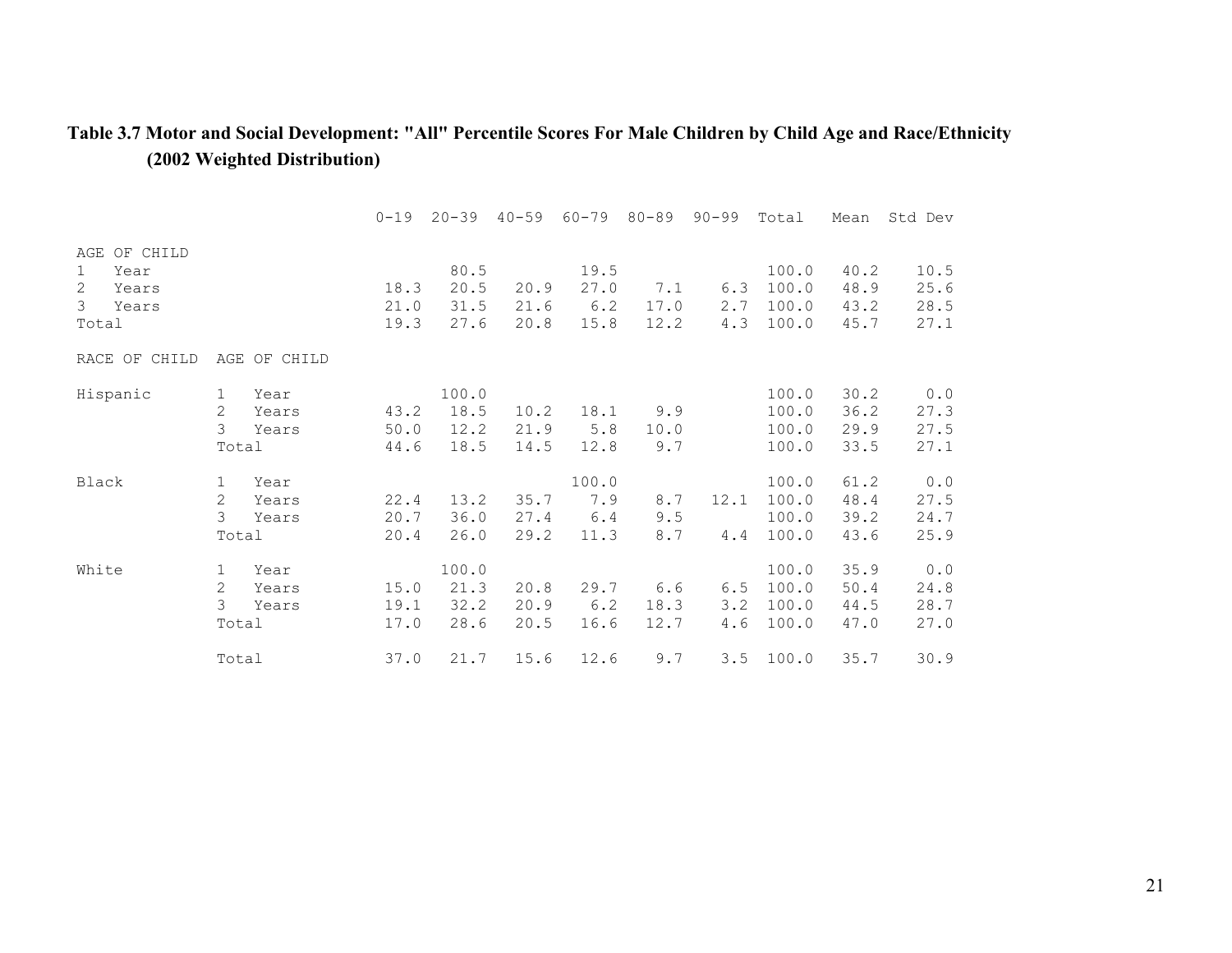**Table 3.7 Motor and Social Development: "All" Percentile Scores For Male Children by Child Age and Race/Ethnicity (2002 Weighted Distribution)**

| | | 0-19 | 20-39 | 40-59 | 60-79 | 80-89 | 90-99 | Total | Mean | Std Dev |
|---|---|---|---|---|---|---|---|---|---|---|
| AGE OF CHILD | | | | | | | | | | |
| 1 Year | | | 80.5 | | 19.5 | | | 100.0 | 40.2 | 10.5 |
| 2 Years | | 18.3 | 20.5 | 20.9 | 27.0 | 7.1 | 6.3 | 100.0 | 48.9 | 25.6 |
| 3 Years | | 21.0 | 31.5 | 21.6 | 6.2 | 17.0 | 2.7 | 100.0 | 43.2 | 28.5 |
| Total | | 19.3 | 27.6 | 20.8 | 15.8 | 12.2 | 4.3 | 100.0 | 45.7 | 27.1 |
| RACE OF CHILD | AGE OF CHILD | | | | | | | | | |
| Hispanic | 1 Year | | 100.0 | | | | | 100.0 | 30.2 | 0.0 |
| | 2 Years | 43.2 | 18.5 | 10.2 | 18.1 | 9.9 | | 100.0 | 36.2 | 27.3 |
| | 3 Years | 50.0 | 12.2 | 21.9 | 5.8 | 10.0 | | 100.0 | 29.9 | 27.5 |
| | Total | 44.6 | 18.5 | 14.5 | 12.8 | 9.7 | | 100.0 | 33.5 | 27.1 |
| Black | 1 Year | | | | 100.0 | | | 100.0 | 61.2 | 0.0 |
| | 2 Years | 22.4 | 13.2 | 35.7 | 7.9 | 8.7 | 12.1 | 100.0 | 48.4 | 27.5 |
| | 3 Years | 20.7 | 36.0 | 27.4 | 6.4 | 9.5 | | 100.0 | 39.2 | 24.7 |
| | Total | 20.4 | 26.0 | 29.2 | 11.3 | 8.7 | 4.4 | 100.0 | 43.6 | 25.9 |
| White | 1 Year | | 100.0 | | | | | 100.0 | 35.9 | 0.0 |
| | 2 Years | 15.0 | 21.3 | 20.8 | 29.7 | 6.6 | 6.5 | 100.0 | 50.4 | 24.8 |
| | 3 Years | 19.1 | 32.2 | 20.9 | 6.2 | 18.3 | 3.2 | 100.0 | 44.5 | 28.7 |
| | Total | 17.0 | 28.6 | 20.5 | 16.6 | 12.7 | 4.6 | 100.0 | 47.0 | 27.0 |
| | Total | 37.0 | 21.7 | 15.6 | 12.6 | 9.7 | 3.5 | 100.0 | 35.7 | 30.9 |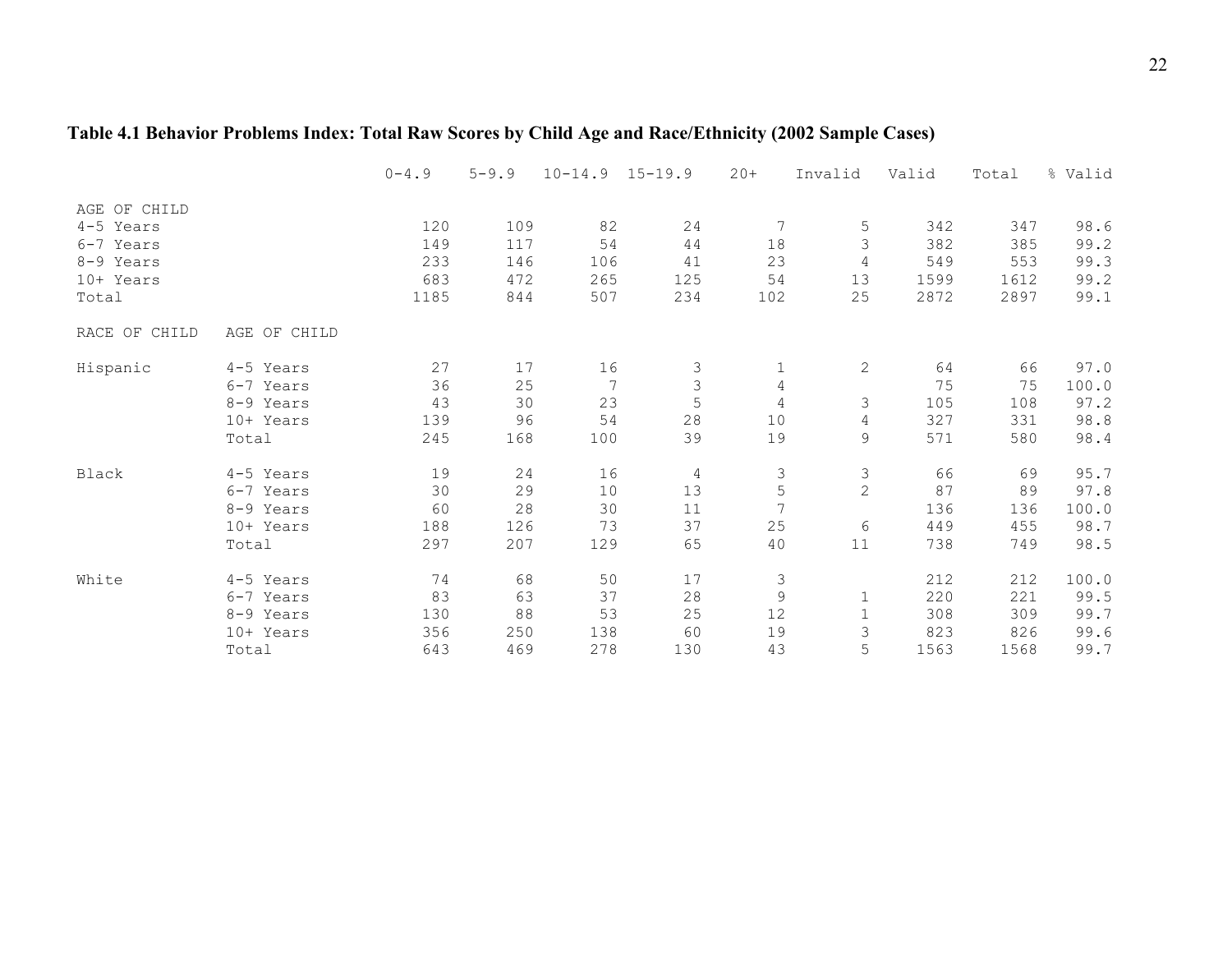**Table 4.1 Behavior Problems Index: Total Raw Scores by Child Age and Race/Ethnicity (2002 Sample Cases)**

| | | 0-4.9 | 5-9.9 | 10-14.9 | 15-19.9 | 20+ | Invalid | Valid | Total | % Valid |
|---|---|---|---|---|---|---|---|---|---|---|
| AGE OF CHILD | | | | | | | | | | |
| 4-5 Years | | 120 | 109 | 82 | 24 | 7 | 5 | 342 | 347 | 98.6 |
| 6-7 Years | | 149 | 117 | 54 | 44 | 18 | 3 | 382 | 385 | 99.2 |
| 8-9 Years | | 233 | 146 | 106 | 41 | 23 | 4 | 549 | 553 | 99.3 |
| 10+ Years | | 683 | 472 | 265 | 125 | 54 | 13 | 1599 | 1612 | 99.2 |
| Total | | 1185 | 844 | 507 | 234 | 102 | 25 | 2872 | 2897 | 99.1 |
| RACE OF CHILD | AGE OF CHILD | | | | | | | | | |
| Hispanic | 4-5 Years | 27 | 17 | 16 | 3 | 1 | 2 | 64 | 66 | 97.0 |
| | 6-7 Years | 36 | 25 | 7 | 3 | 4 | | 75 | 75 | 100.0 |
| | 8-9 Years | 43 | 30 | 23 | 5 | 4 | 3 | 105 | 108 | 97.2 |
| | 10+ Years | 139 | 96 | 54 | 28 | 10 | 4 | 327 | 331 | 98.8 |
| | Total | 245 | 168 | 100 | 39 | 19 | 9 | 571 | 580 | 98.4 |
| Black | 4-5 Years | 19 | 24 | 16 | 4 | 3 | 3 | 66 | 69 | 95.7 |
| | 6-7 Years | 30 | 29 | 10 | 13 | 5 | 2 | 87 | 89 | 97.8 |
| | 8-9 Years | 60 | 28 | 30 | 11 | 7 | | 136 | 136 | 100.0 |
| | 10+ Years | 188 | 126 | 73 | 37 | 25 | 6 | 449 | 455 | 98.7 |
| | Total | 297 | 207 | 129 | 65 | 40 | 11 | 738 | 749 | 98.5 |
| White | 4-5 Years | 74 | 68 | 50 | 17 | 3 | | 212 | 212 | 100.0 |
| | 6-7 Years | 83 | 63 | 37 | 28 | 9 | 1 | 220 | 221 | 99.5 |
| | 8-9 Years | 130 | 88 | 53 | 25 | 12 | 1 | 308 | 309 | 99.7 |
| | 10+ Years | 356 | 250 | 138 | 60 | 19 | 3 | 823 | 826 | 99.6 |
| | Total | 643 | 469 | 278 | 130 | 43 | 5 | 1563 | 1568 | 99.7 |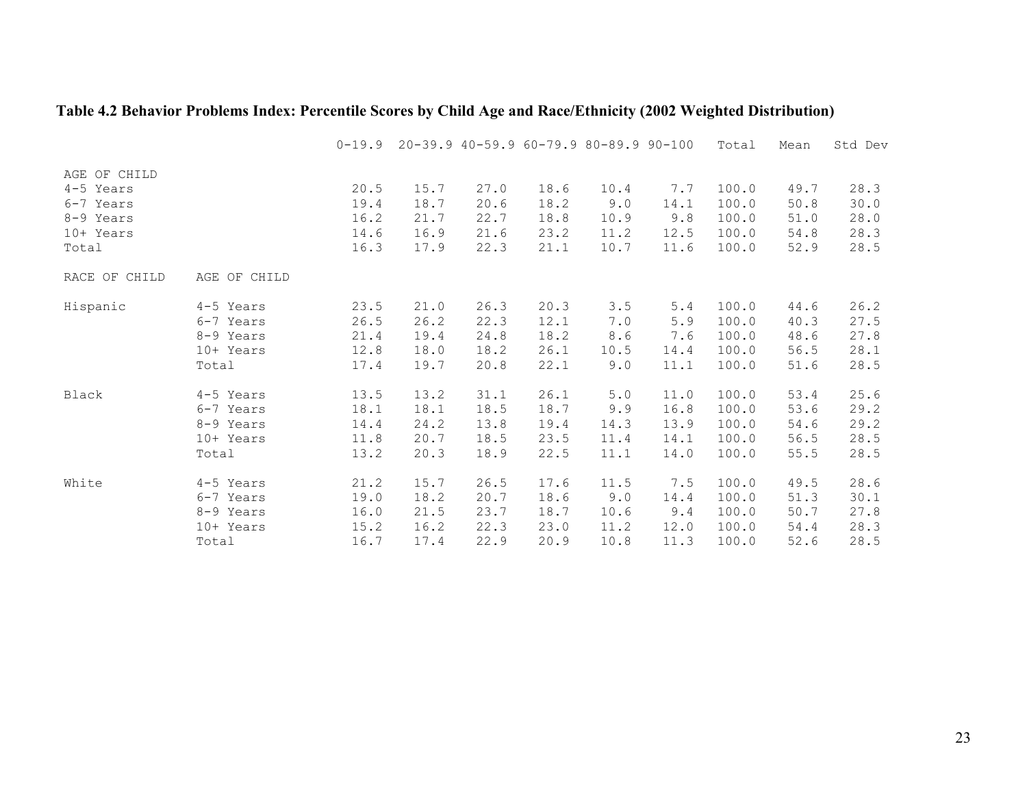**Table 4.2 Behavior Problems Index: Percentile Scores by Child Age and Race/Ethnicity (2002 Weighted Distribution)**

| | | 0-19.9 | 20-39.9 | 40-59.9 | 60-79.9 | 80-89.9 | 90-100 | Total | Mean | Std Dev |
|---|---|---|---|---|---|---|---|---|---|---|
| AGE OF CHILD | | | | | | | | | | |
| 4-5 Years | | 20.5 | 15.7 | 27.0 | 18.6 | 10.4 | 7.7 | 100.0 | 49.7 | 28.3 |
| 6-7 Years | | 19.4 | 18.7 | 20.6 | 18.2 | 9.0 | 14.1 | 100.0 | 50.8 | 30.0 |
| 8-9 Years | | 16.2 | 21.7 | 22.7 | 18.8 | 10.9 | 9.8 | 100.0 | 51.0 | 28.0 |
| 10+ Years | | 14.6 | 16.9 | 21.6 | 23.2 | 11.2 | 12.5 | 100.0 | 54.8 | 28.3 |
| Total | | 16.3 | 17.9 | 22.3 | 21.1 | 10.7 | 11.6 | 100.0 | 52.9 | 28.5 |
| RACE OF CHILD | AGE OF CHILD | | | | | | | | | |
| Hispanic | 4-5 Years | 23.5 | 21.0 | 26.3 | 20.3 | 3.5 | 5.4 | 100.0 | 44.6 | 26.2 |
| | 6-7 Years | 26.5 | 26.2 | 22.3 | 12.1 | 7.0 | 5.9 | 100.0 | 40.3 | 27.5 |
| | 8-9 Years | 21.4 | 19.4 | 24.8 | 18.2 | 8.6 | 7.6 | 100.0 | 48.6 | 27.8 |
| | 10+ Years | 12.8 | 18.0 | 18.2 | 26.1 | 10.5 | 14.4 | 100.0 | 56.5 | 28.1 |
| | Total | 17.4 | 19.7 | 20.8 | 22.1 | 9.0 | 11.1 | 100.0 | 51.6 | 28.5 |
| Black | 4-5 Years | 13.5 | 13.2 | 31.1 | 26.1 | 5.0 | 11.0 | 100.0 | 53.4 | 25.6 |
| | 6-7 Years | 18.1 | 18.1 | 18.5 | 18.7 | 9.9 | 16.8 | 100.0 | 53.6 | 29.2 |
| | 8-9 Years | 14.4 | 24.2 | 13.8 | 19.4 | 14.3 | 13.9 | 100.0 | 54.6 | 29.2 |
| | 10+ Years | 11.8 | 20.7 | 18.5 | 23.5 | 11.4 | 14.1 | 100.0 | 56.5 | 28.5 |
| | Total | 13.2 | 20.3 | 18.9 | 22.5 | 11.1 | 14.0 | 100.0 | 55.5 | 28.5 |
| White | 4-5 Years | 21.2 | 15.7 | 26.5 | 17.6 | 11.5 | 7.5 | 100.0 | 49.5 | 28.6 |
| | 6-7 Years | 19.0 | 18.2 | 20.7 | 18.6 | 9.0 | 14.4 | 100.0 | 51.3 | 30.1 |
| | 8-9 Years | 16.0 | 21.5 | 23.7 | 18.7 | 10.6 | 9.4 | 100.0 | 50.7 | 27.8 |
| | 10+ Years | 15.2 | 16.2 | 22.3 | 23.0 | 11.2 | 12.0 | 100.0 | 54.4 | 28.3 |
| | Total | 16.7 | 17.4 | 22.9 | 20.9 | 10.8 | 11.3 | 100.0 | 52.6 | 28.5 |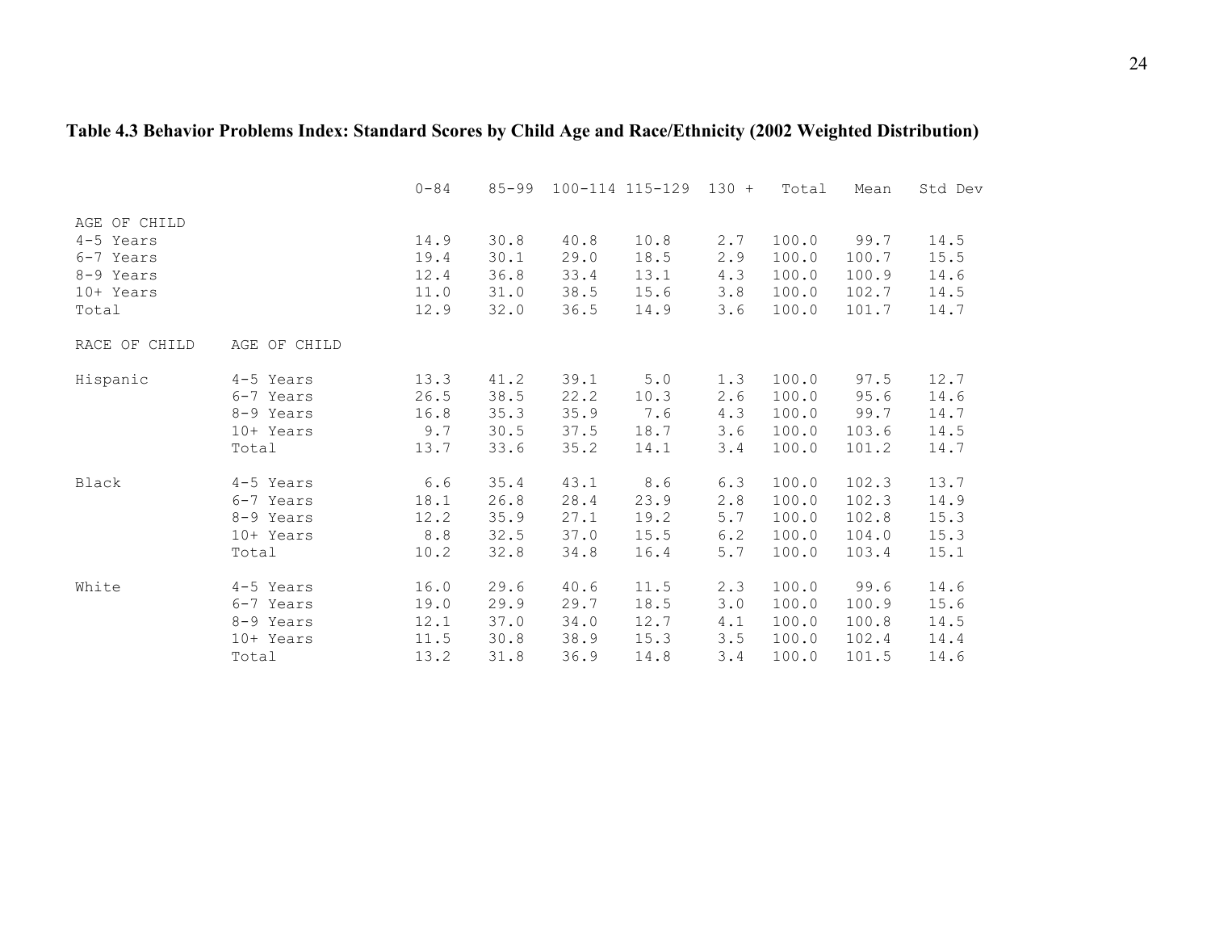**Table 4.3 Behavior Problems Index: Standard Scores by Child Age and Race/Ethnicity (2002 Weighted Distribution)**

| | | 0-84 | 85-99 | 100-114 | 115-129 | 130 + | Total | Mean | Std Dev |
|---|---|---|---|---|---|---|---|---|---|
| AGE OF CHILD | | | | | | | | | |
| 4-5 Years | | 14.9 | 30.8 | 40.8 | 10.8 | 2.7 | 100.0 | 99.7 | 14.5 |
| 6-7 Years | | 19.4 | 30.1 | 29.0 | 18.5 | 2.9 | 100.0 | 100.7 | 15.5 |
| 8-9 Years | | 12.4 | 36.8 | 33.4 | 13.1 | 4.3 | 100.0 | 100.9 | 14.6 |
| 10+ Years | | 11.0 | 31.0 | 38.5 | 15.6 | 3.8 | 100.0 | 102.7 | 14.5 |
| Total | | 12.9 | 32.0 | 36.5 | 14.9 | 3.6 | 100.0 | 101.7 | 14.7 |
| RACE OF CHILD | AGE OF CHILD | | | | | | | | |
| Hispanic | 4-5 Years | 13.3 | 41.2 | 39.1 | 5.0 | 1.3 | 100.0 | 97.5 | 12.7 |
| | 6-7 Years | 26.5 | 38.5 | 22.2 | 10.3 | 2.6 | 100.0 | 95.6 | 14.6 |
| | 8-9 Years | 16.8 | 35.3 | 35.9 | 7.6 | 4.3 | 100.0 | 99.7 | 14.7 |
| | 10+ Years | 9.7 | 30.5 | 37.5 | 18.7 | 3.6 | 100.0 | 103.6 | 14.5 |
| | Total | 13.7 | 33.6 | 35.2 | 14.1 | 3.4 | 100.0 | 101.2 | 14.7 |
| Black | 4-5 Years | 6.6 | 35.4 | 43.1 | 8.6 | 6.3 | 100.0 | 102.3 | 13.7 |
| | 6-7 Years | 18.1 | 26.8 | 28.4 | 23.9 | 2.8 | 100.0 | 102.3 | 14.9 |
| | 8-9 Years | 12.2 | 35.9 | 27.1 | 19.2 | 5.7 | 100.0 | 102.8 | 15.3 |
| | 10+ Years | 8.8 | 32.5 | 37.0 | 15.5 | 6.2 | 100.0 | 104.0 | 15.3 |
| | Total | 10.2 | 32.8 | 34.8 | 16.4 | 5.7 | 100.0 | 103.4 | 15.1 |
| White | 4-5 Years | 16.0 | 29.6 | 40.6 | 11.5 | 2.3 | 100.0 | 99.6 | 14.6 |
| | 6-7 Years | 19.0 | 29.9 | 29.7 | 18.5 | 3.0 | 100.0 | 100.9 | 15.6 |
| | 8-9 Years | 12.1 | 37.0 | 34.0 | 12.7 | 4.1 | 100.0 | 100.8 | 14.5 |
| | 10+ Years | 11.5 | 30.8 | 38.9 | 15.3 | 3.5 | 100.0 | 102.4 | 14.4 |
| | Total | 13.2 | 31.8 | 36.9 | 14.8 | 3.4 | 100.0 | 101.5 | 14.6 |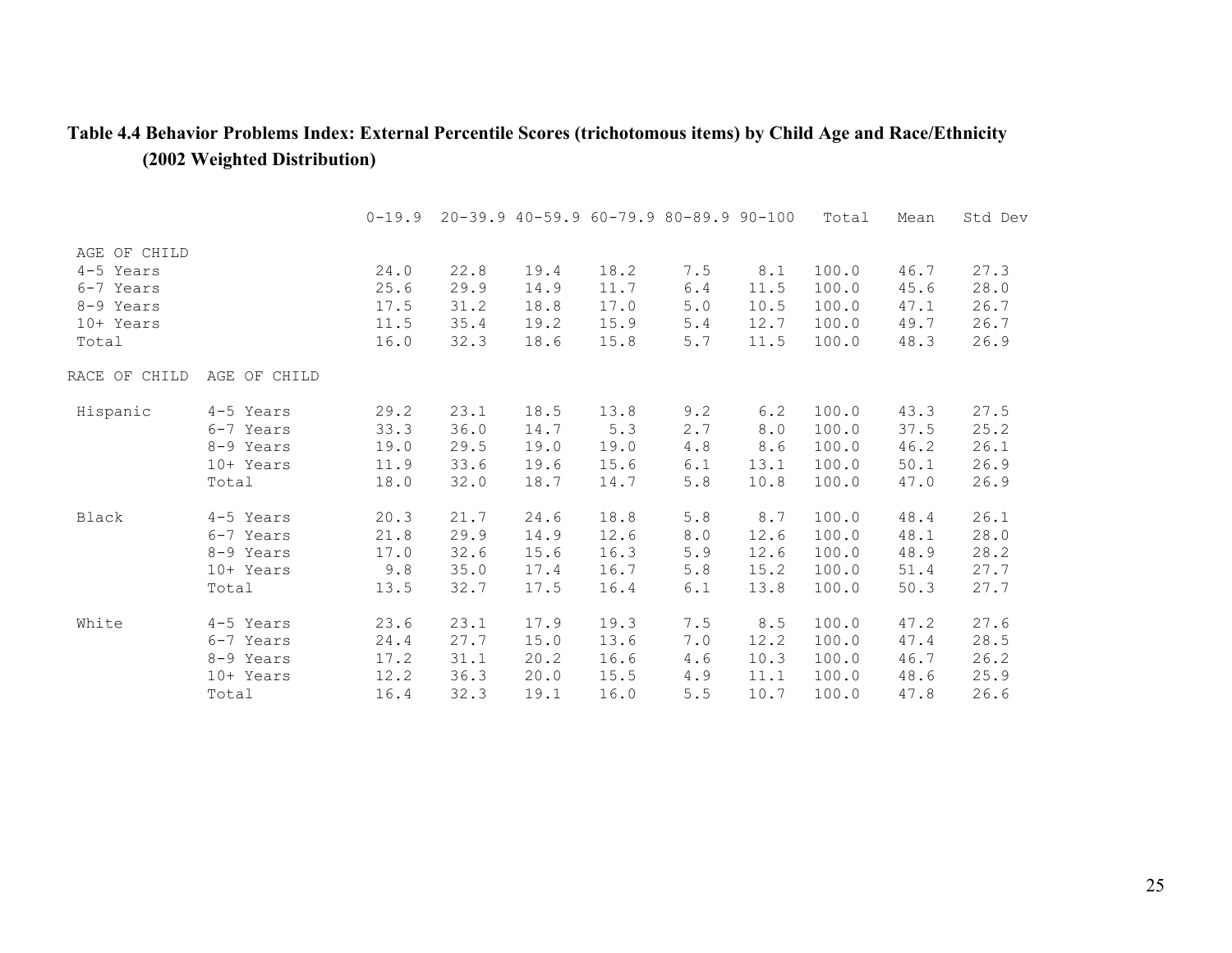**Table 4.4 Behavior Problems Index: External Percentile Scores (trichotomous items) by Child Age and Race/Ethnicity (2002 Weighted Distribution)**

| | | 0-19.9 | 20-39.9 | 40-59.9 | 60-79.9 | 80-89.9 | 90-100 | Total | Mean | Std Dev |
|---|---|---|---|---|---|---|---|---|---|---|
| AGE OF CHILD | | | | | | | | | | |
| 4-5 Years | | 24.0 | 22.8 | 19.4 | 18.2 | 7.5 | 8.1 | 100.0 | 46.7 | 27.3 |
| 6-7 Years | | 25.6 | 29.9 | 14.9 | 11.7 | 6.4 | 11.5 | 100.0 | 45.6 | 28.0 |
| 8-9 Years | | 17.5 | 31.2 | 18.8 | 17.0 | 5.0 | 10.5 | 100.0 | 47.1 | 26.7 |
| 10+ Years | | 11.5 | 35.4 | 19.2 | 15.9 | 5.4 | 12.7 | 100.0 | 49.7 | 26.7 |
| Total | | 16.0 | 32.3 | 18.6 | 15.8 | 5.7 | 11.5 | 100.0 | 48.3 | 26.9 |
| RACE OF CHILD | AGE OF CHILD | | | | | | | | | |
| Hispanic | 4-5 Years | 29.2 | 23.1 | 18.5 | 13.8 | 9.2 | 6.2 | 100.0 | 43.3 | 27.5 |
| | 6-7 Years | 33.3 | 36.0 | 14.7 | 5.3 | 2.7 | 8.0 | 100.0 | 37.5 | 25.2 |
| | 8-9 Years | 19.0 | 29.5 | 19.0 | 19.0 | 4.8 | 8.6 | 100.0 | 46.2 | 26.1 |
| | 10+ Years | 11.9 | 33.6 | 19.6 | 15.6 | 6.1 | 13.1 | 100.0 | 50.1 | 26.9 |
| | Total | 18.0 | 32.0 | 18.7 | 14.7 | 5.8 | 10.8 | 100.0 | 47.0 | 26.9 |
| Black | 4-5 Years | 20.3 | 21.7 | 24.6 | 18.8 | 5.8 | 8.7 | 100.0 | 48.4 | 26.1 |
| | 6-7 Years | 21.8 | 29.9 | 14.9 | 12.6 | 8.0 | 12.6 | 100.0 | 48.1 | 28.0 |
| | 8-9 Years | 17.0 | 32.6 | 15.6 | 16.3 | 5.9 | 12.6 | 100.0 | 48.9 | 28.2 |
| | 10+ Years | 9.8 | 35.0 | 17.4 | 16.7 | 5.8 | 15.2 | 100.0 | 51.4 | 27.7 |
| | Total | 13.5 | 32.7 | 17.5 | 16.4 | 6.1 | 13.8 | 100.0 | 50.3 | 27.7 |
| White | 4-5 Years | 23.6 | 23.1 | 17.9 | 19.3 | 7.5 | 8.5 | 100.0 | 47.2 | 27.6 |
| | 6-7 Years | 24.4 | 27.7 | 15.0 | 13.6 | 7.0 | 12.2 | 100.0 | 47.4 | 28.5 |
| | 8-9 Years | 17.2 | 31.1 | 20.2 | 16.6 | 4.6 | 10.3 | 100.0 | 46.7 | 26.2 |
| | 10+ Years | 12.2 | 36.3 | 20.0 | 15.5 | 4.9 | 11.1 | 100.0 | 48.6 | 25.9 |
| | Total | 16.4 | 32.3 | 19.1 | 16.0 | 5.5 | 10.7 | 100.0 | 47.8 | 26.6 |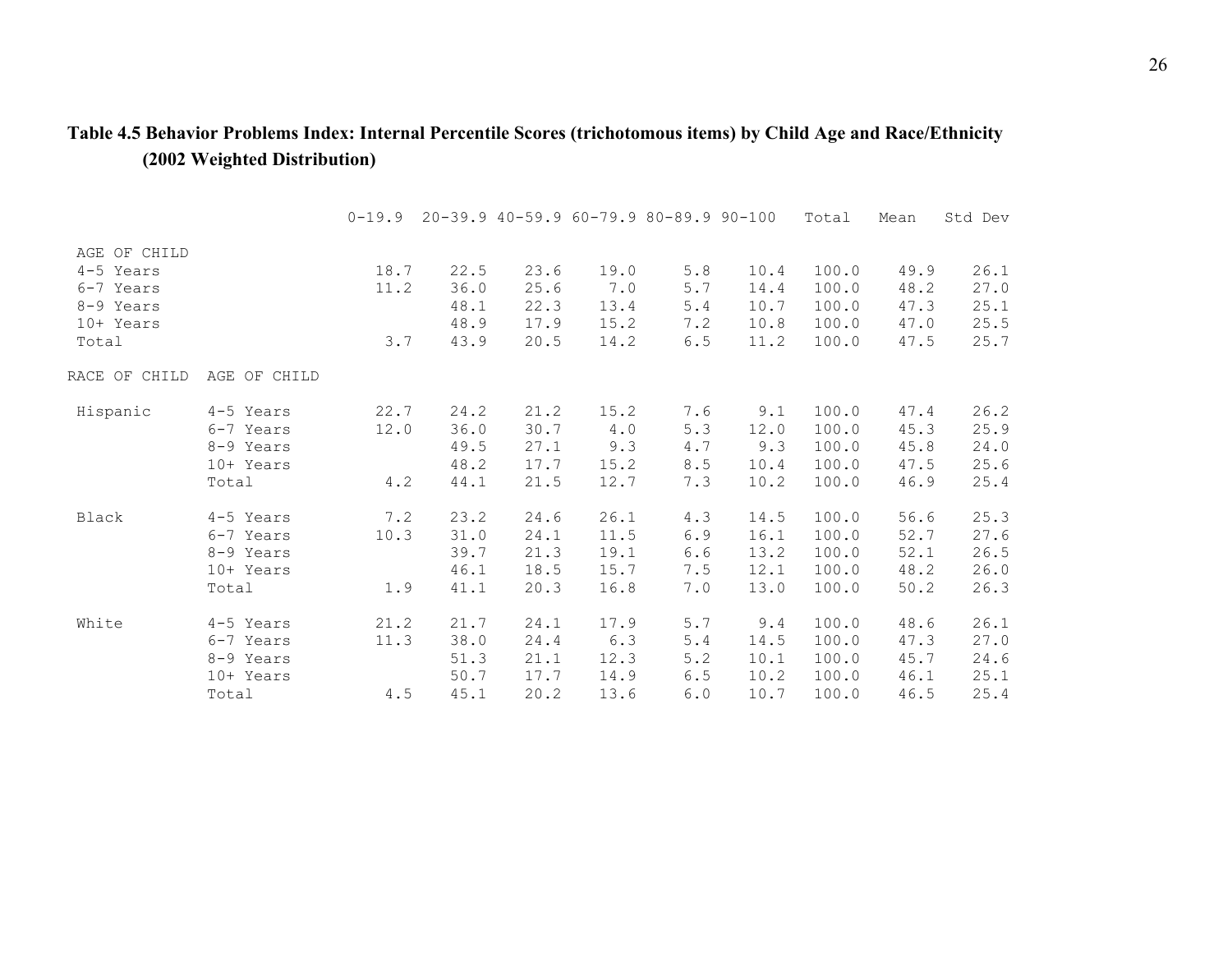**Table 4.5 Behavior Problems Index: Internal Percentile Scores (trichotomous items) by Child Age and Race/Ethnicity (2002 Weighted Distribution)**

| | | 0-19.9 | 20-39.9 | 40-59.9 | 60-79.9 | 80-89.9 | 90-100 | Total | Mean | Std Dev |
|---|---|---|---|---|---|---|---|---|---|---|
| AGE OF CHILD | | | | | | | | | | |
| 4-5 Years | | 18.7 | 22.5 | 23.6 | 19.0 | 5.8 | 10.4 | 100.0 | 49.9 | 26.1 |
| 6-7 Years | | 11.2 | 36.0 | 25.6 | 7.0 | 5.7 | 14.4 | 100.0 | 48.2 | 27.0 |
| 8-9 Years | | | 48.1 | 22.3 | 13.4 | 5.4 | 10.7 | 100.0 | 47.3 | 25.1 |
| 10+ Years | | | 48.9 | 17.9 | 15.2 | 7.2 | 10.8 | 100.0 | 47.0 | 25.5 |
| Total | | 3.7 | 43.9 | 20.5 | 14.2 | 6.5 | 11.2 | 100.0 | 47.5 | 25.7 |
| RACE OF CHILD | AGE OF CHILD | | | | | | | | | |
| Hispanic | 4-5 Years | 22.7 | 24.2 | 21.2 | 15.2 | 7.6 | 9.1 | 100.0 | 47.4 | 26.2 |
| | 6-7 Years | 12.0 | 36.0 | 30.7 | 4.0 | 5.3 | 12.0 | 100.0 | 45.3 | 25.9 |
| | 8-9 Years | | 49.5 | 27.1 | 9.3 | 4.7 | 9.3 | 100.0 | 45.8 | 24.0 |
| | 10+ Years | | 48.2 | 17.7 | 15.2 | 8.5 | 10.4 | 100.0 | 47.5 | 25.6 |
| | Total | 4.2 | 44.1 | 21.5 | 12.7 | 7.3 | 10.2 | 100.0 | 46.9 | 25.4 |
| Black | 4-5 Years | 7.2 | 23.2 | 24.6 | 26.1 | 4.3 | 14.5 | 100.0 | 56.6 | 25.3 |
| | 6-7 Years | 10.3 | 31.0 | 24.1 | 11.5 | 6.9 | 16.1 | 100.0 | 52.7 | 27.6 |
| | 8-9 Years | | 39.7 | 21.3 | 19.1 | 6.6 | 13.2 | 100.0 | 52.1 | 26.5 |
| | 10+ Years | | 46.1 | 18.5 | 15.7 | 7.5 | 12.1 | 100.0 | 48.2 | 26.0 |
| | Total | 1.9 | 41.1 | 20.3 | 16.8 | 7.0 | 13.0 | 100.0 | 50.2 | 26.3 |
| White | 4-5 Years | 21.2 | 21.7 | 24.1 | 17.9 | 5.7 | 9.4 | 100.0 | 48.6 | 26.1 |
| | 6-7 Years | 11.3 | 38.0 | 24.4 | 6.3 | 5.4 | 14.5 | 100.0 | 47.3 | 27.0 |
| | 8-9 Years | | 51.3 | 21.1 | 12.3 | 5.2 | 10.1 | 100.0 | 45.7 | 24.6 |
| | 10+ Years | | 50.7 | 17.7 | 14.9 | 6.5 | 10.2 | 100.0 | 46.1 | 25.1 |
| | Total | 4.5 | 45.1 | 20.2 | 13.6 | 6.0 | 10.7 | 100.0 | 46.5 | 25.4 |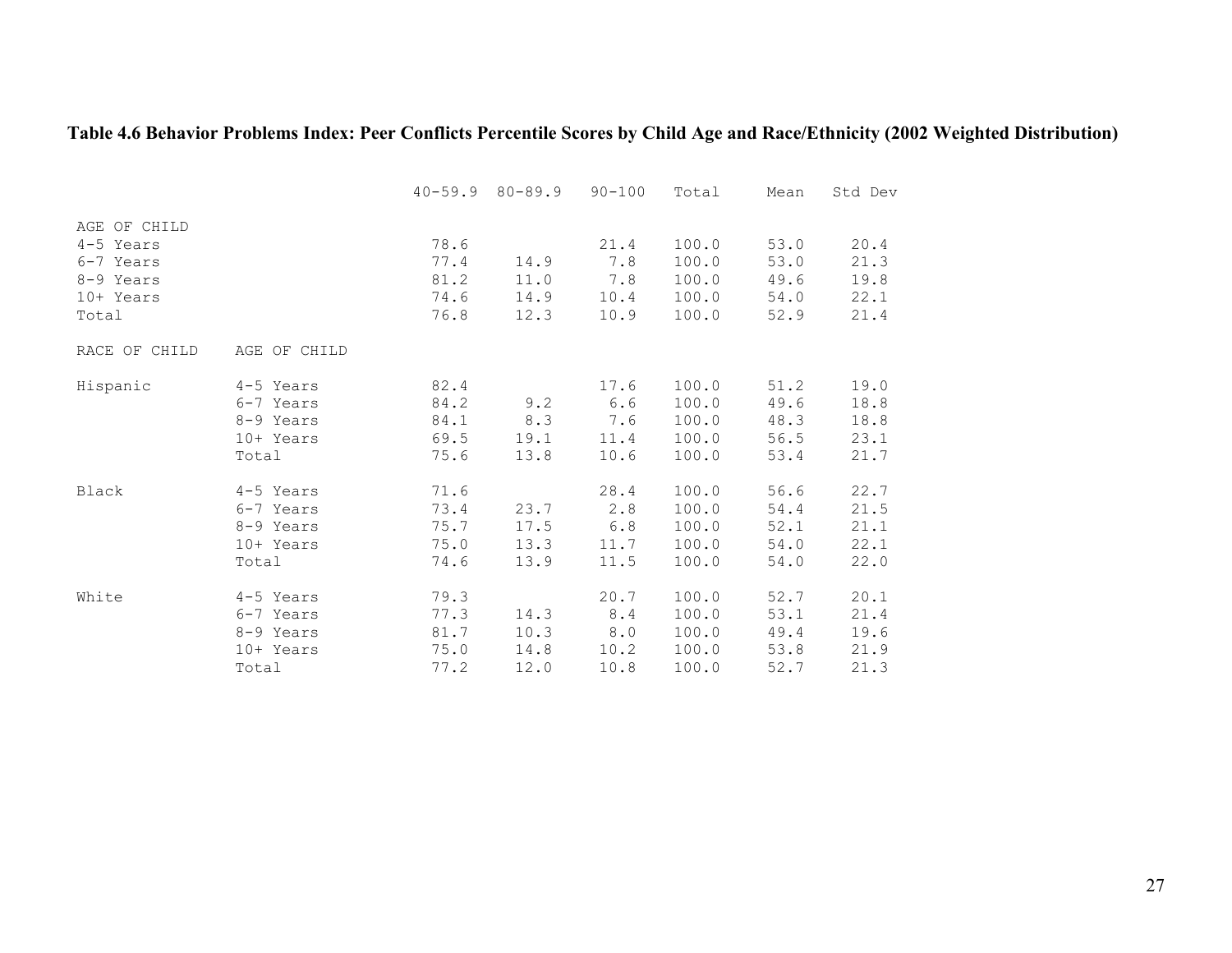**Table 4.6 Behavior Problems Index: Peer Conflicts Percentile Scores by Child Age and Race/Ethnicity (2002 Weighted Distribution)**

| | | 40-59.9 | 80-89.9 | 90-100 | Total | Mean | Std Dev |
|---|---|---|---|---|---|---|---|
| AGE OF CHILD | | | | | | | |
| 4-5 Years | | 78.6 | | 21.4 | 100.0 | 53.0 | 20.4 |
| 6-7 Years | | 77.4 | 14.9 | 7.8 | 100.0 | 53.0 | 21.3 |
| 8-9 Years | | 81.2 | 11.0 | 7.8 | 100.0 | 49.6 | 19.8 |
| 10+ Years | | 74.6 | 14.9 | 10.4 | 100.0 | 54.0 | 22.1 |
| Total | | 76.8 | 12.3 | 10.9 | 100.0 | 52.9 | 21.4 |
| RACE OF CHILD | AGE OF CHILD | | | | | | |
| Hispanic | 4-5 Years | 82.4 | | 17.6 | 100.0 | 51.2 | 19.0 |
| | 6-7 Years | 84.2 | 9.2 | 6.6 | 100.0 | 49.6 | 18.8 |
| | 8-9 Years | 84.1 | 8.3 | 7.6 | 100.0 | 48.3 | 18.8 |
| | 10+ Years | 69.5 | 19.1 | 11.4 | 100.0 | 56.5 | 23.1 |
| | Total | 75.6 | 13.8 | 10.6 | 100.0 | 53.4 | 21.7 |
| Black | 4-5 Years | 71.6 | | 28.4 | 100.0 | 56.6 | 22.7 |
| | 6-7 Years | 73.4 | 23.7 | 2.8 | 100.0 | 54.4 | 21.5 |
| | 8-9 Years | 75.7 | 17.5 | 6.8 | 100.0 | 52.1 | 21.1 |
| | 10+ Years | 75.0 | 13.3 | 11.7 | 100.0 | 54.0 | 22.1 |
| | Total | 74.6 | 13.9 | 11.5 | 100.0 | 54.0 | 22.0 |
| White | 4-5 Years | 79.3 | | 20.7 | 100.0 | 52.7 | 20.1 |
| | 6-7 Years | 77.3 | 14.3 | 8.4 | 100.0 | 53.1 | 21.4 |
| | 8-9 Years | 81.7 | 10.3 | 8.0 | 100.0 | 49.4 | 19.6 |
| | 10+ Years | 75.0 | 14.8 | 10.2 | 100.0 | 53.8 | 21.9 |
| | Total | 77.2 | 12.0 | 10.8 | 100.0 | 52.7 | 21.3 |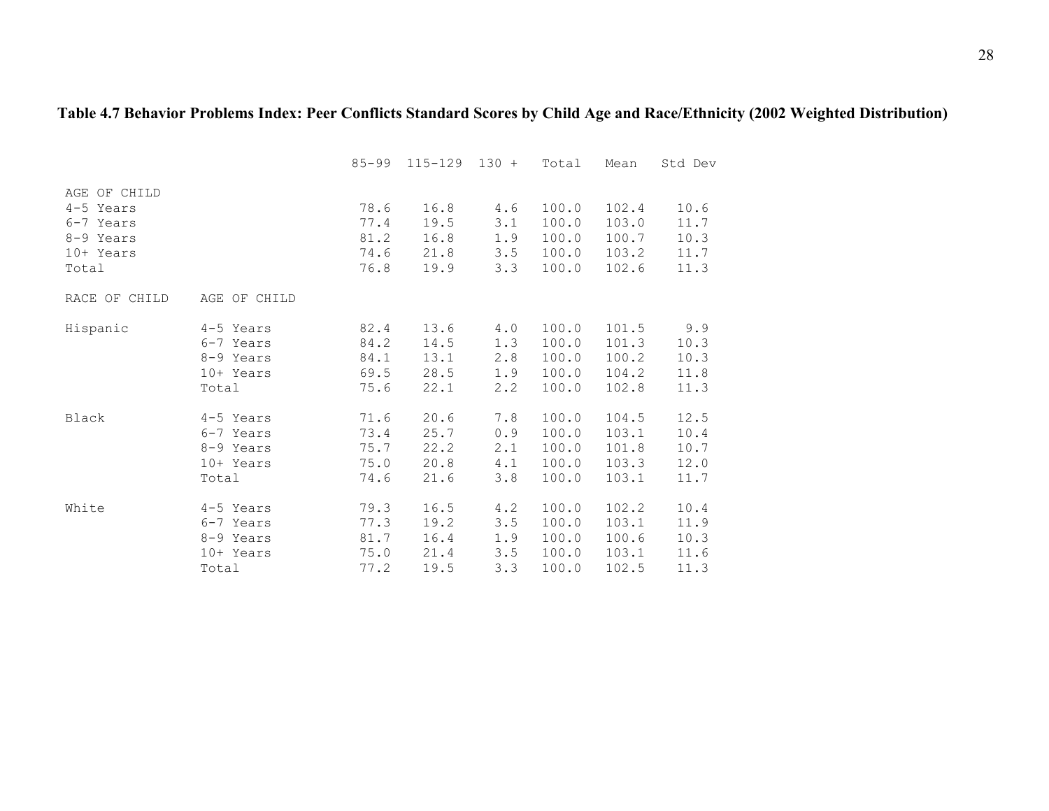**Table 4.7 Behavior Problems Index: Peer Conflicts Standard Scores by Child Age and Race/Ethnicity (2002 Weighted Distribution)**

| | | 85-99 | 115-129 | 130 + | Total | Mean | Std Dev |
|---|---|---|---|---|---|---|---|
| AGE OF CHILD | | | | | | | |
| 4-5 Years | | 78.6 | 16.8 | 4.6 | 100.0 | 102.4 | 10.6 |
| 6-7 Years | | 77.4 | 19.5 | 3.1 | 100.0 | 103.0 | 11.7 |
| 8-9 Years | | 81.2 | 16.8 | 1.9 | 100.0 | 100.7 | 10.3 |
| 10+ Years | | 74.6 | 21.8 | 3.5 | 100.0 | 103.2 | 11.7 |
| Total | | 76.8 | 19.9 | 3.3 | 100.0 | 102.6 | 11.3 |
| RACE OF CHILD | AGE OF CHILD | | | | | | |
| Hispanic | 4-5 Years | 82.4 | 13.6 | 4.0 | 100.0 | 101.5 | 9.9 |
| | 6-7 Years | 84.2 | 14.5 | 1.3 | 100.0 | 101.3 | 10.3 |
| | 8-9 Years | 84.1 | 13.1 | 2.8 | 100.0 | 100.2 | 10.3 |
| | 10+ Years | 69.5 | 28.5 | 1.9 | 100.0 | 104.2 | 11.8 |
| | Total | 75.6 | 22.1 | 2.2 | 100.0 | 102.8 | 11.3 |
| Black | 4-5 Years | 71.6 | 20.6 | 7.8 | 100.0 | 104.5 | 12.5 |
| | 6-7 Years | 73.4 | 25.7 | 0.9 | 100.0 | 103.1 | 10.4 |
| | 8-9 Years | 75.7 | 22.2 | 2.1 | 100.0 | 101.8 | 10.7 |
| | 10+ Years | 75.0 | 20.8 | 4.1 | 100.0 | 103.3 | 12.0 |
| | Total | 74.6 | 21.6 | 3.8 | 100.0 | 103.1 | 11.7 |
| White | 4-5 Years | 79.3 | 16.5 | 4.2 | 100.0 | 102.2 | 10.4 |
| | 6-7 Years | 77.3 | 19.2 | 3.5 | 100.0 | 103.1 | 11.9 |
| | 8-9 Years | 81.7 | 16.4 | 1.9 | 100.0 | 100.6 | 10.3 |
| | 10+ Years | 75.0 | 21.4 | 3.5 | 100.0 | 103.1 | 11.6 |
| | Total | 77.2 | 19.5 | 3.3 | 100.0 | 102.5 | 11.3 |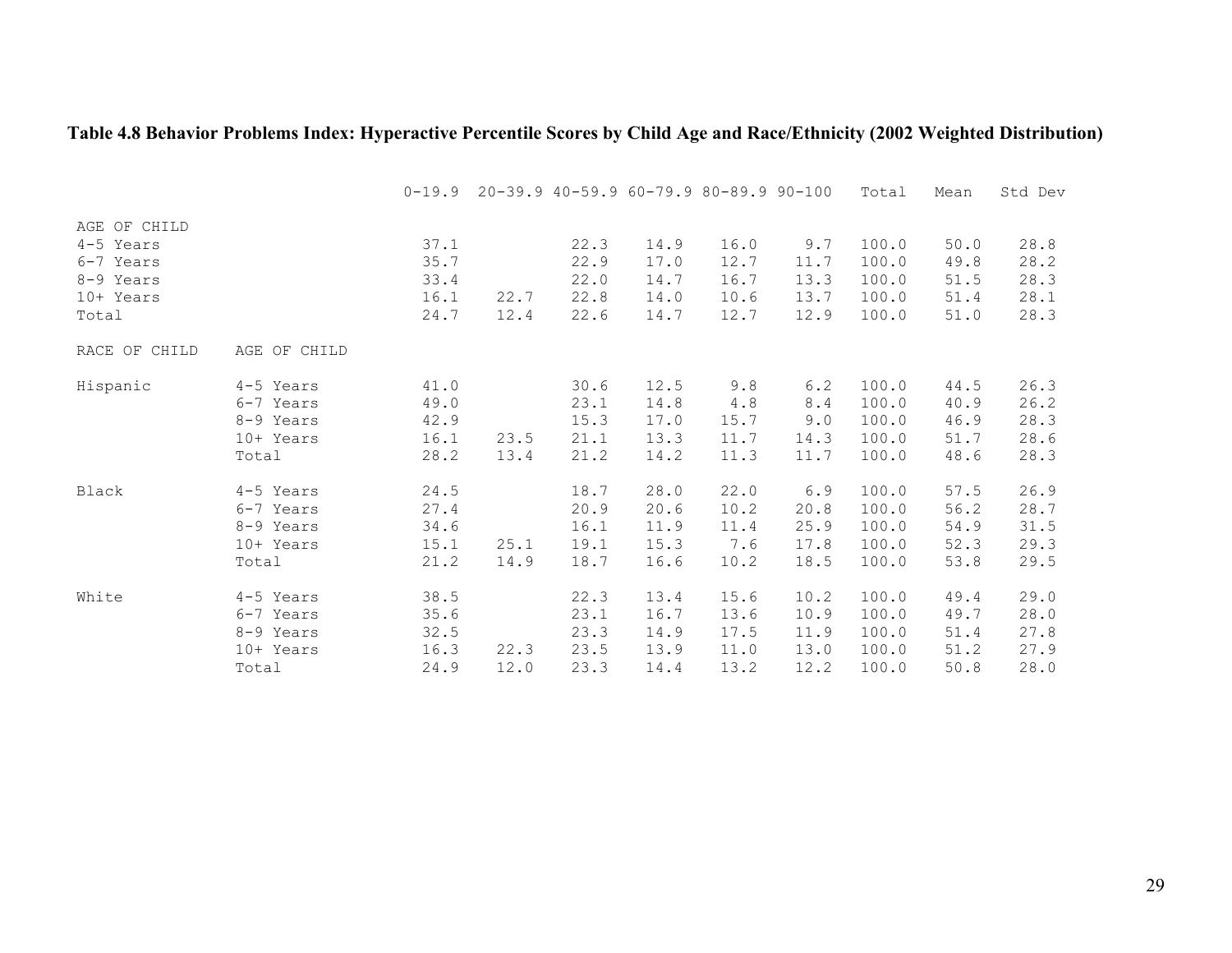**Table 4.8 Behavior Problems Index: Hyperactive Percentile Scores by Child Age and Race/Ethnicity (2002 Weighted Distribution)**

| | | 0-19.9 | 20-39.9 | 40-59.9 | 60-79.9 | 80-89.9 | 90-100 | Total | Mean | Std Dev |
|---|---|---|---|---|---|---|---|---|---|---|
| AGE OF CHILD | | | | | | | | | | |
| 4-5 Years | | 37.1 | | 22.3 | 14.9 | 16.0 | 9.7 | 100.0 | 50.0 | 28.8 |
| 6-7 Years | | 35.7 | | 22.9 | 17.0 | 12.7 | 11.7 | 100.0 | 49.8 | 28.2 |
| 8-9 Years | | 33.4 | | 22.0 | 14.7 | 16.7 | 13.3 | 100.0 | 51.5 | 28.3 |
| 10+ Years | | 16.1 | 22.7 | 22.8 | 14.0 | 10.6 | 13.7 | 100.0 | 51.4 | 28.1 |
| Total | | 24.7 | 12.4 | 22.6 | 14.7 | 12.7 | 12.9 | 100.0 | 51.0 | 28.3 |
| RACE OF CHILD | AGE OF CHILD | | | | | | | | | |
| Hispanic | 4-5 Years | 41.0 | | 30.6 | 12.5 | 9.8 | 6.2 | 100.0 | 44.5 | 26.3 |
| | 6-7 Years | 49.0 | | 23.1 | 14.8 | 4.8 | 8.4 | 100.0 | 40.9 | 26.2 |
| | 8-9 Years | 42.9 | | 15.3 | 17.0 | 15.7 | 9.0 | 100.0 | 46.9 | 28.3 |
| | 10+ Years | 16.1 | 23.5 | 21.1 | 13.3 | 11.7 | 14.3 | 100.0 | 51.7 | 28.6 |
| | Total | 28.2 | 13.4 | 21.2 | 14.2 | 11.3 | 11.7 | 100.0 | 48.6 | 28.3 |
| Black | 4-5 Years | 24.5 | | 18.7 | 28.0 | 22.0 | 6.9 | 100.0 | 57.5 | 26.9 |
| | 6-7 Years | 27.4 | | 20.9 | 20.6 | 10.2 | 20.8 | 100.0 | 56.2 | 28.7 |
| | 8-9 Years | 34.6 | | 16.1 | 11.9 | 11.4 | 25.9 | 100.0 | 54.9 | 31.5 |
| | 10+ Years | 15.1 | 25.1 | 19.1 | 15.3 | 7.6 | 17.8 | 100.0 | 52.3 | 29.3 |
| | Total | 21.2 | 14.9 | 18.7 | 16.6 | 10.2 | 18.5 | 100.0 | 53.8 | 29.5 |
| White | 4-5 Years | 38.5 | | 22.3 | 13.4 | 15.6 | 10.2 | 100.0 | 49.4 | 29.0 |
| | 6-7 Years | 35.6 | | 23.1 | 16.7 | 13.6 | 10.9 | 100.0 | 49.7 | 28.0 |
| | 8-9 Years | 32.5 | | 23.3 | 14.9 | 17.5 | 11.9 | 100.0 | 51.4 | 27.8 |
| | 10+ Years | 16.3 | 22.3 | 23.5 | 13.9 | 11.0 | 13.0 | 100.0 | 51.2 | 27.9 |
| | Total | 24.9 | 12.0 | 23.3 | 14.4 | 13.2 | 12.2 | 100.0 | 50.8 | 28.0 |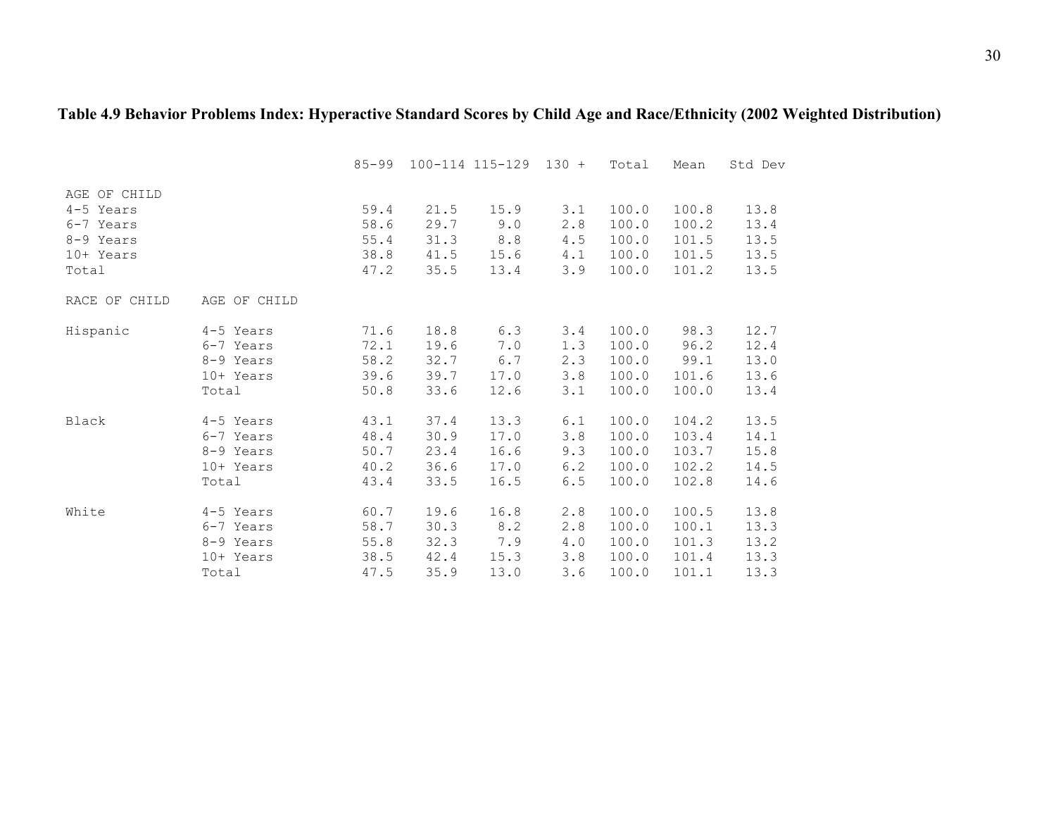**Table 4.9 Behavior Problems Index: Hyperactive Standard Scores by Child Age and Race/Ethnicity (2002 Weighted Distribution)**

| | | 85-99 | 100-114 | 115-129 | 130 + | Total | Mean | Std Dev |
|---|---|---|---|---|---|---|---|---|
| AGE OF CHILD | | | | | | | | |
| 4-5 Years | | 59.4 | 21.5 | 15.9 | 3.1 | 100.0 | 100.8 | 13.8 |
| 6-7 Years | | 58.6 | 29.7 | 9.0 | 2.8 | 100.0 | 100.2 | 13.4 |
| 8-9 Years | | 55.4 | 31.3 | 8.8 | 4.5 | 100.0 | 101.5 | 13.5 |
| 10+ Years | | 38.8 | 41.5 | 15.6 | 4.1 | 100.0 | 101.5 | 13.5 |
| Total | | 47.2 | 35.5 | 13.4 | 3.9 | 100.0 | 101.2 | 13.5 |
| RACE OF CHILD | AGE OF CHILD | | | | | | | |
| Hispanic | 4-5 Years | 71.6 | 18.8 | 6.3 | 3.4 | 100.0 | 98.3 | 12.7 |
| | 6-7 Years | 72.1 | 19.6 | 7.0 | 1.3 | 100.0 | 96.2 | 12.4 |
| | 8-9 Years | 58.2 | 32.7 | 6.7 | 2.3 | 100.0 | 99.1 | 13.0 |
| | 10+ Years | 39.6 | 39.7 | 17.0 | 3.8 | 100.0 | 101.6 | 13.6 |
| | Total | 50.8 | 33.6 | 12.6 | 3.1 | 100.0 | 100.0 | 13.4 |
| Black | 4-5 Years | 43.1 | 37.4 | 13.3 | 6.1 | 100.0 | 104.2 | 13.5 |
| | 6-7 Years | 48.4 | 30.9 | 17.0 | 3.8 | 100.0 | 103.4 | 14.1 |
| | 8-9 Years | 50.7 | 23.4 | 16.6 | 9.3 | 100.0 | 103.7 | 15.8 |
| | 10+ Years | 40.2 | 36.6 | 17.0 | 6.2 | 100.0 | 102.2 | 14.5 |
| | Total | 43.4 | 33.5 | 16.5 | 6.5 | 100.0 | 102.8 | 14.6 |
| White | 4-5 Years | 60.7 | 19.6 | 16.8 | 2.8 | 100.0 | 100.5 | 13.8 |
| | 6-7 Years | 58.7 | 30.3 | 8.2 | 2.8 | 100.0 | 100.1 | 13.3 |
| | 8-9 Years | 55.8 | 32.3 | 7.9 | 4.0 | 100.0 | 101.3 | 13.2 |
| | 10+ Years | 38.5 | 42.4 | 15.3 | 3.8 | 100.0 | 101.4 | 13.3 |
| | Total | 47.5 | 35.9 | 13.0 | 3.6 | 100.0 | 101.1 | 13.3 |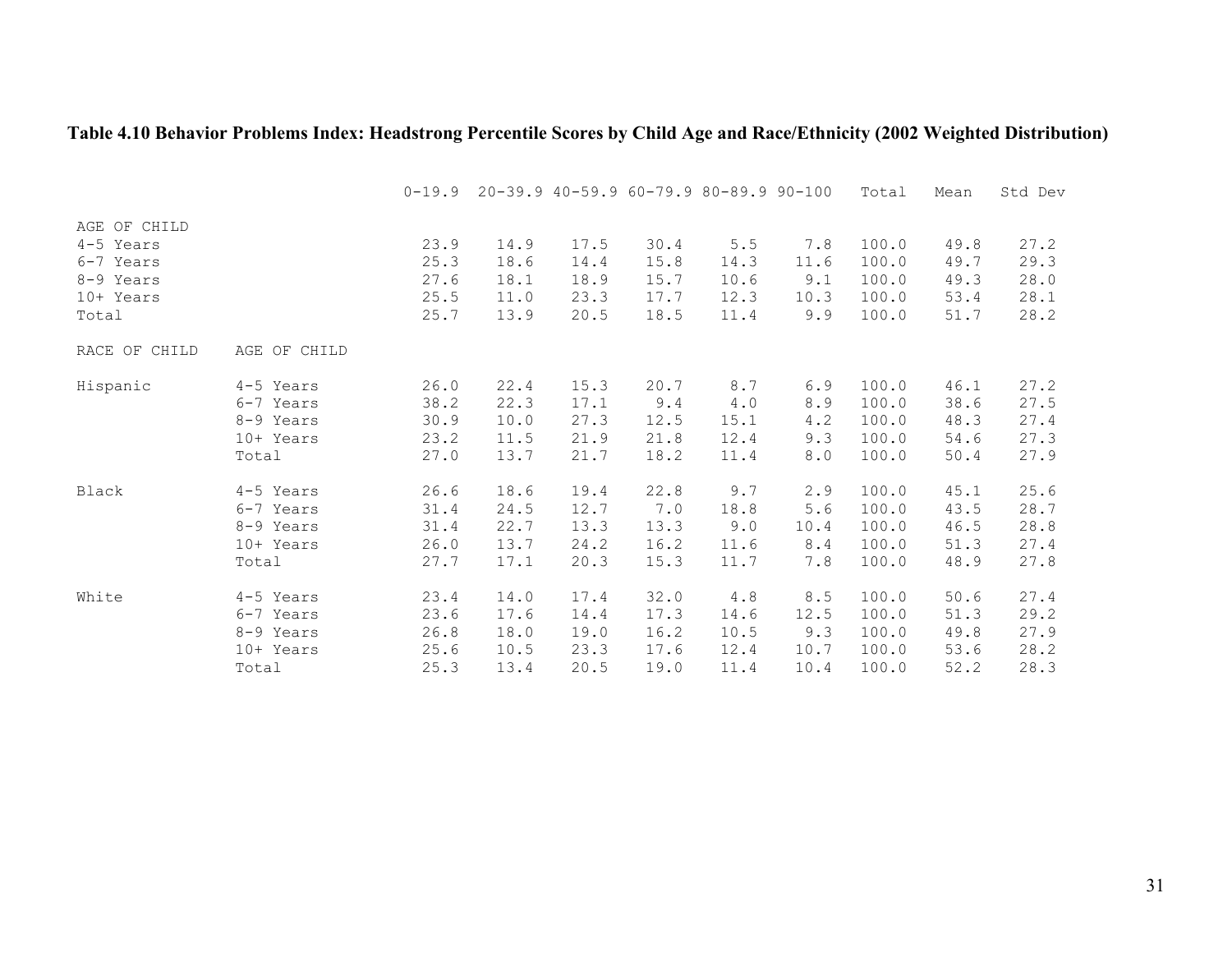**Table 4.10 Behavior Problems Index: Headstrong Percentile Scores by Child Age and Race/Ethnicity (2002 Weighted Distribution)**

| | | 0-19.9 | 20-39.9 | 40-59.9 | 60-79.9 | 80-89.9 | 90-100 | Total | Mean | Std Dev |
|---|---|---|---|---|---|---|---|---|---|---|
| AGE OF CHILD | | | | | | | | | | |
| 4-5 Years | | 23.9 | 14.9 | 17.5 | 30.4 | 5.5 | 7.8 | 100.0 | 49.8 | 27.2 |
| 6-7 Years | | 25.3 | 18.6 | 14.4 | 15.8 | 14.3 | 11.6 | 100.0 | 49.7 | 29.3 |
| 8-9 Years | | 27.6 | 18.1 | 18.9 | 15.7 | 10.6 | 9.1 | 100.0 | 49.3 | 28.0 |
| 10+ Years | | 25.5 | 11.0 | 23.3 | 17.7 | 12.3 | 10.3 | 100.0 | 53.4 | 28.1 |
| Total | | 25.7 | 13.9 | 20.5 | 18.5 | 11.4 | 9.9 | 100.0 | 51.7 | 28.2 |
| RACE OF CHILD | AGE OF CHILD | | | | | | | | | |
| Hispanic | 4-5 Years | 26.0 | 22.4 | 15.3 | 20.7 | 8.7 | 6.9 | 100.0 | 46.1 | 27.2 |
| | 6-7 Years | 38.2 | 22.3 | 17.1 | 9.4 | 4.0 | 8.9 | 100.0 | 38.6 | 27.5 |
| | 8-9 Years | 30.9 | 10.0 | 27.3 | 12.5 | 15.1 | 4.2 | 100.0 | 48.3 | 27.4 |
| | 10+ Years | 23.2 | 11.5 | 21.9 | 21.8 | 12.4 | 9.3 | 100.0 | 54.6 | 27.3 |
| | Total | 27.0 | 13.7 | 21.7 | 18.2 | 11.4 | 8.0 | 100.0 | 50.4 | 27.9 |
| Black | 4-5 Years | 26.6 | 18.6 | 19.4 | 22.8 | 9.7 | 2.9 | 100.0 | 45.1 | 25.6 |
| | 6-7 Years | 31.4 | 24.5 | 12.7 | 7.0 | 18.8 | 5.6 | 100.0 | 43.5 | 28.7 |
| | 8-9 Years | 31.4 | 22.7 | 13.3 | 13.3 | 9.0 | 10.4 | 100.0 | 46.5 | 28.8 |
| | 10+ Years | 26.0 | 13.7 | 24.2 | 16.2 | 11.6 | 8.4 | 100.0 | 51.3 | 27.4 |
| | Total | 27.7 | 17.1 | 20.3 | 15.3 | 11.7 | 7.8 | 100.0 | 48.9 | 27.8 |
| White | 4-5 Years | 23.4 | 14.0 | 17.4 | 32.0 | 4.8 | 8.5 | 100.0 | 50.6 | 27.4 |
| | 6-7 Years | 23.6 | 17.6 | 14.4 | 17.3 | 14.6 | 12.5 | 100.0 | 51.3 | 29.2 |
| | 8-9 Years | 26.8 | 18.0 | 19.0 | 16.2 | 10.5 | 9.3 | 100.0 | 49.8 | 27.9 |
| | 10+ Years | 25.6 | 10.5 | 23.3 | 17.6 | 12.4 | 10.7 | 100.0 | 53.6 | 28.2 |
| | Total | 25.3 | 13.4 | 20.5 | 19.0 | 11.4 | 10.4 | 100.0 | 52.2 | 28.3 |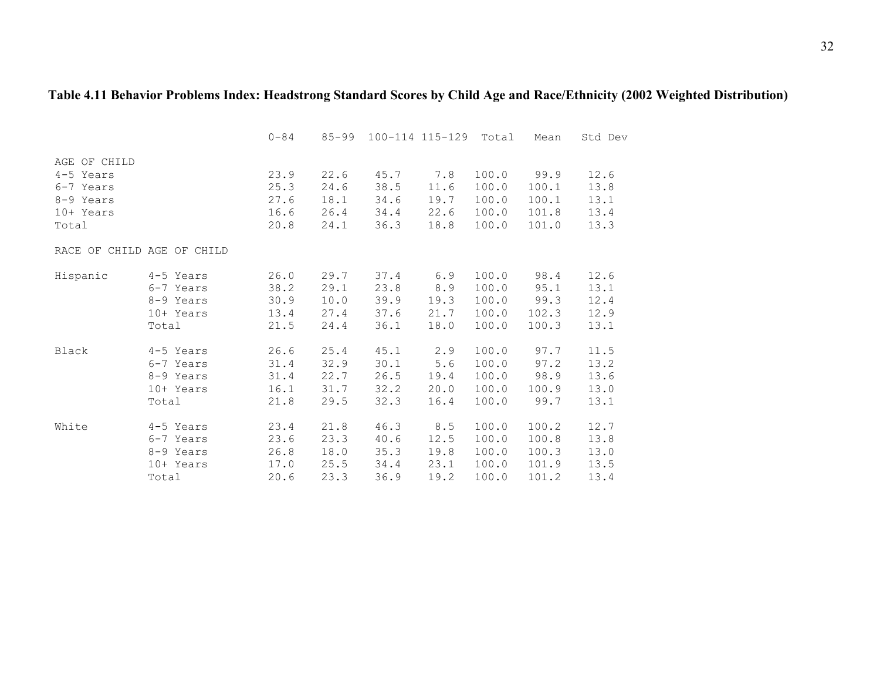**Table 4.11 Behavior Problems Index: Headstrong Standard Scores by Child Age and Race/Ethnicity (2002 Weighted Distribution)**

| | | 0-84 | 85-99 | 100-114 | 115-129 | Total | Mean | Std Dev |
|---|---|---|---|---|---|---|---|---|
| AGE OF CHILD | | | | | | | | |
| 4-5 Years | | 23.9 | 22.6 | 45.7 | 7.8 | 100.0 | 99.9 | 12.6 |
| 6-7 Years | | 25.3 | 24.6 | 38.5 | 11.6 | 100.0 | 100.1 | 13.8 |
| 8-9 Years | | 27.6 | 18.1 | 34.6 | 19.7 | 100.0 | 100.1 | 13.1 |
| 10+ Years | | 16.6 | 26.4 | 34.4 | 22.6 | 100.0 | 101.8 | 13.4 |
| Total | | 20.8 | 24.1 | 36.3 | 18.8 | 100.0 | 101.0 | 13.3 |
| RACE OF CHILD | AGE OF CHILD | | | | | | | |
| Hispanic | 4-5 Years | 26.0 | 29.7 | 37.4 | 6.9 | 100.0 | 98.4 | 12.6 |
| | 6-7 Years | 38.2 | 29.1 | 23.8 | 8.9 | 100.0 | 95.1 | 13.1 |
| | 8-9 Years | 30.9 | 10.0 | 39.9 | 19.3 | 100.0 | 99.3 | 12.4 |
| | 10+ Years | 13.4 | 27.4 | 37.6 | 21.7 | 100.0 | 102.3 | 12.9 |
| | Total | 21.5 | 24.4 | 36.1 | 18.0 | 100.0 | 100.3 | 13.1 |
| Black | 4-5 Years | 26.6 | 25.4 | 45.1 | 2.9 | 100.0 | 97.7 | 11.5 |
| | 6-7 Years | 31.4 | 32.9 | 30.1 | 5.6 | 100.0 | 97.2 | 13.2 |
| | 8-9 Years | 31.4 | 22.7 | 26.5 | 19.4 | 100.0 | 98.9 | 13.6 |
| | 10+ Years | 16.1 | 31.7 | 32.2 | 20.0 | 100.0 | 100.9 | 13.0 |
| | Total | 21.8 | 29.5 | 32.3 | 16.4 | 100.0 | 99.7 | 13.1 |
| White | 4-5 Years | 23.4 | 21.8 | 46.3 | 8.5 | 100.0 | 100.2 | 12.7 |
| | 6-7 Years | 23.6 | 23.3 | 40.6 | 12.5 | 100.0 | 100.8 | 13.8 |
| | 8-9 Years | 26.8 | 18.0 | 35.3 | 19.8 | 100.0 | 100.3 | 13.0 |
| | 10+ Years | 17.0 | 25.5 | 34.4 | 23.1 | 100.0 | 101.9 | 13.5 |
| | Total | 20.6 | 23.3 | 36.9 | 19.2 | 100.0 | 101.2 | 13.4 |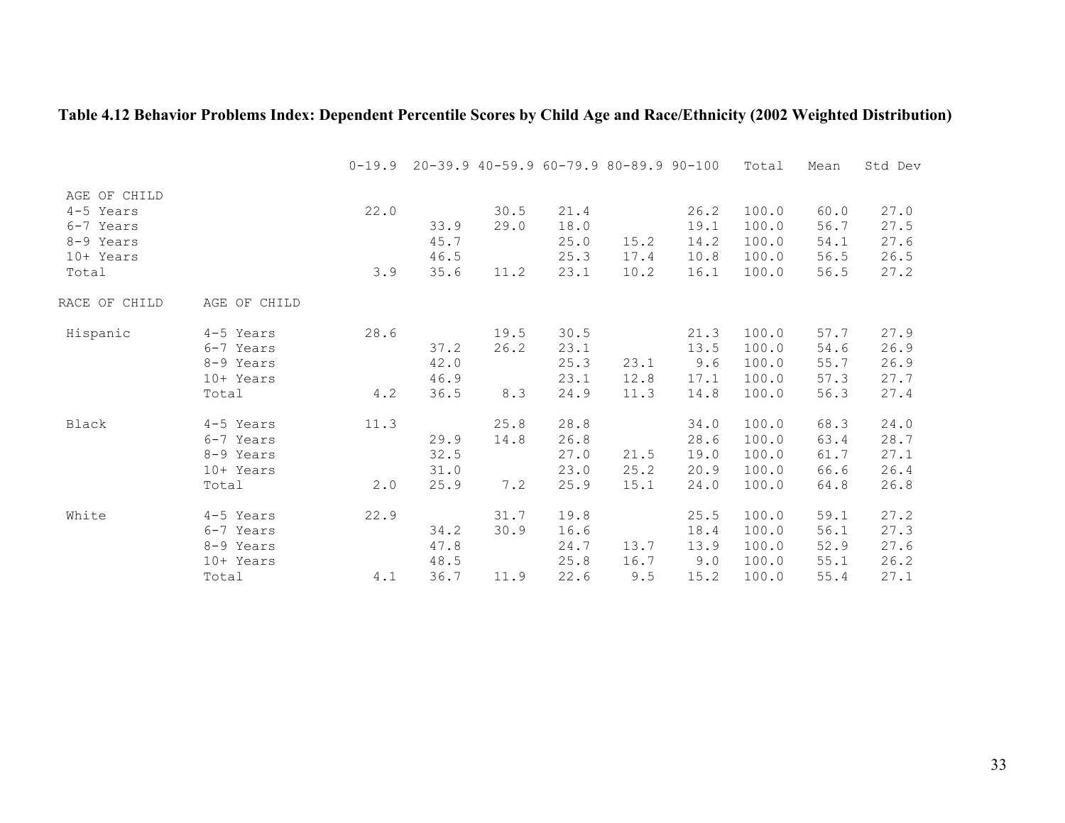**Table 4.12 Behavior Problems Index: Dependent Percentile Scores by Child Age and Race/Ethnicity (2002 Weighted Distribution)**

| | | 0-19.9 | 20-39.9 | 40-59.9 | 60-79.9 | 80-89.9 | 90-100 | Total | Mean | Std Dev |
|---|---|---|---|---|---|---|---|---|---|---|
| AGE OF CHILD | | | | | | | | | | |
| 4-5 Years | | 22.0 | | 30.5 | 21.4 | | 26.2 | 100.0 | 60.0 | 27.0 |
| 6-7 Years | | | 33.9 | 29.0 | 18.0 | | 19.1 | 100.0 | 56.7 | 27.5 |
| 8-9 Years | | | 45.7 | | 25.0 | 15.2 | 14.2 | 100.0 | 54.1 | 27.6 |
| 10+ Years | | | 46.5 | | 25.3 | 17.4 | 10.8 | 100.0 | 56.5 | 26.5 |
| Total | | 3.9 | 35.6 | 11.2 | 23.1 | 10.2 | 16.1 | 100.0 | 56.5 | 27.2 |
| RACE OF CHILD | AGE OF CHILD | | | | | | | | | |
| Hispanic | 4-5 Years | 28.6 | | 19.5 | 30.5 | | 21.3 | 100.0 | 57.7 | 27.9 |
| | 6-7 Years | | 37.2 | 26.2 | 23.1 | | 13.5 | 100.0 | 54.6 | 26.9 |
| | 8-9 Years | | 42.0 | | 25.3 | 23.1 | 9.6 | 100.0 | 55.7 | 26.9 |
| | 10+ Years | | 46.9 | | 23.1 | 12.8 | 17.1 | 100.0 | 57.3 | 27.7 |
| | Total | 4.2 | 36.5 | 8.3 | 24.9 | 11.3 | 14.8 | 100.0 | 56.3 | 27.4 |
| Black | 4-5 Years | 11.3 | | 25.8 | 28.8 | | 34.0 | 100.0 | 68.3 | 24.0 |
| | 6-7 Years | | 29.9 | 14.8 | 26.8 | | 28.6 | 100.0 | 63.4 | 28.7 |
| | 8-9 Years | | 32.5 | | 27.0 | 21.5 | 19.0 | 100.0 | 61.7 | 27.1 |
| | 10+ Years | | 31.0 | | 23.0 | 25.2 | 20.9 | 100.0 | 66.6 | 26.4 |
| | Total | 2.0 | 25.9 | 7.2 | 25.9 | 15.1 | 24.0 | 100.0 | 64.8 | 26.8 |
| White | 4-5 Years | 22.9 | | 31.7 | 19.8 | | 25.5 | 100.0 | 59.1 | 27.2 |
| | 6-7 Years | | 34.2 | 30.9 | 16.6 | | 18.4 | 100.0 | 56.1 | 27.3 |
| | 8-9 Years | | 47.8 | | 24.7 | 13.7 | 13.9 | 100.0 | 52.9 | 27.6 |
| | 10+ Years | | 48.5 | | 25.8 | 16.7 | 9.0 | 100.0 | 55.1 | 26.2 |
| | Total | 4.1 | 36.7 | 11.9 | 22.6 | 9.5 | 15.2 | 100.0 | 55.4 | 27.1 |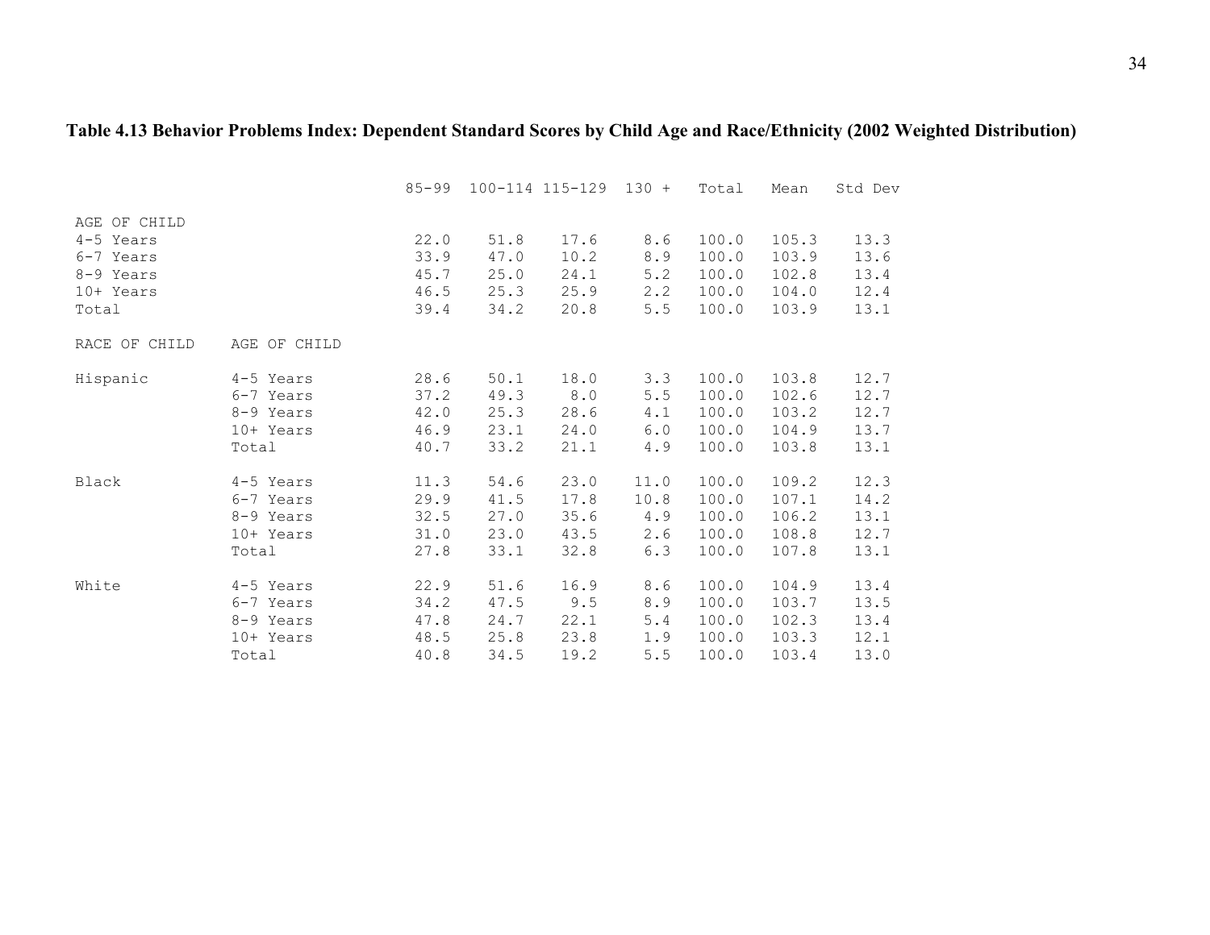**Table 4.13 Behavior Problems Index: Dependent Standard Scores by Child Age and Race/Ethnicity (2002 Weighted Distribution)**

| | | 85-99 | 100-114 | 115-129 | 130 + | Total | Mean | Std Dev |
|---|---|---|---|---|---|---|---|---|
| AGE OF CHILD | | | | | | | | |
| 4-5 Years | | 22.0 | 51.8 | 17.6 | 8.6 | 100.0 | 105.3 | 13.3 |
| 6-7 Years | | 33.9 | 47.0 | 10.2 | 8.9 | 100.0 | 103.9 | 13.6 |
| 8-9 Years | | 45.7 | 25.0 | 24.1 | 5.2 | 100.0 | 102.8 | 13.4 |
| 10+ Years | | 46.5 | 25.3 | 25.9 | 2.2 | 100.0 | 104.0 | 12.4 |
| Total | | 39.4 | 34.2 | 20.8 | 5.5 | 100.0 | 103.9 | 13.1 |
| RACE OF CHILD | AGE OF CHILD | | | | | | | |
| Hispanic | 4-5 Years | 28.6 | 50.1 | 18.0 | 3.3 | 100.0 | 103.8 | 12.7 |
| | 6-7 Years | 37.2 | 49.3 | 8.0 | 5.5 | 100.0 | 102.6 | 12.7 |
| | 8-9 Years | 42.0 | 25.3 | 28.6 | 4.1 | 100.0 | 103.2 | 12.7 |
| | 10+ Years | 46.9 | 23.1 | 24.0 | 6.0 | 100.0 | 104.9 | 13.7 |
| | Total | 40.7 | 33.2 | 21.1 | 4.9 | 100.0 | 103.8 | 13.1 |
| Black | 4-5 Years | 11.3 | 54.6 | 23.0 | 11.0 | 100.0 | 109.2 | 12.3 |
| | 6-7 Years | 29.9 | 41.5 | 17.8 | 10.8 | 100.0 | 107.1 | 14.2 |
| | 8-9 Years | 32.5 | 27.0 | 35.6 | 4.9 | 100.0 | 106.2 | 13.1 |
| | 10+ Years | 31.0 | 23.0 | 43.5 | 2.6 | 100.0 | 108.8 | 12.7 |
| | Total | 27.8 | 33.1 | 32.8 | 6.3 | 100.0 | 107.8 | 13.1 |
| White | 4-5 Years | 22.9 | 51.6 | 16.9 | 8.6 | 100.0 | 104.9 | 13.4 |
| | 6-7 Years | 34.2 | 47.5 | 9.5 | 8.9 | 100.0 | 103.7 | 13.5 |
| | 8-9 Years | 47.8 | 24.7 | 22.1 | 5.4 | 100.0 | 102.3 | 13.4 |
| | 10+ Years | 48.5 | 25.8 | 23.8 | 1.9 | 100.0 | 103.3 | 12.1 |
| | Total | 40.8 | 34.5 | 19.2 | 5.5 | 100.0 | 103.4 | 13.0 |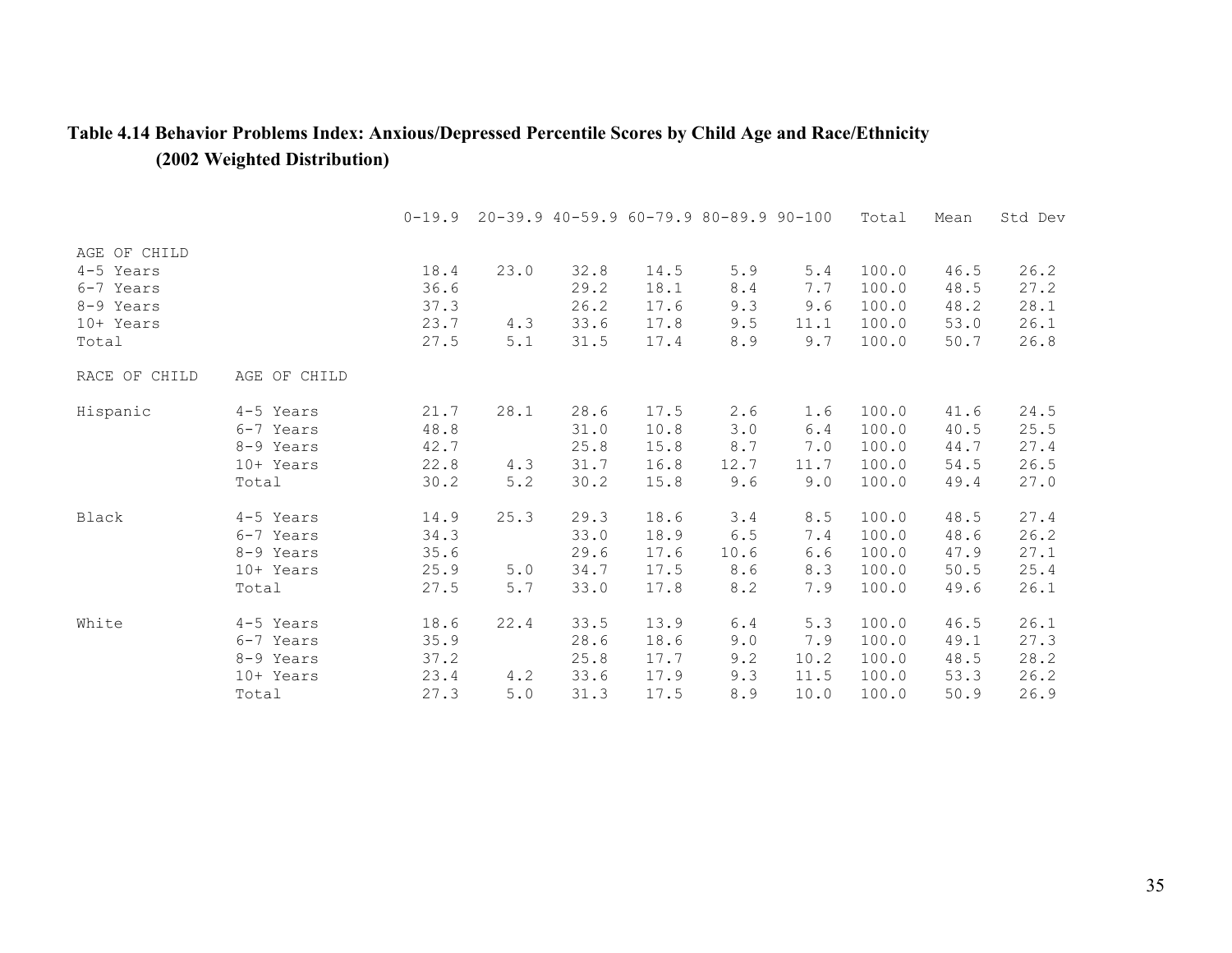## Table 4.14 Behavior Problems Index: Anxious/Depressed Percentile Scores by Child Age and Race/Ethnicity (2002 Weighted Distribution)

| | | 0-19.9 | 20-39.9 | 40-59.9 | 60-79.9 | 80-89.9 | 90-100 | Total | Mean | Std Dev |
|---|---|---|---|---|---|---|---|---|---|---|
| AGE OF CHILD | | | | | | | | | | |
| 4-5 Years | | 18.4 | 23.0 | 32.8 | 14.5 | 5.9 | 5.4 | 100.0 | 46.5 | 26.2 |
| 6-7 Years | | 36.6 | | 29.2 | 18.1 | 8.4 | 7.7 | 100.0 | 48.5 | 27.2 |
| 8-9 Years | | 37.3 | | 26.2 | 17.6 | 9.3 | 9.6 | 100.0 | 48.2 | 28.1 |
| 10+ Years | | 23.7 | 4.3 | 33.6 | 17.8 | 9.5 | 11.1 | 100.0 | 53.0 | 26.1 |
| Total | | 27.5 | 5.1 | 31.5 | 17.4 | 8.9 | 9.7 | 100.0 | 50.7 | 26.8 |
| RACE OF CHILD | AGE OF CHILD | | | | | | | | | |
| Hispanic | 4-5 Years | 21.7 | 28.1 | 28.6 | 17.5 | 2.6 | 1.6 | 100.0 | 41.6 | 24.5 |
| | 6-7 Years | 48.8 | | 31.0 | 10.8 | 3.0 | 6.4 | 100.0 | 40.5 | 25.5 |
| | 8-9 Years | 42.7 | | 25.8 | 15.8 | 8.7 | 7.0 | 100.0 | 44.7 | 27.4 |
| | 10+ Years | 22.8 | 4.3 | 31.7 | 16.8 | 12.7 | 11.7 | 100.0 | 54.5 | 26.5 |
| | Total | 30.2 | 5.2 | 30.2 | 15.8 | 9.6 | 9.0 | 100.0 | 49.4 | 27.0 |
| Black | 4-5 Years | 14.9 | 25.3 | 29.3 | 18.6 | 3.4 | 8.5 | 100.0 | 48.5 | 27.4 |
| | 6-7 Years | 34.3 | | 33.0 | 18.9 | 6.5 | 7.4 | 100.0 | 48.6 | 26.2 |
| | 8-9 Years | 35.6 | | 29.6 | 17.6 | 10.6 | 6.6 | 100.0 | 47.9 | 27.1 |
| | 10+ Years | 25.9 | 5.0 | 34.7 | 17.5 | 8.6 | 8.3 | 100.0 | 50.5 | 25.4 |
| | Total | 27.5 | 5.7 | 33.0 | 17.8 | 8.2 | 7.9 | 100.0 | 49.6 | 26.1 |
| White | 4-5 Years | 18.6 | 22.4 | 33.5 | 13.9 | 6.4 | 5.3 | 100.0 | 46.5 | 26.1 |
| | 6-7 Years | 35.9 | | 28.6 | 18.6 | 9.0 | 7.9 | 100.0 | 49.1 | 27.3 |
| | 8-9 Years | 37.2 | | 25.8 | 17.7 | 9.2 | 10.2 | 100.0 | 48.5 | 28.2 |
| | 10+ Years | 23.4 | 4.2 | 33.6 | 17.9 | 9.3 | 11.5 | 100.0 | 53.3 | 26.2 |
| | Total | 27.3 | 5.0 | 31.3 | 17.5 | 8.9 | 10.0 | 100.0 | 50.9 | 26.9 |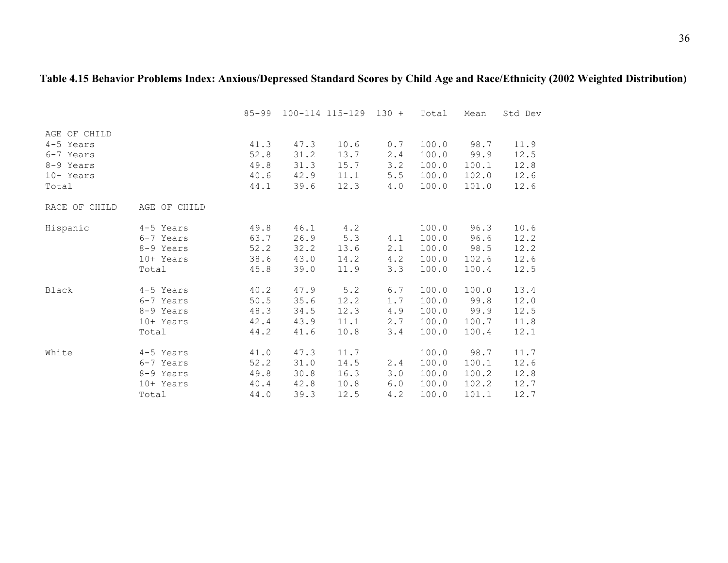**Table 4.15 Behavior Problems Index: Anxious/Depressed Standard Scores by Child Age and Race/Ethnicity (2002 Weighted Distribution)**

| | | 85-99 | 100-114 | 115-129 | 130 + | Total | Mean | Std Dev |
|---|---|---|---|---|---|---|---|---|
| AGE OF CHILD | | | | | | | | |
| 4-5 Years | | 41.3 | 47.3 | 10.6 | 0.7 | 100.0 | 98.7 | 11.9 |
| 6-7 Years | | 52.8 | 31.2 | 13.7 | 2.4 | 100.0 | 99.9 | 12.5 |
| 8-9 Years | | 49.8 | 31.3 | 15.7 | 3.2 | 100.0 | 100.1 | 12.8 |
| 10+ Years | | 40.6 | 42.9 | 11.1 | 5.5 | 100.0 | 102.0 | 12.6 |
| Total | | 44.1 | 39.6 | 12.3 | 4.0 | 100.0 | 101.0 | 12.6 |
| RACE OF CHILD | AGE OF CHILD | | | | | | | |
| Hispanic | 4-5 Years | 49.8 | 46.1 | 4.2 | | 100.0 | 96.3 | 10.6 |
| | 6-7 Years | 63.7 | 26.9 | 5.3 | 4.1 | 100.0 | 96.6 | 12.2 |
| | 8-9 Years | 52.2 | 32.2 | 13.6 | 2.1 | 100.0 | 98.5 | 12.2 |
| | 10+ Years | 38.6 | 43.0 | 14.2 | 4.2 | 100.0 | 102.6 | 12.6 |
| | Total | 45.8 | 39.0 | 11.9 | 3.3 | 100.0 | 100.4 | 12.5 |
| Black | 4-5 Years | 40.2 | 47.9 | 5.2 | 6.7 | 100.0 | 100.0 | 13.4 |
| | 6-7 Years | 50.5 | 35.6 | 12.2 | 1.7 | 100.0 | 99.8 | 12.0 |
| | 8-9 Years | 48.3 | 34.5 | 12.3 | 4.9 | 100.0 | 99.9 | 12.5 |
| | 10+ Years | 42.4 | 43.9 | 11.1 | 2.7 | 100.0 | 100.7 | 11.8 |
| | Total | 44.2 | 41.6 | 10.8 | 3.4 | 100.0 | 100.4 | 12.1 |
| White | 4-5 Years | 41.0 | 47.3 | 11.7 | | 100.0 | 98.7 | 11.7 |
| | 6-7 Years | 52.2 | 31.0 | 14.5 | 2.4 | 100.0 | 100.1 | 12.6 |
| | 8-9 Years | 49.8 | 30.8 | 16.3 | 3.0 | 100.0 | 100.2 | 12.8 |
| | 10+ Years | 40.4 | 42.8 | 10.8 | 6.0 | 100.0 | 102.2 | 12.7 |
| | Total | 44.0 | 39.3 | 12.5 | 4.2 | 100.0 | 101.1 | 12.7 |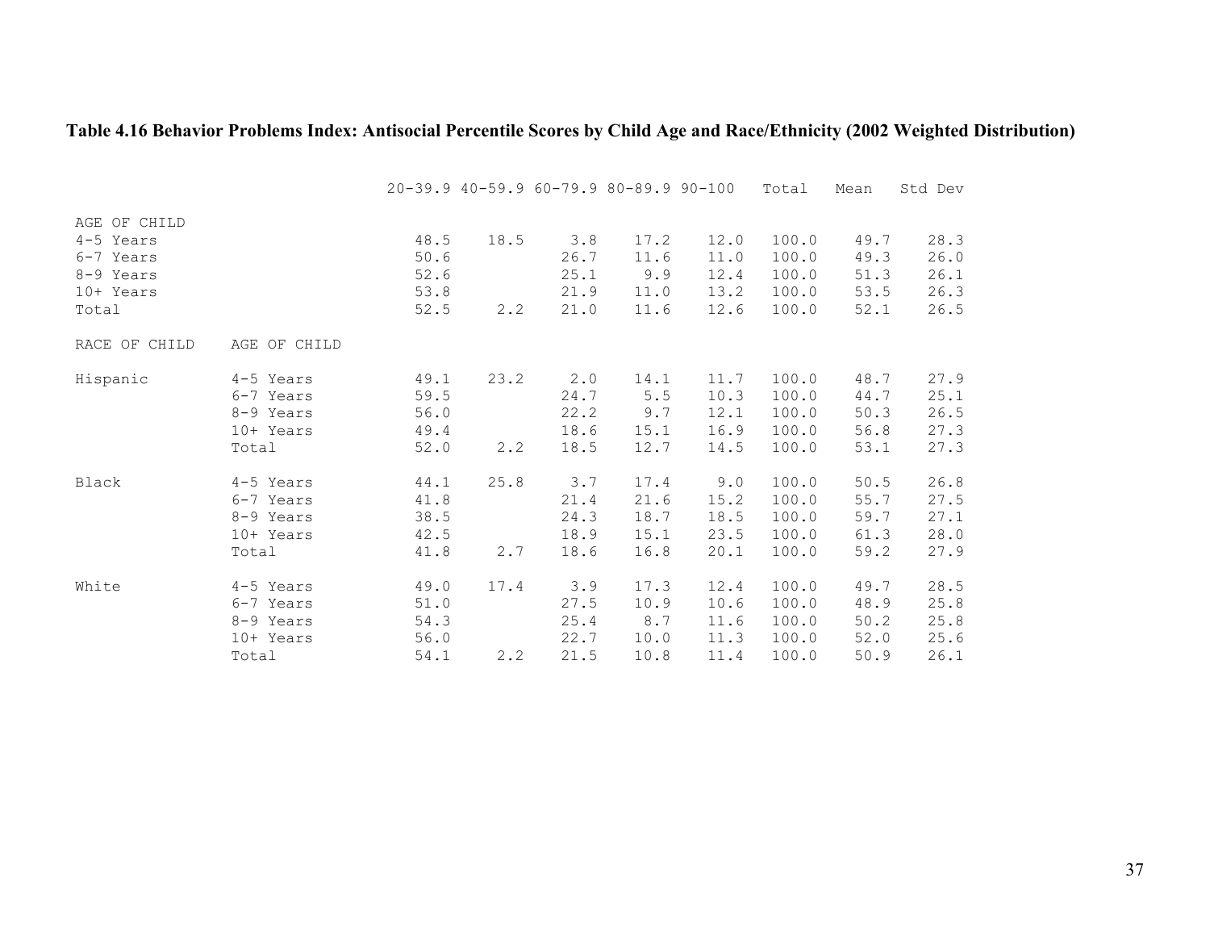**Table 4.16 Behavior Problems Index: Antisocial Percentile Scores by Child Age and Race/Ethnicity (2002 Weighted Distribution)**

| | | 20-39.9 | 40-59.9 | 60-79.9 | 80-89.9 | 90-100 | Total | Mean | Std Dev |
|---|---|---|---|---|---|---|---|---|---|
| AGE OF CHILD | | | | | | | | | |
| 4-5 Years | | 48.5 | 18.5 | 3.8 | 17.2 | 12.0 | 100.0 | 49.7 | 28.3 |
| 6-7 Years | | 50.6 | | 26.7 | 11.6 | 11.0 | 100.0 | 49.3 | 26.0 |
| 8-9 Years | | 52.6 | | 25.1 | 9.9 | 12.4 | 100.0 | 51.3 | 26.1 |
| 10+ Years | | 53.8 | | 21.9 | 11.0 | 13.2 | 100.0 | 53.5 | 26.3 |
| Total | | 52.5 | 2.2 | 21.0 | 11.6 | 12.6 | 100.0 | 52.1 | 26.5 |
| RACE OF CHILD | AGE OF CHILD | | | | | | | | |
| Hispanic | 4-5 Years | 49.1 | 23.2 | 2.0 | 14.1 | 11.7 | 100.0 | 48.7 | 27.9 |
| | 6-7 Years | 59.5 | | 24.7 | 5.5 | 10.3 | 100.0 | 44.7 | 25.1 |
| | 8-9 Years | 56.0 | | 22.2 | 9.7 | 12.1 | 100.0 | 50.3 | 26.5 |
| | 10+ Years | 49.4 | | 18.6 | 15.1 | 16.9 | 100.0 | 56.8 | 27.3 |
| | Total | 52.0 | 2.2 | 18.5 | 12.7 | 14.5 | 100.0 | 53.1 | 27.3 |
| Black | 4-5 Years | 44.1 | 25.8 | 3.7 | 17.4 | 9.0 | 100.0 | 50.5 | 26.8 |
| | 6-7 Years | 41.8 | | 21.4 | 21.6 | 15.2 | 100.0 | 55.7 | 27.5 |
| | 8-9 Years | 38.5 | | 24.3 | 18.7 | 18.5 | 100.0 | 59.7 | 27.1 |
| | 10+ Years | 42.5 | | 18.9 | 15.1 | 23.5 | 100.0 | 61.3 | 28.0 |
| | Total | 41.8 | 2.7 | 18.6 | 16.8 | 20.1 | 100.0 | 59.2 | 27.9 |
| White | 4-5 Years | 49.0 | 17.4 | 3.9 | 17.3 | 12.4 | 100.0 | 49.7 | 28.5 |
| | 6-7 Years | 51.0 | | 27.5 | 10.9 | 10.6 | 100.0 | 48.9 | 25.8 |
| | 8-9 Years | 54.3 | | 25.4 | 8.7 | 11.6 | 100.0 | 50.2 | 25.8 |
| | 10+ Years | 56.0 | | 22.7 | 10.0 | 11.3 | 100.0 | 52.0 | 25.6 |
| | Total | 54.1 | 2.2 | 21.5 | 10.8 | 11.4 | 100.0 | 50.9 | 26.1 |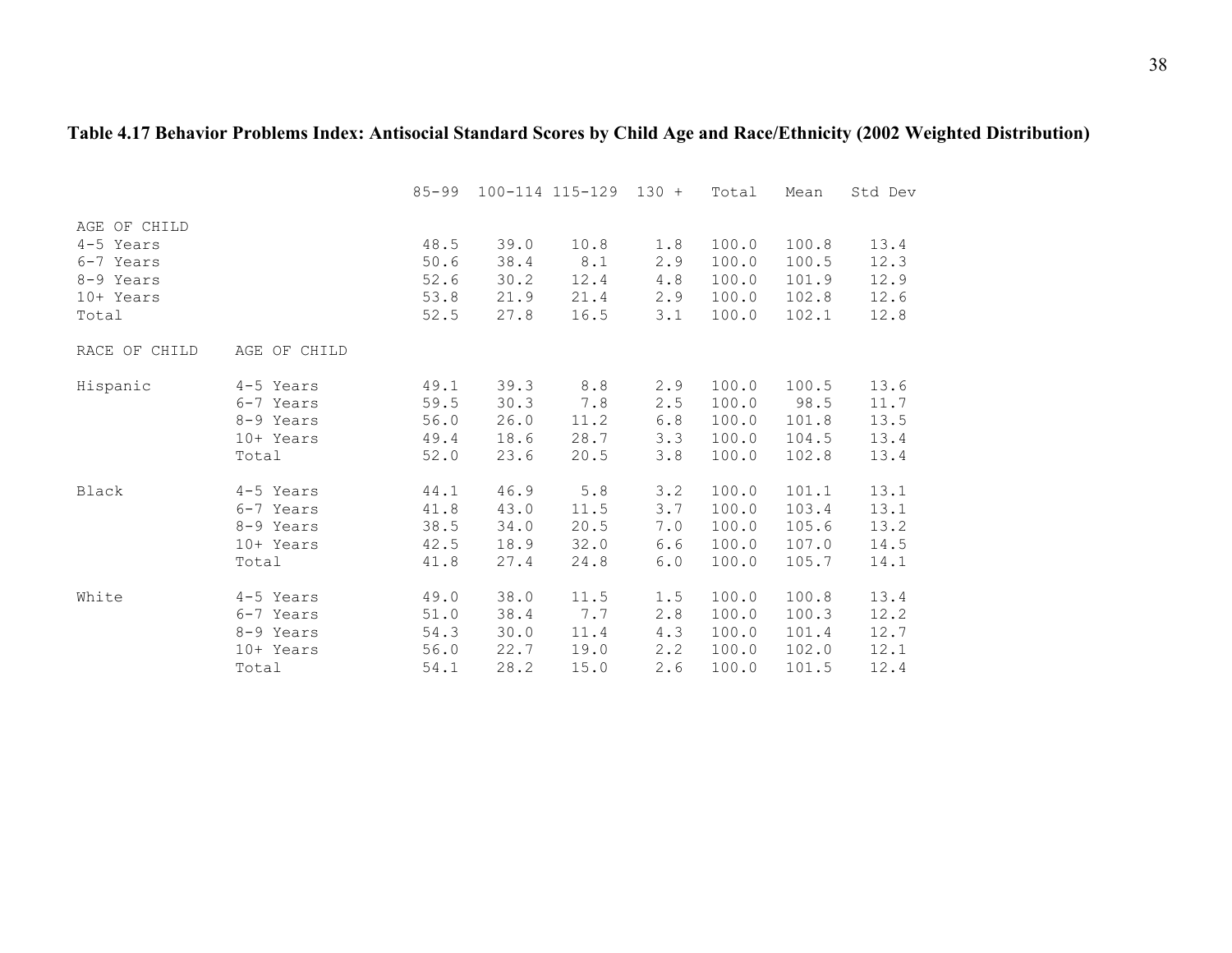**Table 4.17 Behavior Problems Index: Antisocial Standard Scores by Child Age and Race/Ethnicity (2002 Weighted Distribution)**

| | | 85-99 | 100-114 | 115-129 | 130 + | Total | Mean | Std Dev |
|---|---|---|---|---|---|---|---|---|
| AGE OF CHILD | | | | | | | | |
| 4-5 Years | | 48.5 | 39.0 | 10.8 | 1.8 | 100.0 | 100.8 | 13.4 |
| 6-7 Years | | 50.6 | 38.4 | 8.1 | 2.9 | 100.0 | 100.5 | 12.3 |
| 8-9 Years | | 52.6 | 30.2 | 12.4 | 4.8 | 100.0 | 101.9 | 12.9 |
| 10+ Years | | 53.8 | 21.9 | 21.4 | 2.9 | 100.0 | 102.8 | 12.6 |
| Total | | 52.5 | 27.8 | 16.5 | 3.1 | 100.0 | 102.1 | 12.8 |
| RACE OF CHILD | AGE OF CHILD | | | | | | | |
| Hispanic | 4-5 Years | 49.1 | 39.3 | 8.8 | 2.9 | 100.0 | 100.5 | 13.6 |
| | 6-7 Years | 59.5 | 30.3 | 7.8 | 2.5 | 100.0 | 98.5 | 11.7 |
| | 8-9 Years | 56.0 | 26.0 | 11.2 | 6.8 | 100.0 | 101.8 | 13.5 |
| | 10+ Years | 49.4 | 18.6 | 28.7 | 3.3 | 100.0 | 104.5 | 13.4 |
| | Total | 52.0 | 23.6 | 20.5 | 3.8 | 100.0 | 102.8 | 13.4 |
| Black | 4-5 Years | 44.1 | 46.9 | 5.8 | 3.2 | 100.0 | 101.1 | 13.1 |
| | 6-7 Years | 41.8 | 43.0 | 11.5 | 3.7 | 100.0 | 103.4 | 13.1 |
| | 8-9 Years | 38.5 | 34.0 | 20.5 | 7.0 | 100.0 | 105.6 | 13.2 |
| | 10+ Years | 42.5 | 18.9 | 32.0 | 6.6 | 100.0 | 107.0 | 14.5 |
| | Total | 41.8 | 27.4 | 24.8 | 6.0 | 100.0 | 105.7 | 14.1 |
| White | 4-5 Years | 49.0 | 38.0 | 11.5 | 1.5 | 100.0 | 100.8 | 13.4 |
| | 6-7 Years | 51.0 | 38.4 | 7.7 | 2.8 | 100.0 | 100.3 | 12.2 |
| | 8-9 Years | 54.3 | 30.0 | 11.4 | 4.3 | 100.0 | 101.4 | 12.7 |
| | 10+ Years | 56.0 | 22.7 | 19.0 | 2.2 | 100.0 | 102.0 | 12.1 |
| | Total | 54.1 | 28.2 | 15.0 | 2.6 | 100.0 | 101.5 | 12.4 |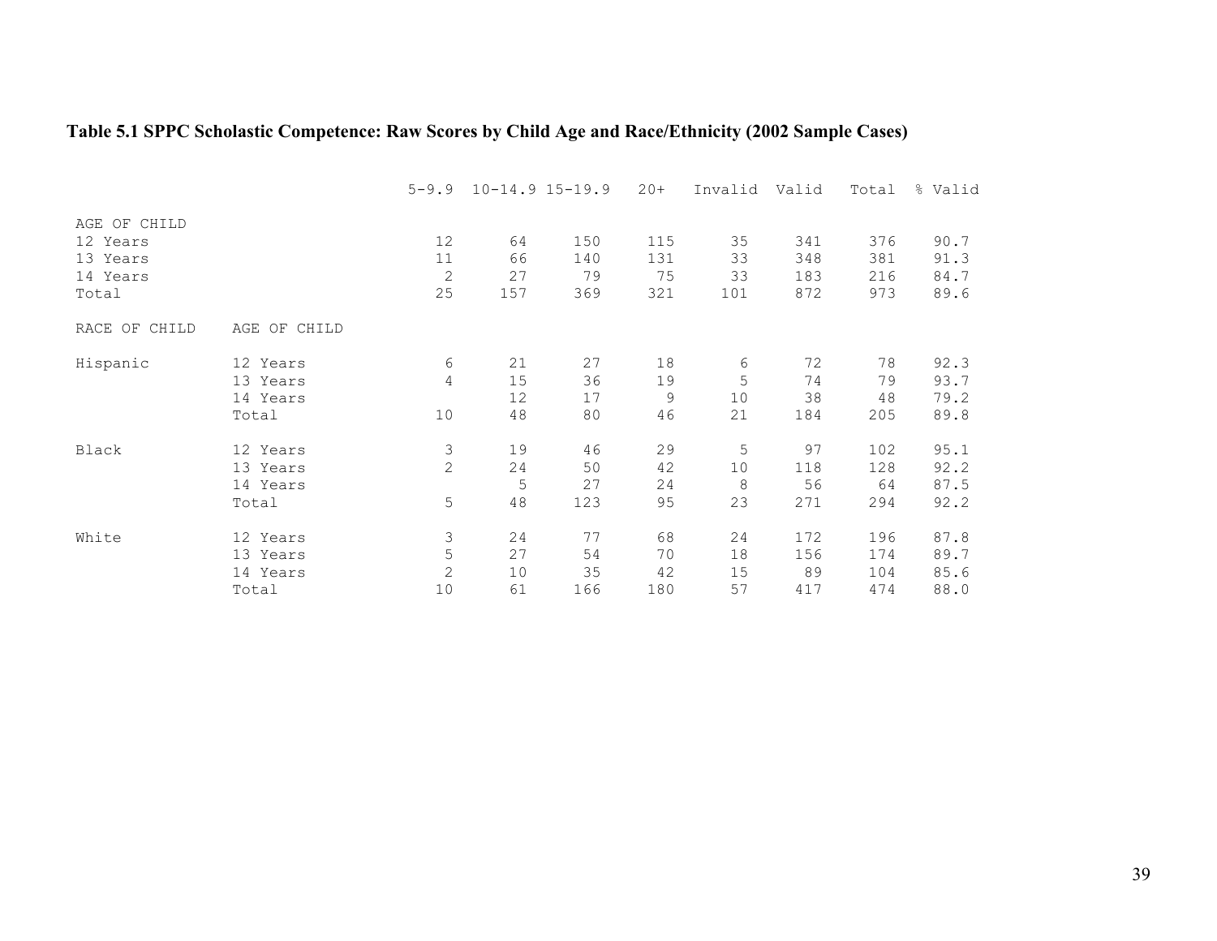**Table 5.1 SPPC Scholastic Competence: Raw Scores by Child Age and Race/Ethnicity (2002 Sample Cases)**

| | | 5-9.9 | 10-14.9 | 15-19.9 | 20+ | Invalid | Valid | Total | % Valid |
|---|---|---|---|---|---|---|---|---|---|
| AGE OF CHILD | | | | | | | | | |
| 12 Years | | 12 | 64 | 150 | 115 | 35 | 341 | 376 | 90.7 |
| 13 Years | | 11 | 66 | 140 | 131 | 33 | 348 | 381 | 91.3 |
| 14 Years | | 2 | 27 | 79 | 75 | 33 | 183 | 216 | 84.7 |
| Total | | 25 | 157 | 369 | 321 | 101 | 872 | 973 | 89.6 |
| RACE OF CHILD | AGE OF CHILD | | | | | | | | |
| Hispanic | 12 Years | 6 | 21 | 27 | 18 | 6 | 72 | 78 | 92.3 |
| | 13 Years | 4 | 15 | 36 | 19 | 5 | 74 | 79 | 93.7 |
| | 14 Years | | 12 | 17 | 9 | 10 | 38 | 48 | 79.2 |
| | Total | 10 | 48 | 80 | 46 | 21 | 184 | 205 | 89.8 |
| Black | 12 Years | 3 | 19 | 46 | 29 | 5 | 97 | 102 | 95.1 |
| | 13 Years | 2 | 24 | 50 | 42 | 10 | 118 | 128 | 92.2 |
| | 14 Years | | 5 | 27 | 24 | 8 | 56 | 64 | 87.5 |
| | Total | 5 | 48 | 123 | 95 | 23 | 271 | 294 | 92.2 |
| White | 12 Years | 3 | 24 | 77 | 68 | 24 | 172 | 196 | 87.8 |
| | 13 Years | 5 | 27 | 54 | 70 | 18 | 156 | 174 | 89.7 |
| | 14 Years | 2 | 10 | 35 | 42 | 15 | 89 | 104 | 85.6 |
| | Total | 10 | 61 | 166 | 180 | 57 | 417 | 474 | 88.0 |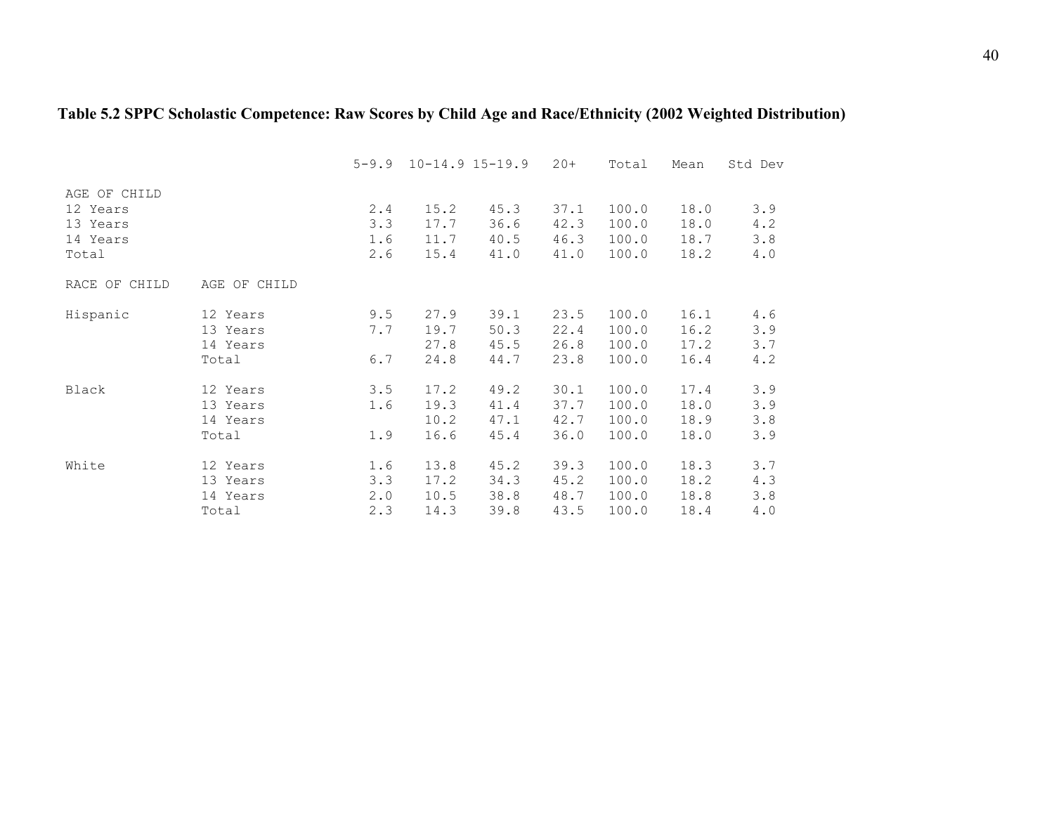**Table 5.2 SPPC Scholastic Competence: Raw Scores by Child Age and Race/Ethnicity (2002 Weighted Distribution)**

| | | 5-9.9 | 10-14.9 | 15-19.9 | 20+ | Total | Mean | Std Dev |
|---|---|---|---|---|---|---|---|---|
| AGE OF CHILD | | | | | | | | |
| 12 Years | | 2.4 | 15.2 | 45.3 | 37.1 | 100.0 | 18.0 | 3.9 |
| 13 Years | | 3.3 | 17.7 | 36.6 | 42.3 | 100.0 | 18.0 | 4.2 |
| 14 Years | | 1.6 | 11.7 | 40.5 | 46.3 | 100.0 | 18.7 | 3.8 |
| Total | | 2.6 | 15.4 | 41.0 | 41.0 | 100.0 | 18.2 | 4.0 |
| RACE OF CHILD | AGE OF CHILD | | | | | | | |
| Hispanic | 12 Years | 9.5 | 27.9 | 39.1 | 23.5 | 100.0 | 16.1 | 4.6 |
| | 13 Years | 7.7 | 19.7 | 50.3 | 22.4 | 100.0 | 16.2 | 3.9 |
| | 14 Years | | 27.8 | 45.5 | 26.8 | 100.0 | 17.2 | 3.7 |
| | Total | 6.7 | 24.8 | 44.7 | 23.8 | 100.0 | 16.4 | 4.2 |
| Black | 12 Years | 3.5 | 17.2 | 49.2 | 30.1 | 100.0 | 17.4 | 3.9 |
| | 13 Years | 1.6 | 19.3 | 41.4 | 37.7 | 100.0 | 18.0 | 3.9 |
| | 14 Years | | 10.2 | 47.1 | 42.7 | 100.0 | 18.9 | 3.8 |
| | Total | 1.9 | 16.6 | 45.4 | 36.0 | 100.0 | 18.0 | 3.9 |
| White | 12 Years | 1.6 | 13.8 | 45.2 | 39.3 | 100.0 | 18.3 | 3.7 |
| | 13 Years | 3.3 | 17.2 | 34.3 | 45.2 | 100.0 | 18.2 | 4.3 |
| | 14 Years | 2.0 | 10.5 | 38.8 | 48.7 | 100.0 | 18.8 | 3.8 |
| | Total | 2.3 | 14.3 | 39.8 | 43.5 | 100.0 | 18.4 | 4.0 |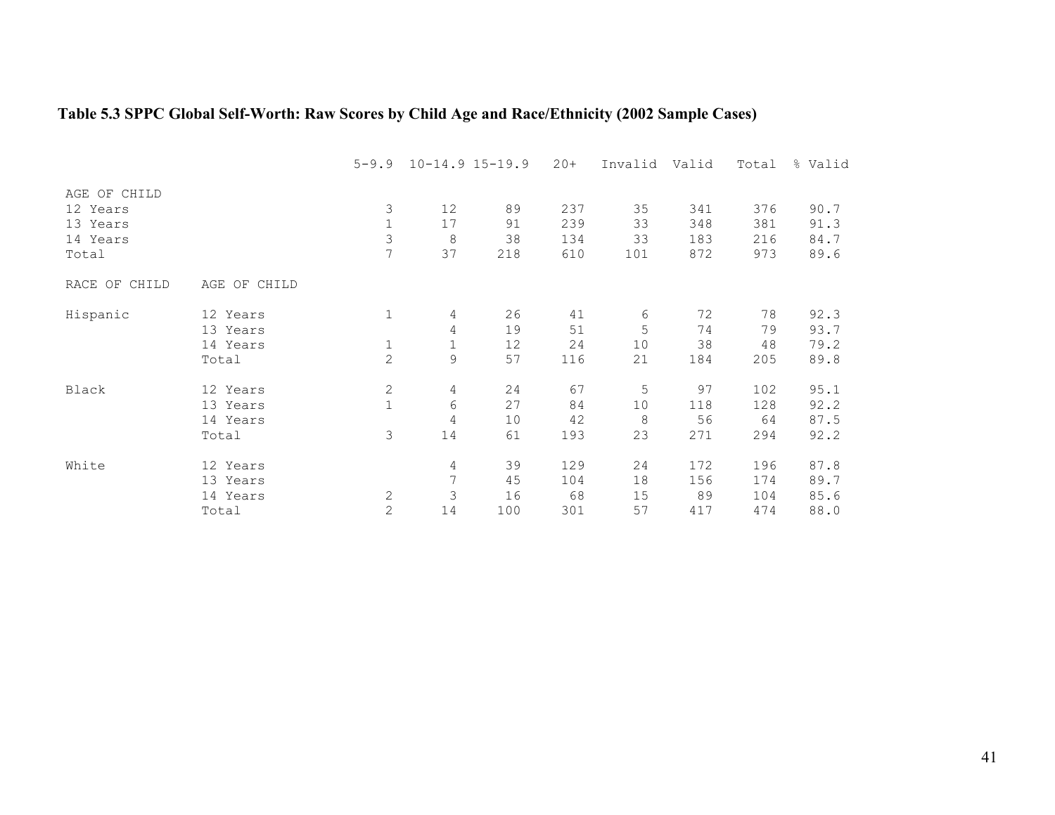**Table 5.3 SPPC Global Self-Worth: Raw Scores by Child Age and Race/Ethnicity (2002 Sample Cases)**

| | | 5-9.9 | 10-14.9 | 15-19.9 | 20+ | Invalid | Valid | Total | % Valid |
|---|---|---|---|---|---|---|---|---|---|
| AGE OF CHILD | | | | | | | | | |
| 12 Years | | 3 | 12 | 89 | 237 | 35 | 341 | 376 | 90.7 |
| 13 Years | | 1 | 17 | 91 | 239 | 33 | 348 | 381 | 91.3 |
| 14 Years | | 3 | 8 | 38 | 134 | 33 | 183 | 216 | 84.7 |
| Total | | 7 | 37 | 218 | 610 | 101 | 872 | 973 | 89.6 |
| RACE OF CHILD | AGE OF CHILD | | | | | | | | |
| Hispanic | 12 Years | 1 | 4 | 26 | 41 | 6 | 72 | 78 | 92.3 |
| | 13 Years | | 4 | 19 | 51 | 5 | 74 | 79 | 93.7 |
| | 14 Years | 1 | 1 | 12 | 24 | 10 | 38 | 48 | 79.2 |
| | Total | 2 | 9 | 57 | 116 | 21 | 184 | 205 | 89.8 |
| Black | 12 Years | 2 | 4 | 24 | 67 | 5 | 97 | 102 | 95.1 |
| | 13 Years | 1 | 6 | 27 | 84 | 10 | 118 | 128 | 92.2 |
| | 14 Years | | 4 | 10 | 42 | 8 | 56 | 64 | 87.5 |
| | Total | 3 | 14 | 61 | 193 | 23 | 271 | 294 | 92.2 |
| White | 12 Years | | 4 | 39 | 129 | 24 | 172 | 196 | 87.8 |
| | 13 Years | | 7 | 45 | 104 | 18 | 156 | 174 | 89.7 |
| | 14 Years | 2 | 3 | 16 | 68 | 15 | 89 | 104 | 85.6 |
| | Total | 2 | 14 | 100 | 301 | 57 | 417 | 474 | 88.0 |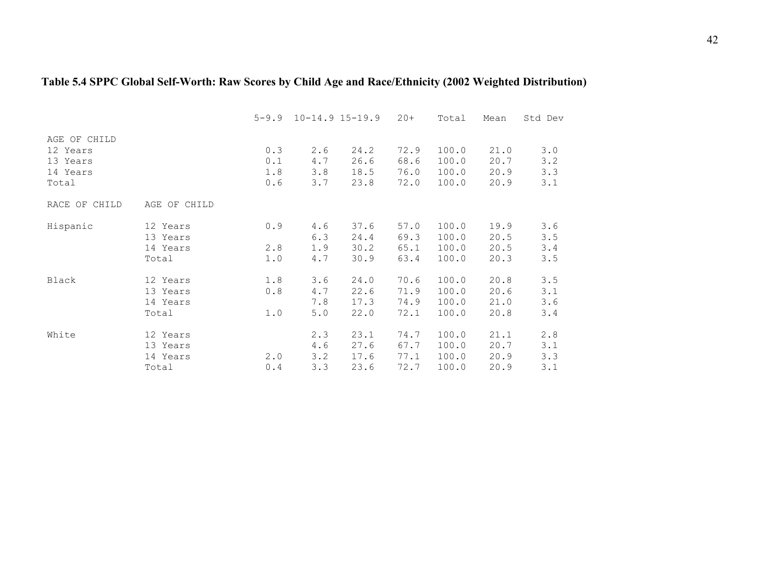**Table 5.4 SPPC Global Self-Worth: Raw Scores by Child Age and Race/Ethnicity (2002 Weighted Distribution)**

| | | 5-9.9 | 10-14.9 | 15-19.9 | 20+ | Total | Mean | Std Dev |
|---|---|---|---|---|---|---|---|---|
| AGE OF CHILD | | | | | | | | |
| 12 Years | | 0.3 | 2.6 | 24.2 | 72.9 | 100.0 | 21.0 | 3.0 |
| 13 Years | | 0.1 | 4.7 | 26.6 | 68.6 | 100.0 | 20.7 | 3.2 |
| 14 Years | | 1.8 | 3.8 | 18.5 | 76.0 | 100.0 | 20.9 | 3.3 |
| Total | | 0.6 | 3.7 | 23.8 | 72.0 | 100.0 | 20.9 | 3.1 |
| RACE OF CHILD | AGE OF CHILD | | | | | | | |
| Hispanic | 12 Years | 0.9 | 4.6 | 37.6 | 57.0 | 100.0 | 19.9 | 3.6 |
| | 13 Years | | 6.3 | 24.4 | 69.3 | 100.0 | 20.5 | 3.5 |
| | 14 Years | 2.8 | 1.9 | 30.2 | 65.1 | 100.0 | 20.5 | 3.4 |
| | Total | 1.0 | 4.7 | 30.9 | 63.4 | 100.0 | 20.3 | 3.5 |
| Black | 12 Years | 1.8 | 3.6 | 24.0 | 70.6 | 100.0 | 20.8 | 3.5 |
| | 13 Years | 0.8 | 4.7 | 22.6 | 71.9 | 100.0 | 20.6 | 3.1 |
| | 14 Years | | 7.8 | 17.3 | 74.9 | 100.0 | 21.0 | 3.6 |
| | Total | 1.0 | 5.0 | 22.0 | 72.1 | 100.0 | 20.8 | 3.4 |
| White | 12 Years | | 2.3 | 23.1 | 74.7 | 100.0 | 21.1 | 2.8 |
| | 13 Years | | 4.6 | 27.6 | 67.7 | 100.0 | 20.7 | 3.1 |
| | 14 Years | 2.0 | 3.2 | 17.6 | 77.1 | 100.0 | 20.9 | 3.3 |
| | Total | 0.4 | 3.3 | 23.6 | 72.7 | 100.0 | 20.9 | 3.1 |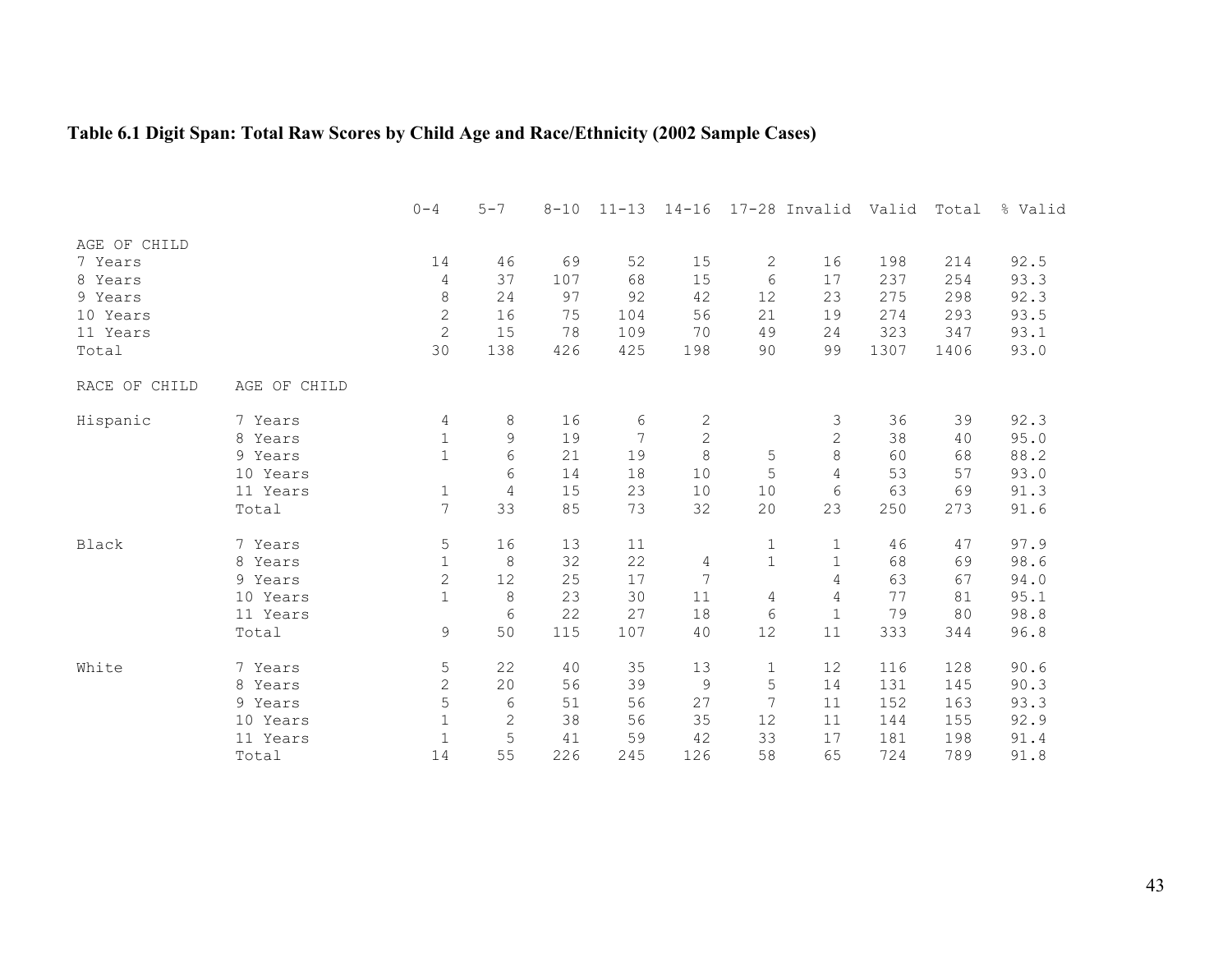**Table 6.1 Digit Span: Total Raw Scores by Child Age and Race/Ethnicity (2002 Sample Cases)**

| | | 0-4 | 5-7 | 8-10 | 11-13 | 14-16 | 17-28 | Invalid | Valid | Total | % Valid |
|---|---|---|---|---|---|---|---|---|---|---|---|
| AGE OF CHILD | | | | | | | | | | | |
| 7 Years | | 14 | 46 | 69 | 52 | 15 | 2 | 16 | 198 | 214 | 92.5 |
| 8 Years | | 4 | 37 | 107 | 68 | 15 | 6 | 17 | 237 | 254 | 93.3 |
| 9 Years | | 8 | 24 | 97 | 92 | 42 | 12 | 23 | 275 | 298 | 92.3 |
| 10 Years | | 2 | 16 | 75 | 104 | 56 | 21 | 19 | 274 | 293 | 93.5 |
| 11 Years | | 2 | 15 | 78 | 109 | 70 | 49 | 24 | 323 | 347 | 93.1 |
| Total | | 30 | 138 | 426 | 425 | 198 | 90 | 99 | 1307 | 1406 | 93.0 |
| RACE OF CHILD | AGE OF CHILD | | | | | | | | | | |
| Hispanic | 7 Years | 4 | 8 | 16 | 6 | 2 | | 3 | 36 | 39 | 92.3 |
| | 8 Years | 1 | 9 | 19 | 7 | 2 | | 2 | 38 | 40 | 95.0 |
| | 9 Years | 1 | 6 | 21 | 19 | 8 | 5 | 8 | 60 | 68 | 88.2 |
| | 10 Years | | 6 | 14 | 18 | 10 | 5 | 4 | 53 | 57 | 93.0 |
| | 11 Years | 1 | 4 | 15 | 23 | 10 | 10 | 6 | 63 | 69 | 91.3 |
| | Total | 7 | 33 | 85 | 73 | 32 | 20 | 23 | 250 | 273 | 91.6 |
| Black | 7 Years | 5 | 16 | 13 | 11 | | 1 | 1 | 46 | 47 | 97.9 |
| | 8 Years | 1 | 8 | 32 | 22 | 4 | 1 | 1 | 68 | 69 | 98.6 |
| | 9 Years | 2 | 12 | 25 | 17 | 7 | | 4 | 63 | 67 | 94.0 |
| | 10 Years | 1 | 8 | 23 | 30 | 11 | 4 | 4 | 77 | 81 | 95.1 |
| | 11 Years | | 6 | 22 | 27 | 18 | 6 | 1 | 79 | 80 | 98.8 |
| | Total | 9 | 50 | 115 | 107 | 40 | 12 | 11 | 333 | 344 | 96.8 |
| White | 7 Years | 5 | 22 | 40 | 35 | 13 | 1 | 12 | 116 | 128 | 90.6 |
| | 8 Years | 2 | 20 | 56 | 39 | 9 | 5 | 14 | 131 | 145 | 90.3 |
| | 9 Years | 5 | 6 | 51 | 56 | 27 | 7 | 11 | 152 | 163 | 93.3 |
| | 10 Years | 1 | 2 | 38 | 56 | 35 | 12 | 11 | 144 | 155 | 92.9 |
| | 11 Years | 1 | 5 | 41 | 59 | 42 | 33 | 17 | 181 | 198 | 91.4 |
| | Total | 14 | 55 | 226 | 245 | 126 | 58 | 65 | 724 | 789 | 91.8 |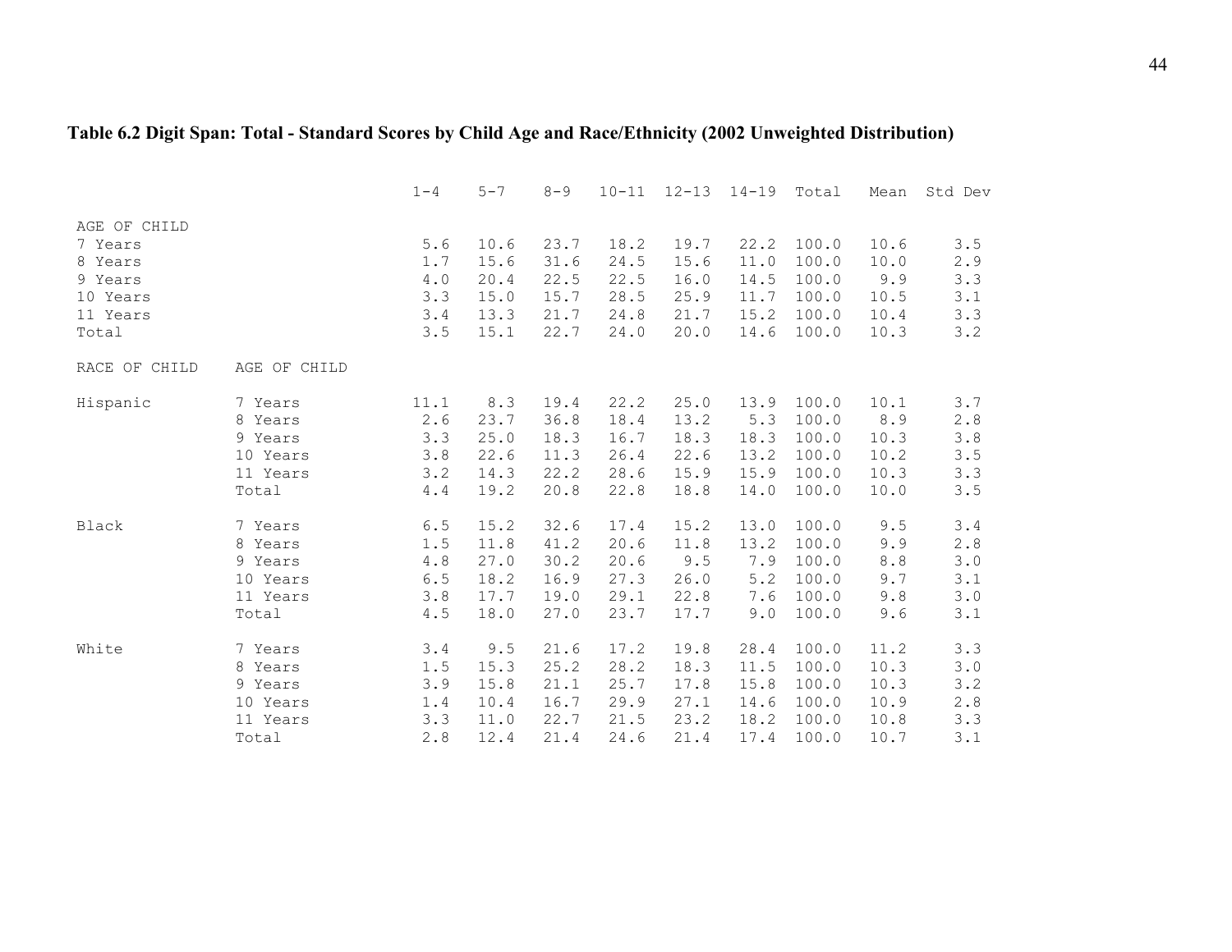**Table 6.2 Digit Span: Total - Standard Scores by Child Age and Race/Ethnicity (2002 Unweighted Distribution)**

| | | 1-4 | 5-7 | 8-9 | 10-11 | 12-13 | 14-19 | Total | Mean | Std Dev |
|---|---|---|---|---|---|---|---|---|---|---|
| AGE OF CHILD | | | | | | | | | | |
| 7 Years | | 5.6 | 10.6 | 23.7 | 18.2 | 19.7 | 22.2 | 100.0 | 10.6 | 3.5 |
| 8 Years | | 1.7 | 15.6 | 31.6 | 24.5 | 15.6 | 11.0 | 100.0 | 10.0 | 2.9 |
| 9 Years | | 4.0 | 20.4 | 22.5 | 22.5 | 16.0 | 14.5 | 100.0 | 9.9 | 3.3 |
| 10 Years | | 3.3 | 15.0 | 15.7 | 28.5 | 25.9 | 11.7 | 100.0 | 10.5 | 3.1 |
| 11 Years | | 3.4 | 13.3 | 21.7 | 24.8 | 21.7 | 15.2 | 100.0 | 10.4 | 3.3 |
| Total | | 3.5 | 15.1 | 22.7 | 24.0 | 20.0 | 14.6 | 100.0 | 10.3 | 3.2 |
| RACE OF CHILD | AGE OF CHILD | | | | | | | | | |
| Hispanic | 7 Years | 11.1 | 8.3 | 19.4 | 22.2 | 25.0 | 13.9 | 100.0 | 10.1 | 3.7 |
| | 8 Years | 2.6 | 23.7 | 36.8 | 18.4 | 13.2 | 5.3 | 100.0 | 8.9 | 2.8 |
| | 9 Years | 3.3 | 25.0 | 18.3 | 16.7 | 18.3 | 18.3 | 100.0 | 10.3 | 3.8 |
| | 10 Years | 3.8 | 22.6 | 11.3 | 26.4 | 22.6 | 13.2 | 100.0 | 10.2 | 3.5 |
| | 11 Years | 3.2 | 14.3 | 22.2 | 28.6 | 15.9 | 15.9 | 100.0 | 10.3 | 3.3 |
| | Total | 4.4 | 19.2 | 20.8 | 22.8 | 18.8 | 14.0 | 100.0 | 10.0 | 3.5 |
| Black | 7 Years | 6.5 | 15.2 | 32.6 | 17.4 | 15.2 | 13.0 | 100.0 | 9.5 | 3.4 |
| | 8 Years | 1.5 | 11.8 | 41.2 | 20.6 | 11.8 | 13.2 | 100.0 | 9.9 | 2.8 |
| | 9 Years | 4.8 | 27.0 | 30.2 | 20.6 | 9.5 | 7.9 | 100.0 | 8.8 | 3.0 |
| | 10 Years | 6.5 | 18.2 | 16.9 | 27.3 | 26.0 | 5.2 | 100.0 | 9.7 | 3.1 |
| | 11 Years | 3.8 | 17.7 | 19.0 | 29.1 | 22.8 | 7.6 | 100.0 | 9.8 | 3.0 |
| | Total | 4.5 | 18.0 | 27.0 | 23.7 | 17.7 | 9.0 | 100.0 | 9.6 | 3.1 |
| White | 7 Years | 3.4 | 9.5 | 21.6 | 17.2 | 19.8 | 28.4 | 100.0 | 11.2 | 3.3 |
| | 8 Years | 1.5 | 15.3 | 25.2 | 28.2 | 18.3 | 11.5 | 100.0 | 10.3 | 3.0 |
| | 9 Years | 3.9 | 15.8 | 21.1 | 25.7 | 17.8 | 15.8 | 100.0 | 10.3 | 3.2 |
| | 10 Years | 1.4 | 10.4 | 16.7 | 29.9 | 27.1 | 14.6 | 100.0 | 10.9 | 2.8 |
| | 11 Years | 3.3 | 11.0 | 22.7 | 21.5 | 23.2 | 18.2 | 100.0 | 10.8 | 3.3 |
| | Total | 2.8 | 12.4 | 21.4 | 24.6 | 21.4 | 17.4 | 100.0 | 10.7 | 3.1 |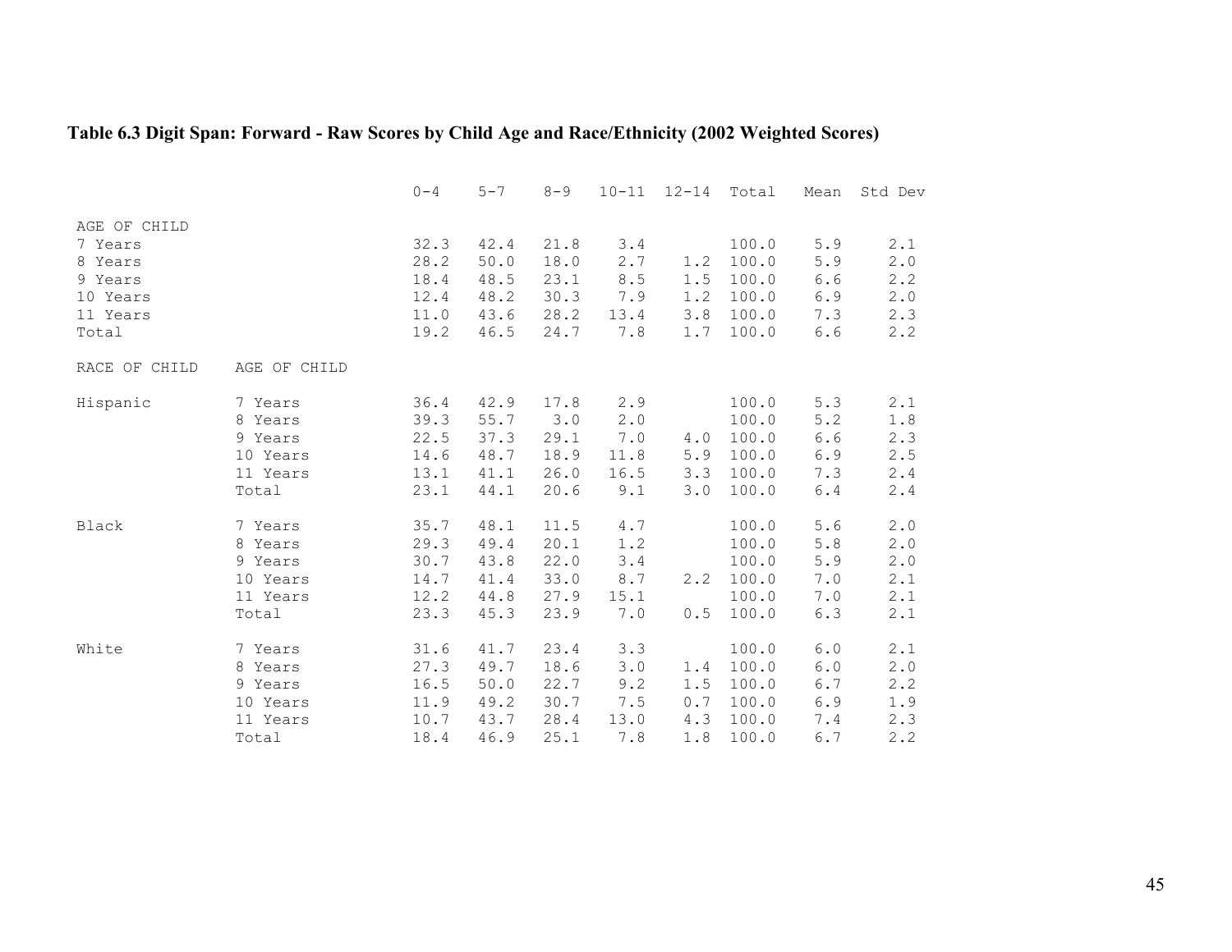**Table 6.3 Digit Span: Forward - Raw Scores by Child Age and Race/Ethnicity (2002 Weighted Scores)**

| | | 0-4 | 5-7 | 8-9 | 10-11 | 12-14 | Total | Mean | Std Dev |
|---|---|---|---|---|---|---|---|---|---|
| AGE OF CHILD | | | | | | | | | |
| 7 Years | | 32.3 | 42.4 | 21.8 | 3.4 | | 100.0 | 5.9 | 2.1 |
| 8 Years | | 28.2 | 50.0 | 18.0 | 2.7 | 1.2 | 100.0 | 5.9 | 2.0 |
| 9 Years | | 18.4 | 48.5 | 23.1 | 8.5 | 1.5 | 100.0 | 6.6 | 2.2 |
| 10 Years | | 12.4 | 48.2 | 30.3 | 7.9 | 1.2 | 100.0 | 6.9 | 2.0 |
| 11 Years | | 11.0 | 43.6 | 28.2 | 13.4 | 3.8 | 100.0 | 7.3 | 2.3 |
| Total | | 19.2 | 46.5 | 24.7 | 7.8 | 1.7 | 100.0 | 6.6 | 2.2 |
| RACE OF CHILD | AGE OF CHILD | | | | | | | | |
| Hispanic | 7 Years | 36.4 | 42.9 | 17.8 | 2.9 | | 100.0 | 5.3 | 2.1 |
| | 8 Years | 39.3 | 55.7 | 3.0 | 2.0 | | 100.0 | 5.2 | 1.8 |
| | 9 Years | 22.5 | 37.3 | 29.1 | 7.0 | 4.0 | 100.0 | 6.6 | 2.3 |
| | 10 Years | 14.6 | 48.7 | 18.9 | 11.8 | 5.9 | 100.0 | 6.9 | 2.5 |
| | 11 Years | 13.1 | 41.1 | 26.0 | 16.5 | 3.3 | 100.0 | 7.3 | 2.4 |
| | Total | 23.1 | 44.1 | 20.6 | 9.1 | 3.0 | 100.0 | 6.4 | 2.4 |
| Black | 7 Years | 35.7 | 48.1 | 11.5 | 4.7 | | 100.0 | 5.6 | 2.0 |
| | 8 Years | 29.3 | 49.4 | 20.1 | 1.2 | | 100.0 | 5.8 | 2.0 |
| | 9 Years | 30.7 | 43.8 | 22.0 | 3.4 | | 100.0 | 5.9 | 2.0 |
| | 10 Years | 14.7 | 41.4 | 33.0 | 8.7 | 2.2 | 100.0 | 7.0 | 2.1 |
| | 11 Years | 12.2 | 44.8 | 27.9 | 15.1 | | 100.0 | 7.0 | 2.1 |
| | Total | 23.3 | 45.3 | 23.9 | 7.0 | 0.5 | 100.0 | 6.3 | 2.1 |
| White | 7 Years | 31.6 | 41.7 | 23.4 | 3.3 | | 100.0 | 6.0 | 2.1 |
| | 8 Years | 27.3 | 49.7 | 18.6 | 3.0 | 1.4 | 100.0 | 6.0 | 2.0 |
| | 9 Years | 16.5 | 50.0 | 22.7 | 9.2 | 1.5 | 100.0 | 6.7 | 2.2 |
| | 10 Years | 11.9 | 49.2 | 30.7 | 7.5 | 0.7 | 100.0 | 6.9 | 1.9 |
| | 11 Years | 10.7 | 43.7 | 28.4 | 13.0 | 4.3 | 100.0 | 7.4 | 2.3 |
| | Total | 18.4 | 46.9 | 25.1 | 7.8 | 1.8 | 100.0 | 6.7 | 2.2 |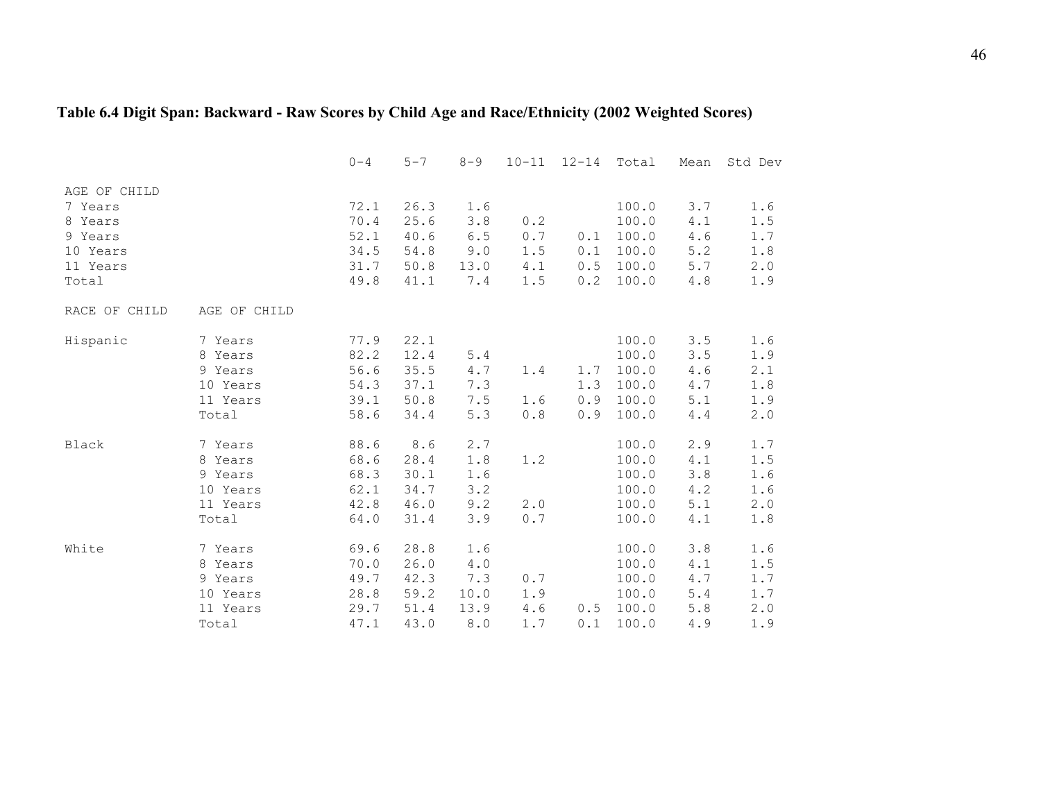**Table 6.4 Digit Span: Backward - Raw Scores by Child Age and Race/Ethnicity (2002 Weighted Scores)**

| | | 0-4 | 5-7 | 8-9 | 10-11 | 12-14 | Total | Mean | Std Dev |
|---|---|---|---|---|---|---|---|---|---|
| AGE OF CHILD | | | | | | | | | |
| 7 Years | | 72.1 | 26.3 | 1.6 | | | 100.0 | 3.7 | 1.6 |
| 8 Years | | 70.4 | 25.6 | 3.8 | 0.2 | | 100.0 | 4.1 | 1.5 |
| 9 Years | | 52.1 | 40.6 | 6.5 | 0.7 | 0.1 | 100.0 | 4.6 | 1.7 |
| 10 Years | | 34.5 | 54.8 | 9.0 | 1.5 | 0.1 | 100.0 | 5.2 | 1.8 |
| 11 Years | | 31.7 | 50.8 | 13.0 | 4.1 | 0.5 | 100.0 | 5.7 | 2.0 |
| Total | | 49.8 | 41.1 | 7.4 | 1.5 | 0.2 | 100.0 | 4.8 | 1.9 |
| RACE OF CHILD | AGE OF CHILD | | | | | | | | |
| Hispanic | 7 Years | 77.9 | 22.1 | | | | 100.0 | 3.5 | 1.6 |
| | 8 Years | 82.2 | 12.4 | 5.4 | | | 100.0 | 3.5 | 1.9 |
| | 9 Years | 56.6 | 35.5 | 4.7 | 1.4 | 1.7 | 100.0 | 4.6 | 2.1 |
| | 10 Years | 54.3 | 37.1 | 7.3 | | 1.3 | 100.0 | 4.7 | 1.8 |
| | 11 Years | 39.1 | 50.8 | 7.5 | 1.6 | 0.9 | 100.0 | 5.1 | 1.9 |
| | Total | 58.6 | 34.4 | 5.3 | 0.8 | 0.9 | 100.0 | 4.4 | 2.0 |
| Black | 7 Years | 88.6 | 8.6 | 2.7 | | | 100.0 | 2.9 | 1.7 |
| | 8 Years | 68.6 | 28.4 | 1.8 | 1.2 | | 100.0 | 4.1 | 1.5 |
| | 9 Years | 68.3 | 30.1 | 1.6 | | | 100.0 | 3.8 | 1.6 |
| | 10 Years | 62.1 | 34.7 | 3.2 | | | 100.0 | 4.2 | 1.6 |
| | 11 Years | 42.8 | 46.0 | 9.2 | 2.0 | | 100.0 | 5.1 | 2.0 |
| | Total | 64.0 | 31.4 | 3.9 | 0.7 | | 100.0 | 4.1 | 1.8 |
| White | 7 Years | 69.6 | 28.8 | 1.6 | | | 100.0 | 3.8 | 1.6 |
| | 8 Years | 70.0 | 26.0 | 4.0 | | | 100.0 | 4.1 | 1.5 |
| | 9 Years | 49.7 | 42.3 | 7.3 | 0.7 | | 100.0 | 4.7 | 1.7 |
| | 10 Years | 28.8 | 59.2 | 10.0 | 1.9 | | 100.0 | 5.4 | 1.7 |
| | 11 Years | 29.7 | 51.4 | 13.9 | 4.6 | 0.5 | 100.0 | 5.8 | 2.0 |
| | Total | 47.1 | 43.0 | 8.0 | 1.7 | 0.1 | 100.0 | 4.9 | 1.9 |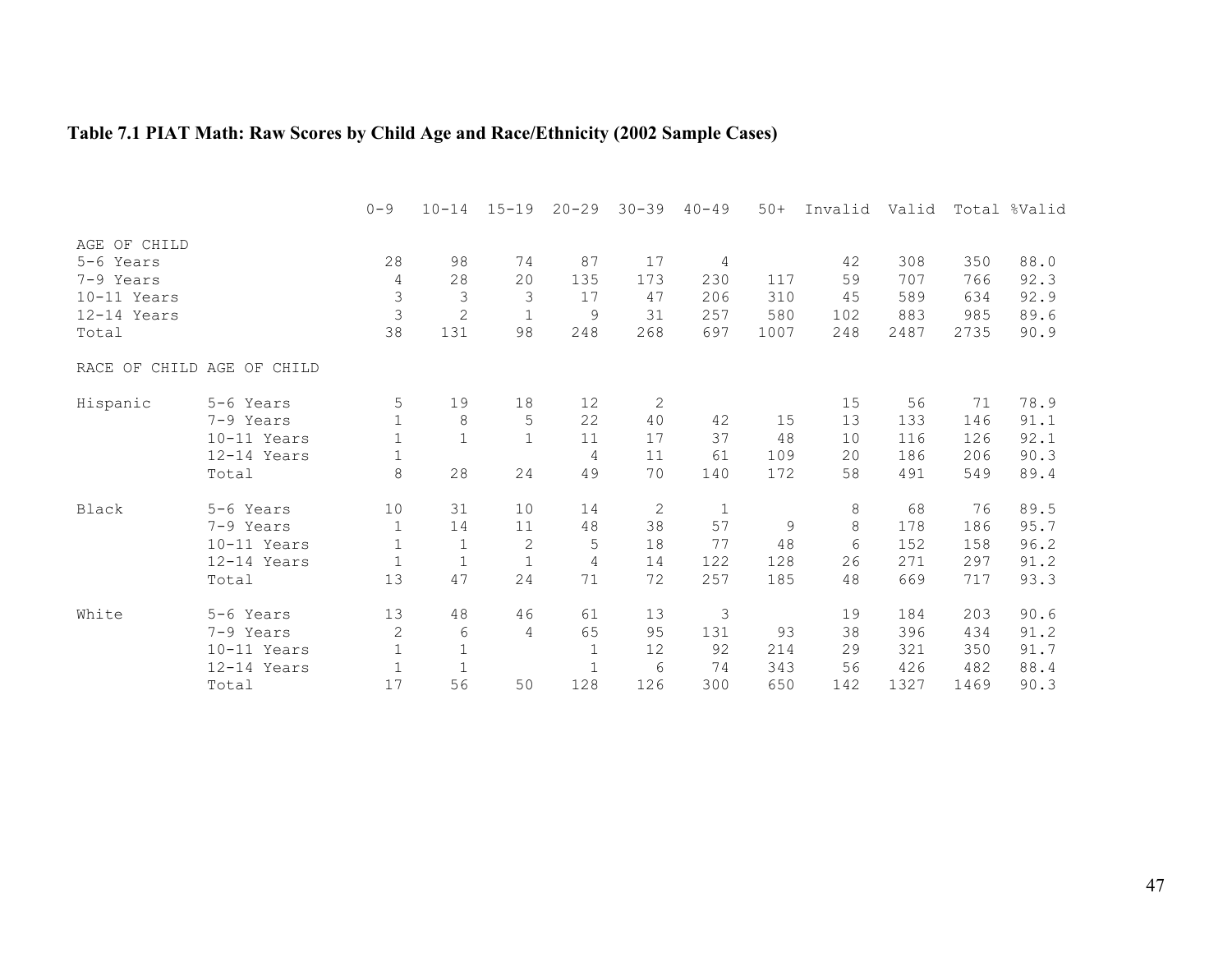**Table 7.1 PIAT Math: Raw Scores by Child Age and Race/Ethnicity (2002 Sample Cases)**

| | | 0-9 | 10-14 | 15-19 | 20-29 | 30-39 | 40-49 | 50+ | Invalid | Valid | Total | %Valid |
|---|---|---|---|---|---|---|---|---|---|---|---|---|
| AGE OF CHILD | | | | | | | | | | | | |
| 5-6 Years | | 28 | 98 | 74 | 87 | 17 | 4 | | 42 | 308 | 350 | 88.0 |
| 7-9 Years | | 4 | 28 | 20 | 135 | 173 | 230 | 117 | 59 | 707 | 766 | 92.3 |
| 10-11 Years | | 3 | 3 | 3 | 17 | 47 | 206 | 310 | 45 | 589 | 634 | 92.9 |
| 12-14 Years | | 3 | 2 | 1 | 9 | 31 | 257 | 580 | 102 | 883 | 985 | 89.6 |
| Total | | 38 | 131 | 98 | 248 | 268 | 697 | 1007 | 248 | 2487 | 2735 | 90.9 |
| RACE OF CHILD | AGE OF CHILD | | | | | | | | | | | |
| Hispanic | 5-6 Years | 5 | 19 | 18 | 12 | 2 | | | 15 | 56 | 71 | 78.9 |
| | 7-9 Years | 1 | 8 | 5 | 22 | 40 | 42 | 15 | 13 | 133 | 146 | 91.1 |
| | 10-11 Years | 1 | 1 | 1 | 11 | 17 | 37 | 48 | 10 | 116 | 126 | 92.1 |
| | 12-14 Years | 1 | | | 4 | 11 | 61 | 109 | 20 | 186 | 206 | 90.3 |
| | Total | 8 | 28 | 24 | 49 | 70 | 140 | 172 | 58 | 491 | 549 | 89.4 |
| Black | 5-6 Years | 10 | 31 | 10 | 14 | 2 | 1 | | 8 | 68 | 76 | 89.5 |
| | 7-9 Years | 1 | 14 | 11 | 48 | 38 | 57 | 9 | 8 | 178 | 186 | 95.7 |
| | 10-11 Years | 1 | 1 | 2 | 5 | 18 | 77 | 48 | 6 | 152 | 158 | 96.2 |
| | 12-14 Years | 1 | 1 | 1 | 4 | 14 | 122 | 128 | 26 | 271 | 297 | 91.2 |
| | Total | 13 | 47 | 24 | 71 | 72 | 257 | 185 | 48 | 669 | 717 | 93.3 |
| White | 5-6 Years | 13 | 48 | 46 | 61 | 13 | 3 | | 19 | 184 | 203 | 90.6 |
| | 7-9 Years | 2 | 6 | 4 | 65 | 95 | 131 | 93 | 38 | 396 | 434 | 91.2 |
| | 10-11 Years | 1 | 1 | | 1 | 12 | 92 | 214 | 29 | 321 | 350 | 91.7 |
| | 12-14 Years | 1 | 1 | | 1 | 6 | 74 | 343 | 56 | 426 | 482 | 88.4 |
| | Total | 17 | 56 | 50 | 128 | 126 | 300 | 650 | 142 | 1327 | 1469 | 90.3 |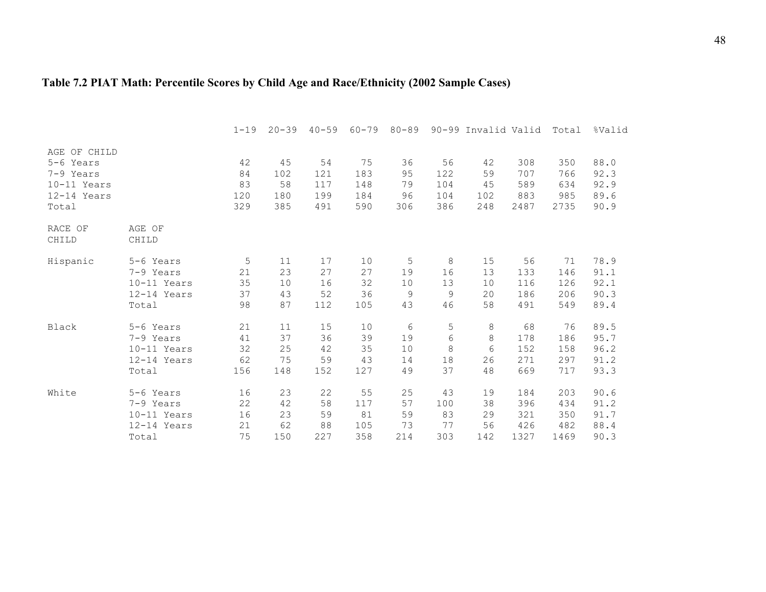**Table 7.2 PIAT Math: Percentile Scores by Child Age and Race/Ethnicity (2002 Sample Cases)**

| | | 1-19 | 20-39 | 40-59 | 60-79 | 80-89 | 90-99 | Invalid | Valid | Total | %Valid |
|---|---|---|---|---|---|---|---|---|---|---|---|
| AGE OF CHILD | | | | | | | | | | | |
| 5-6 Years | | 42 | 45 | 54 | 75 | 36 | 56 | 42 | 308 | 350 | 88.0 |
| 7-9 Years | | 84 | 102 | 121 | 183 | 95 | 122 | 59 | 707 | 766 | 92.3 |
| 10-11 Years | | 83 | 58 | 117 | 148 | 79 | 104 | 45 | 589 | 634 | 92.9 |
| 12-14 Years | | 120 | 180 | 199 | 184 | 96 | 104 | 102 | 883 | 985 | 89.6 |
| Total | | 329 | 385 | 491 | 590 | 306 | 386 | 248 | 2487 | 2735 | 90.9 |
| RACE OF CHILD | AGE OF CHILD | | | | | | | | | | |
| Hispanic | 5-6 Years | 5 | 11 | 17 | 10 | 5 | 8 | 15 | 56 | 71 | 78.9 |
| | 7-9 Years | 21 | 23 | 27 | 27 | 19 | 16 | 13 | 133 | 146 | 91.1 |
| | 10-11 Years | 35 | 10 | 16 | 32 | 10 | 13 | 10 | 116 | 126 | 92.1 |
| | 12-14 Years | 37 | 43 | 52 | 36 | 9 | 9 | 20 | 186 | 206 | 90.3 |
| | Total | 98 | 87 | 112 | 105 | 43 | 46 | 58 | 491 | 549 | 89.4 |
| Black | 5-6 Years | 21 | 11 | 15 | 10 | 6 | 5 | 8 | 68 | 76 | 89.5 |
| | 7-9 Years | 41 | 37 | 36 | 39 | 19 | 6 | 8 | 178 | 186 | 95.7 |
| | 10-11 Years | 32 | 25 | 42 | 35 | 10 | 8 | 6 | 152 | 158 | 96.2 |
| | 12-14 Years | 62 | 75 | 59 | 43 | 14 | 18 | 26 | 271 | 297 | 91.2 |
| | Total | 156 | 148 | 152 | 127 | 49 | 37 | 48 | 669 | 717 | 93.3 |
| White | 5-6 Years | 16 | 23 | 22 | 55 | 25 | 43 | 19 | 184 | 203 | 90.6 |
| | 7-9 Years | 22 | 42 | 58 | 117 | 57 | 100 | 38 | 396 | 434 | 91.2 |
| | 10-11 Years | 16 | 23 | 59 | 81 | 59 | 83 | 29 | 321 | 350 | 91.7 |
| | 12-14 Years | 21 | 62 | 88 | 105 | 73 | 77 | 56 | 426 | 482 | 88.4 |
| | Total | 75 | 150 | 227 | 358 | 214 | 303 | 142 | 1327 | 1469 | 90.3 |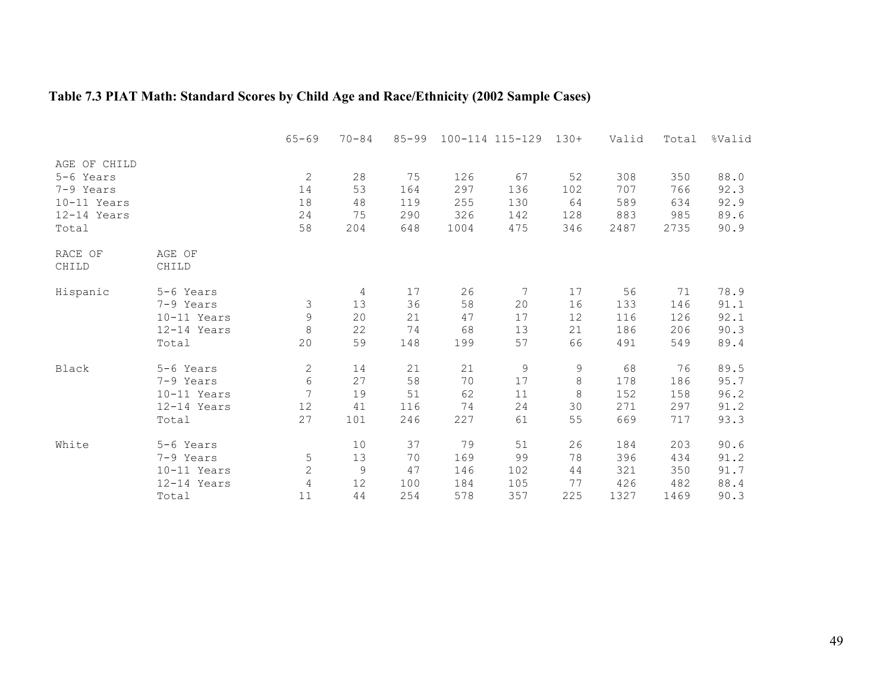**Table 7.3 PIAT Math: Standard Scores by Child Age and Race/Ethnicity (2002 Sample Cases)**

| | | 65-69 | 70-84 | 85-99 | 100-114 | 115-129 | 130+ | Valid | Total | %Valid |
|---|---|---|---|---|---|---|---|---|---|---|
| AGE OF CHILD | | | | | | | | | | |
| 5-6 Years | | 2 | 28 | 75 | 126 | 67 | 52 | 308 | 350 | 88.0 |
| 7-9 Years | | 14 | 53 | 164 | 297 | 136 | 102 | 707 | 766 | 92.3 |
| 10-11 Years | | 18 | 48 | 119 | 255 | 130 | 64 | 589 | 634 | 92.9 |
| 12-14 Years | | 24 | 75 | 290 | 326 | 142 | 128 | 883 | 985 | 89.6 |
| Total | | 58 | 204 | 648 | 1004 | 475 | 346 | 2487 | 2735 | 90.9 |
| RACE OF CHILD | AGE OF CHILD | | | | | | | | | |
| Hispanic | 5-6 Years | | 4 | 17 | 26 | 7 | 17 | 56 | 71 | 78.9 |
| | 7-9 Years | 3 | 13 | 36 | 58 | 20 | 16 | 133 | 146 | 91.1 |
| | 10-11 Years | 9 | 20 | 21 | 47 | 17 | 12 | 116 | 126 | 92.1 |
| | 12-14 Years | 8 | 22 | 74 | 68 | 13 | 21 | 186 | 206 | 90.3 |
| | Total | 20 | 59 | 148 | 199 | 57 | 66 | 491 | 549 | 89.4 |
| Black | 5-6 Years | 2 | 14 | 21 | 21 | 9 | 9 | 68 | 76 | 89.5 |
| | 7-9 Years | 6 | 27 | 58 | 70 | 17 | 8 | 178 | 186 | 95.7 |
| | 10-11 Years | 7 | 19 | 51 | 62 | 11 | 8 | 152 | 158 | 96.2 |
| | 12-14 Years | 12 | 41 | 116 | 74 | 24 | 30 | 271 | 297 | 91.2 |
| | Total | 27 | 101 | 246 | 227 | 61 | 55 | 669 | 717 | 93.3 |
| White | 5-6 Years | | 10 | 37 | 79 | 51 | 26 | 184 | 203 | 90.6 |
| | 7-9 Years | 5 | 13 | 70 | 169 | 99 | 78 | 396 | 434 | 91.2 |
| | 10-11 Years | 2 | 9 | 47 | 146 | 102 | 44 | 321 | 350 | 91.7 |
| | 12-14 Years | 4 | 12 | 100 | 184 | 105 | 77 | 426 | 482 | 88.4 |
| | Total | 11 | 44 | 254 | 578 | 357 | 225 | 1327 | 1469 | 90.3 |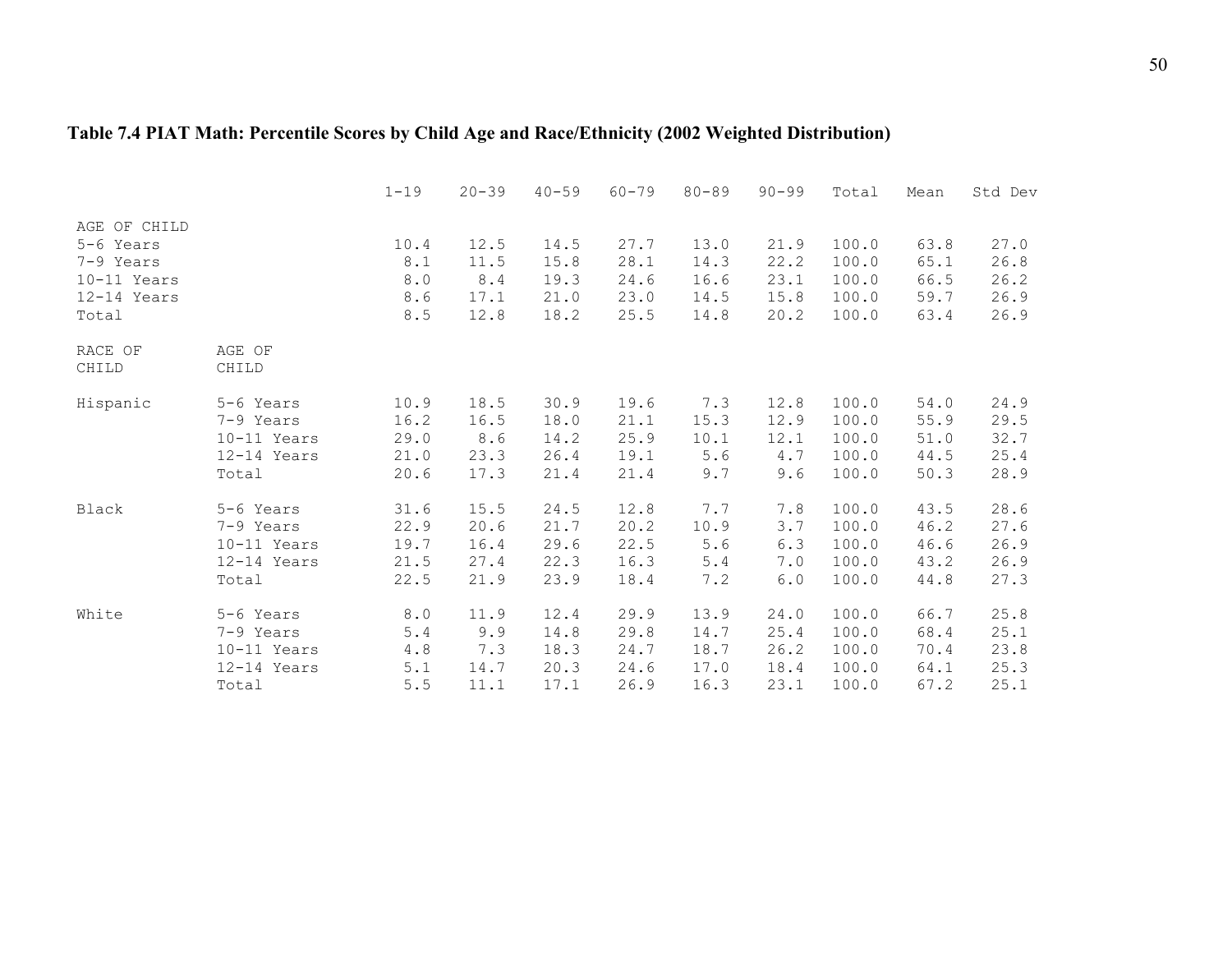**Table 7.4 PIAT Math: Percentile Scores by Child Age and Race/Ethnicity (2002 Weighted Distribution)**

| | | 1-19 | 20-39 | 40-59 | 60-79 | 80-89 | 90-99 | Total | Mean | Std Dev |
|---|---|---|---|---|---|---|---|---|---|---|
| AGE OF CHILD | | | | | | | | | | |
| 5-6 Years | | 10.4 | 12.5 | 14.5 | 27.7 | 13.0 | 21.9 | 100.0 | 63.8 | 27.0 |
| 7-9 Years | | 8.1 | 11.5 | 15.8 | 28.1 | 14.3 | 22.2 | 100.0 | 65.1 | 26.8 |
| 10-11 Years | | 8.0 | 8.4 | 19.3 | 24.6 | 16.6 | 23.1 | 100.0 | 66.5 | 26.2 |
| 12-14 Years | | 8.6 | 17.1 | 21.0 | 23.0 | 14.5 | 15.8 | 100.0 | 59.7 | 26.9 |
| Total | | 8.5 | 12.8 | 18.2 | 25.5 | 14.8 | 20.2 | 100.0 | 63.4 | 26.9 |
| RACE OF CHILD | AGE OF CHILD | | | | | | | | | |
| Hispanic | 5-6 Years | 10.9 | 18.5 | 30.9 | 19.6 | 7.3 | 12.8 | 100.0 | 54.0 | 24.9 |
| | 7-9 Years | 16.2 | 16.5 | 18.0 | 21.1 | 15.3 | 12.9 | 100.0 | 55.9 | 29.5 |
| | 10-11 Years | 29.0 | 8.6 | 14.2 | 25.9 | 10.1 | 12.1 | 100.0 | 51.0 | 32.7 |
| | 12-14 Years | 21.0 | 23.3 | 26.4 | 19.1 | 5.6 | 4.7 | 100.0 | 44.5 | 25.4 |
| | Total | 20.6 | 17.3 | 21.4 | 21.4 | 9.7 | 9.6 | 100.0 | 50.3 | 28.9 |
| Black | 5-6 Years | 31.6 | 15.5 | 24.5 | 12.8 | 7.7 | 7.8 | 100.0 | 43.5 | 28.6 |
| | 7-9 Years | 22.9 | 20.6 | 21.7 | 20.2 | 10.9 | 3.7 | 100.0 | 46.2 | 27.6 |
| | 10-11 Years | 19.7 | 16.4 | 29.6 | 22.5 | 5.6 | 6.3 | 100.0 | 46.6 | 26.9 |
| | 12-14 Years | 21.5 | 27.4 | 22.3 | 16.3 | 5.4 | 7.0 | 100.0 | 43.2 | 26.9 |
| | Total | 22.5 | 21.9 | 23.9 | 18.4 | 7.2 | 6.0 | 100.0 | 44.8 | 27.3 |
| White | 5-6 Years | 8.0 | 11.9 | 12.4 | 29.9 | 13.9 | 24.0 | 100.0 | 66.7 | 25.8 |
| | 7-9 Years | 5.4 | 9.9 | 14.8 | 29.8 | 14.7 | 25.4 | 100.0 | 68.4 | 25.1 |
| | 10-11 Years | 4.8 | 7.3 | 18.3 | 24.7 | 18.7 | 26.2 | 100.0 | 70.4 | 23.8 |
| | 12-14 Years | 5.1 | 14.7 | 20.3 | 24.6 | 17.0 | 18.4 | 100.0 | 64.1 | 25.3 |
| | Total | 5.5 | 11.1 | 17.1 | 26.9 | 16.3 | 23.1 | 100.0 | 67.2 | 25.1 |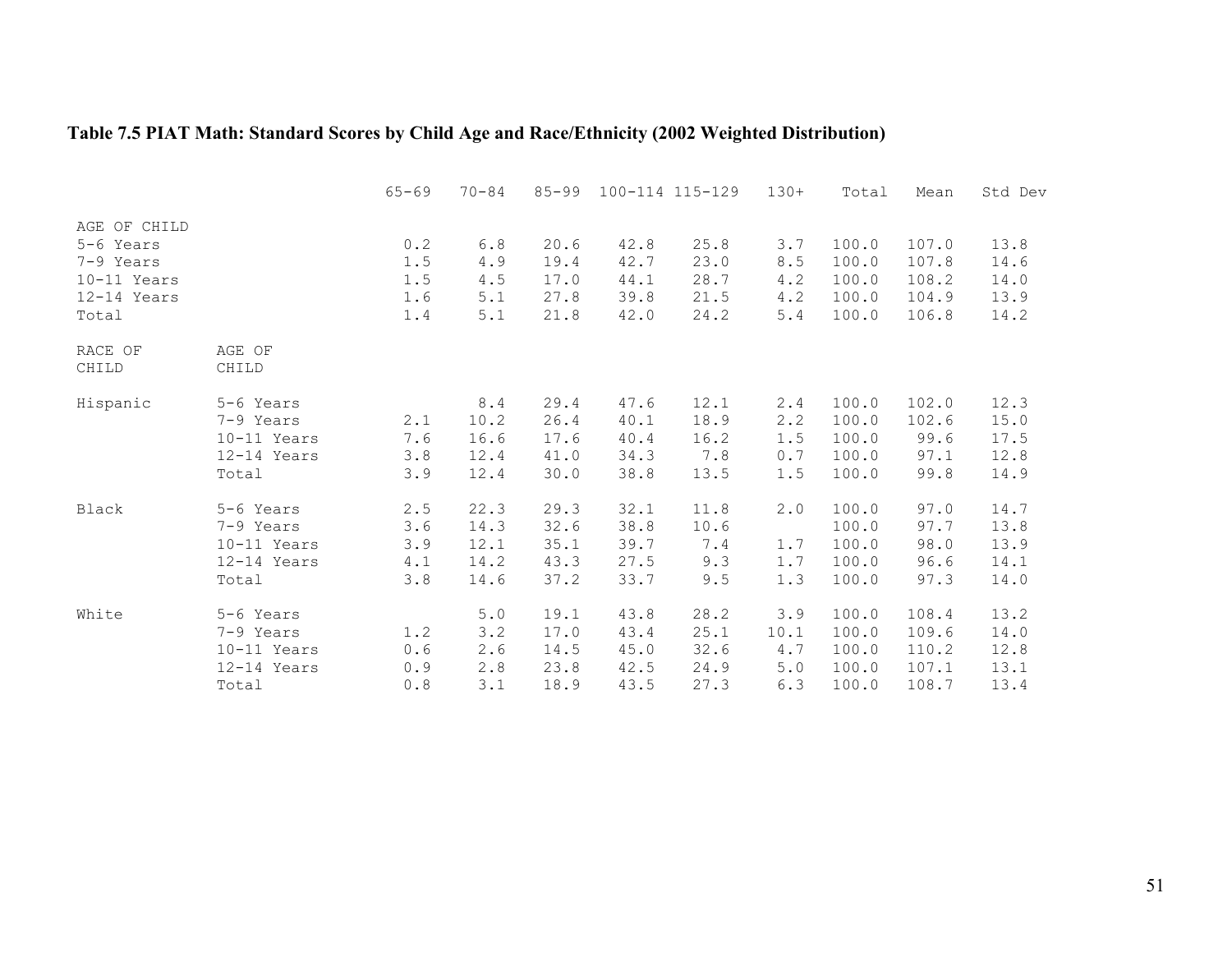**Table 7.5 PIAT Math: Standard Scores by Child Age and Race/Ethnicity (2002 Weighted Distribution)**

| | | 65-69 | 70-84 | 85-99 | 100-114 | 115-129 | 130+ | Total | Mean | Std Dev |
|---|---|---|---|---|---|---|---|---|---|---|
| AGE OF CHILD | | | | | | | | | | |
| 5-6 Years | | 0.2 | 6.8 | 20.6 | 42.8 | 25.8 | 3.7 | 100.0 | 107.0 | 13.8 |
| 7-9 Years | | 1.5 | 4.9 | 19.4 | 42.7 | 23.0 | 8.5 | 100.0 | 107.8 | 14.6 |
| 10-11 Years | | 1.5 | 4.5 | 17.0 | 44.1 | 28.7 | 4.2 | 100.0 | 108.2 | 14.0 |
| 12-14 Years | | 1.6 | 5.1 | 27.8 | 39.8 | 21.5 | 4.2 | 100.0 | 104.9 | 13.9 |
| Total | | 1.4 | 5.1 | 21.8 | 42.0 | 24.2 | 5.4 | 100.0 | 106.8 | 14.2 |
| RACE OF CHILD | AGE OF CHILD | | | | | | | | | |
| Hispanic | 5-6 Years | | 8.4 | 29.4 | 47.6 | 12.1 | 2.4 | 100.0 | 102.0 | 12.3 |
| | 7-9 Years | 2.1 | 10.2 | 26.4 | 40.1 | 18.9 | 2.2 | 100.0 | 102.6 | 15.0 |
| | 10-11 Years | 7.6 | 16.6 | 17.6 | 40.4 | 16.2 | 1.5 | 100.0 | 99.6 | 17.5 |
| | 12-14 Years | 3.8 | 12.4 | 41.0 | 34.3 | 7.8 | 0.7 | 100.0 | 97.1 | 12.8 |
| | Total | 3.9 | 12.4 | 30.0 | 38.8 | 13.5 | 1.5 | 100.0 | 99.8 | 14.9 |
| Black | 5-6 Years | 2.5 | 22.3 | 29.3 | 32.1 | 11.8 | 2.0 | 100.0 | 97.0 | 14.7 |
| | 7-9 Years | 3.6 | 14.3 | 32.6 | 38.8 | 10.6 | | 100.0 | 97.7 | 13.8 |
| | 10-11 Years | 3.9 | 12.1 | 35.1 | 39.7 | 7.4 | 1.7 | 100.0 | 98.0 | 13.9 |
| | 12-14 Years | 4.1 | 14.2 | 43.3 | 27.5 | 9.3 | 1.7 | 100.0 | 96.6 | 14.1 |
| | Total | 3.8 | 14.6 | 37.2 | 33.7 | 9.5 | 1.3 | 100.0 | 97.3 | 14.0 |
| White | 5-6 Years | | 5.0 | 19.1 | 43.8 | 28.2 | 3.9 | 100.0 | 108.4 | 13.2 |
| | 7-9 Years | 1.2 | 3.2 | 17.0 | 43.4 | 25.1 | 10.1 | 100.0 | 109.6 | 14.0 |
| | 10-11 Years | 0.6 | 2.6 | 14.5 | 45.0 | 32.6 | 4.7 | 100.0 | 110.2 | 12.8 |
| | 12-14 Years | 0.9 | 2.8 | 23.8 | 42.5 | 24.9 | 5.0 | 100.0 | 107.1 | 13.1 |
| | Total | 0.8 | 3.1 | 18.9 | 43.5 | 27.3 | 6.3 | 100.0 | 108.7 | 13.4 |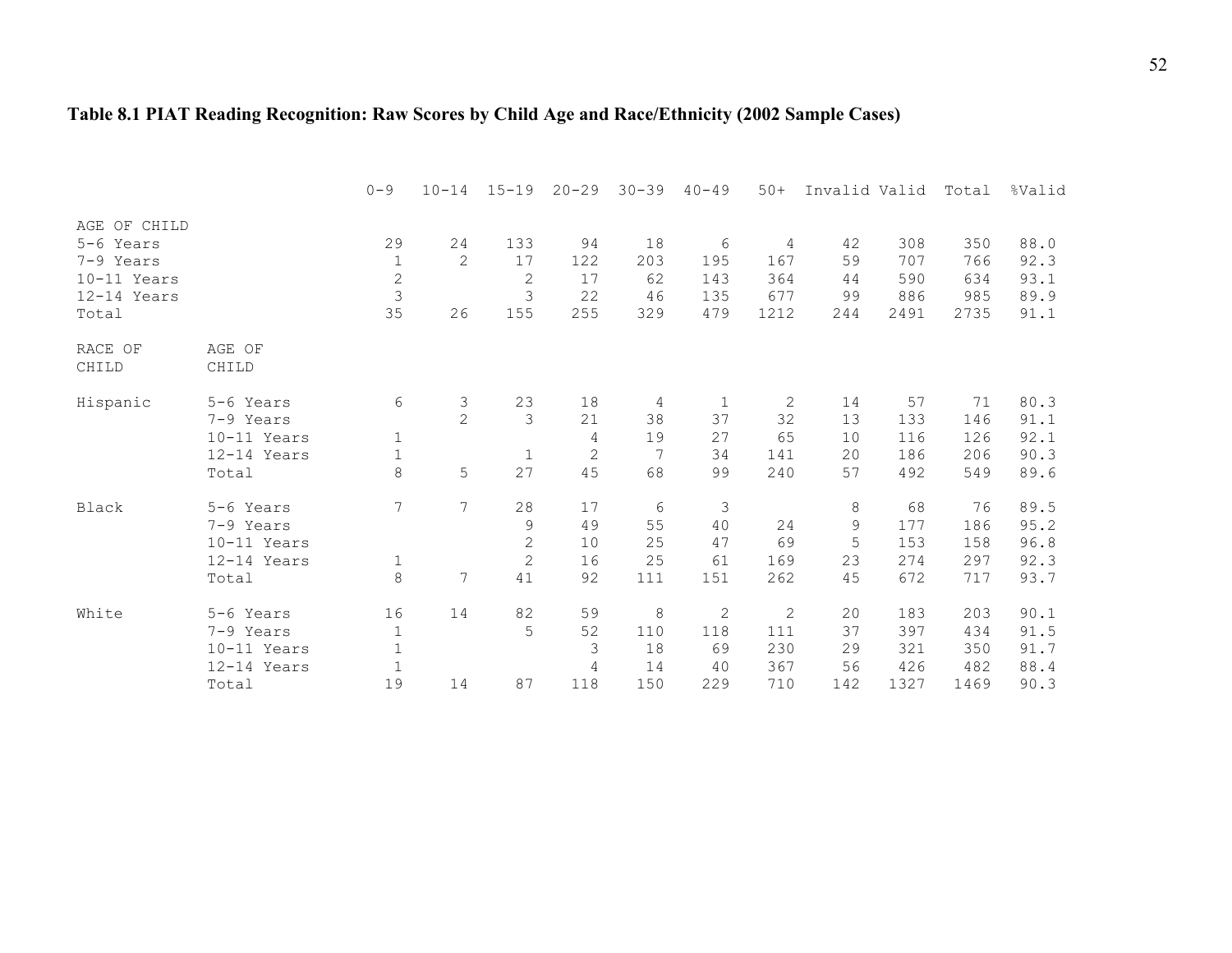**Table 8.1 PIAT Reading Recognition: Raw Scores by Child Age and Race/Ethnicity (2002 Sample Cases)**

| | | 0-9 | 10-14 | 15-19 | 20-29 | 30-39 | 40-49 | 50+ | Invalid | Valid | Total | %Valid |
|---|---|---|---|---|---|---|---|---|---|---|---|---|
| AGE OF CHILD | | | | | | | | | | | | |
| 5-6 Years | | 29 | 24 | 133 | 94 | 18 | 6 | 4 | 42 | 308 | 350 | 88.0 |
| 7-9 Years | | 1 | 2 | 17 | 122 | 203 | 195 | 167 | 59 | 707 | 766 | 92.3 |
| 10-11 Years | | 2 | | 2 | 17 | 62 | 143 | 364 | 44 | 590 | 634 | 93.1 |
| 12-14 Years | | 3 | | 3 | 22 | 46 | 135 | 677 | 99 | 886 | 985 | 89.9 |
| Total | | 35 | 26 | 155 | 255 | 329 | 479 | 1212 | 244 | 2491 | 2735 | 91.1 |
| RACE OF CHILD | AGE OF CHILD | | | | | | | | | | | |
| Hispanic | 5-6 Years | 6 | 3 | 23 | 18 | 4 | 1 | 2 | 14 | 57 | 71 | 80.3 |
| | 7-9 Years | | 2 | 3 | 21 | 38 | 37 | 32 | 13 | 133 | 146 | 91.1 |
| | 10-11 Years | 1 | | | 4 | 19 | 27 | 65 | 10 | 116 | 126 | 92.1 |
| | 12-14 Years | 1 | | 1 | 2 | 7 | 34 | 141 | 20 | 186 | 206 | 90.3 |
| | Total | 8 | 5 | 27 | 45 | 68 | 99 | 240 | 57 | 492 | 549 | 89.6 |
| Black | 5-6 Years | 7 | 7 | 28 | 17 | 6 | 3 | | 8 | 68 | 76 | 89.5 |
| | 7-9 Years | | | 9 | 49 | 55 | 40 | 24 | 9 | 177 | 186 | 95.2 |
| | 10-11 Years | | | 2 | 10 | 25 | 47 | 69 | 5 | 153 | 158 | 96.8 |
| | 12-14 Years | 1 | | 2 | 16 | 25 | 61 | 169 | 23 | 274 | 297 | 92.3 |
| | Total | 8 | 7 | 41 | 92 | 111 | 151 | 262 | 45 | 672 | 717 | 93.7 |
| White | 5-6 Years | 16 | 14 | 82 | 59 | 8 | 2 | 2 | 20 | 183 | 203 | 90.1 |
| | 7-9 Years | 1 | | 5 | 52 | 110 | 118 | 111 | 37 | 397 | 434 | 91.5 |
| | 10-11 Years | 1 | | | 3 | 18 | 69 | 230 | 29 | 321 | 350 | 91.7 |
| | 12-14 Years | 1 | | | 4 | 14 | 40 | 367 | 56 | 426 | 482 | 88.4 |
| | Total | 19 | 14 | 87 | 118 | 150 | 229 | 710 | 142 | 1327 | 1469 | 90.3 |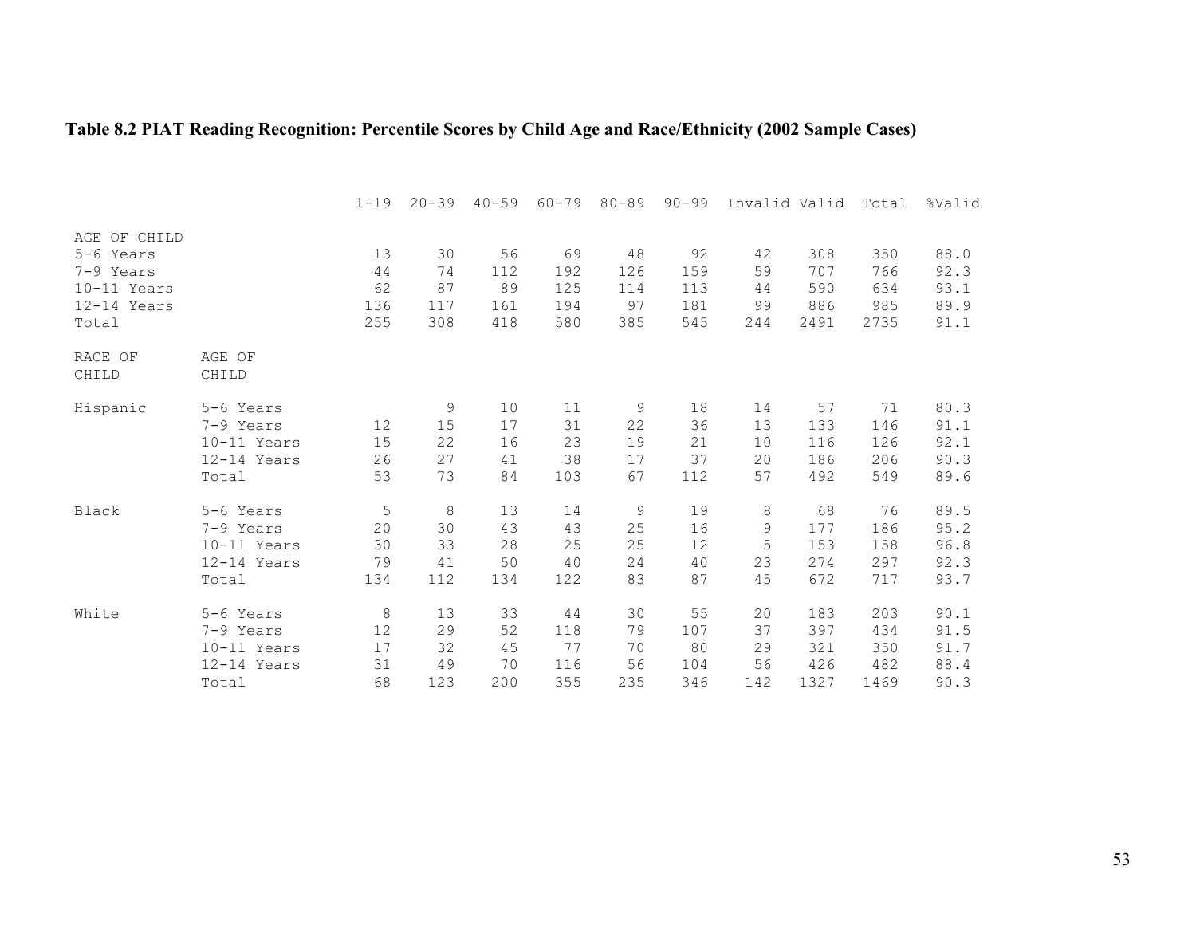**Table 8.2 PIAT Reading Recognition: Percentile Scores by Child Age and Race/Ethnicity (2002 Sample Cases)**

| | | 1-19 | 20-39 | 40-59 | 60-79 | 80-89 | 90-99 | Invalid | Valid | Total | %Valid |
|---|---|---|---|---|---|---|---|---|---|---|---|
| AGE OF CHILD | | | | | | | | | | | |
| 5-6 Years | | 13 | 30 | 56 | 69 | 48 | 92 | 42 | 308 | 350 | 88.0 |
| 7-9 Years | | 44 | 74 | 112 | 192 | 126 | 159 | 59 | 707 | 766 | 92.3 |
| 10-11 Years | | 62 | 87 | 89 | 125 | 114 | 113 | 44 | 590 | 634 | 93.1 |
| 12-14 Years | | 136 | 117 | 161 | 194 | 97 | 181 | 99 | 886 | 985 | 89.9 |
| Total | | 255 | 308 | 418 | 580 | 385 | 545 | 244 | 2491 | 2735 | 91.1 |
| RACE OF CHILD | AGE OF CHILD | | | | | | | | | | |
| Hispanic | 5-6 Years | | 9 | 10 | 11 | 9 | 18 | 14 | 57 | 71 | 80.3 |
| | 7-9 Years | 12 | 15 | 17 | 31 | 22 | 36 | 13 | 133 | 146 | 91.1 |
| | 10-11 Years | 15 | 22 | 16 | 23 | 19 | 21 | 10 | 116 | 126 | 92.1 |
| | 12-14 Years | 26 | 27 | 41 | 38 | 17 | 37 | 20 | 186 | 206 | 90.3 |
| | Total | 53 | 73 | 84 | 103 | 67 | 112 | 57 | 492 | 549 | 89.6 |
| Black | 5-6 Years | 5 | 8 | 13 | 14 | 9 | 19 | 8 | 68 | 76 | 89.5 |
| | 7-9 Years | 20 | 30 | 43 | 43 | 25 | 16 | 9 | 177 | 186 | 95.2 |
| | 10-11 Years | 30 | 33 | 28 | 25 | 25 | 12 | 5 | 153 | 158 | 96.8 |
| | 12-14 Years | 79 | 41 | 50 | 40 | 24 | 40 | 23 | 274 | 297 | 92.3 |
| | Total | 134 | 112 | 134 | 122 | 83 | 87 | 45 | 672 | 717 | 93.7 |
| White | 5-6 Years | 8 | 13 | 33 | 44 | 30 | 55 | 20 | 183 | 203 | 90.1 |
| | 7-9 Years | 12 | 29 | 52 | 118 | 79 | 107 | 37 | 397 | 434 | 91.5 |
| | 10-11 Years | 17 | 32 | 45 | 77 | 70 | 80 | 29 | 321 | 350 | 91.7 |
| | 12-14 Years | 31 | 49 | 70 | 116 | 56 | 104 | 56 | 426 | 482 | 88.4 |
| | Total | 68 | 123 | 200 | 355 | 235 | 346 | 142 | 1327 | 1469 | 90.3 |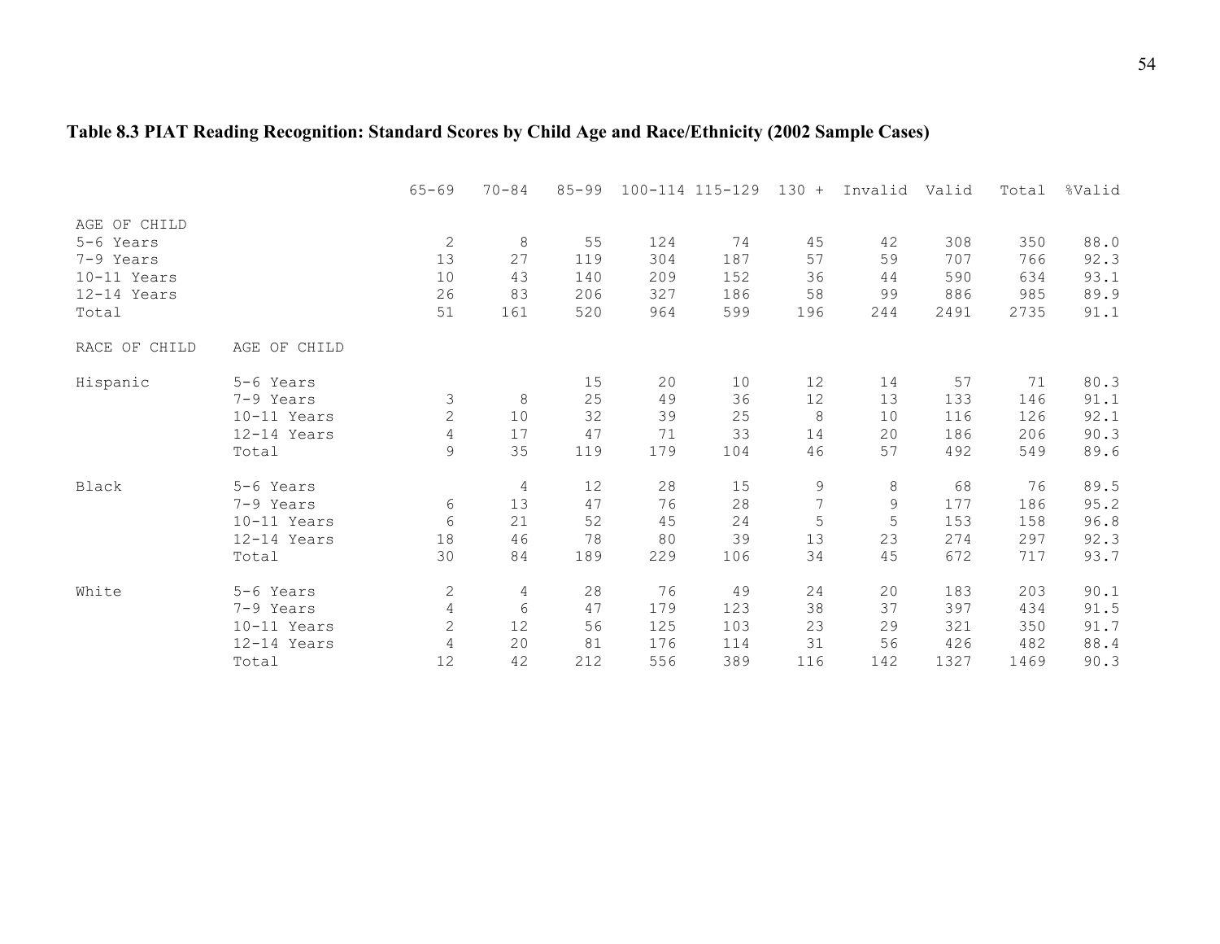**Table 8.3 PIAT Reading Recognition: Standard Scores by Child Age and Race/Ethnicity (2002 Sample Cases)**

| | | 65-69 | 70-84 | 85-99 | 100-114 | 115-129 | 130 + | Invalid | Valid | Total | %Valid |
|---|---|---|---|---|---|---|---|---|---|---|---|
| AGE OF CHILD | | | | | | | | | | | |
| 5-6 Years | | 2 | 8 | 55 | 124 | 74 | 45 | 42 | 308 | 350 | 88.0 |
| 7-9 Years | | 13 | 27 | 119 | 304 | 187 | 57 | 59 | 707 | 766 | 92.3 |
| 10-11 Years | | 10 | 43 | 140 | 209 | 152 | 36 | 44 | 590 | 634 | 93.1 |
| 12-14 Years | | 26 | 83 | 206 | 327 | 186 | 58 | 99 | 886 | 985 | 89.9 |
| Total | | 51 | 161 | 520 | 964 | 599 | 196 | 244 | 2491 | 2735 | 91.1 |
| RACE OF CHILD | AGE OF CHILD | | | | | | | | | | |
| Hispanic | 5-6 Years | | | 15 | 20 | 10 | 12 | 14 | 57 | 71 | 80.3 |
| | 7-9 Years | 3 | 8 | 25 | 49 | 36 | 12 | 13 | 133 | 146 | 91.1 |
| | 10-11 Years | 2 | 10 | 32 | 39 | 25 | 8 | 10 | 116 | 126 | 92.1 |
| | 12-14 Years | 4 | 17 | 47 | 71 | 33 | 14 | 20 | 186 | 206 | 90.3 |
| | Total | 9 | 35 | 119 | 179 | 104 | 46 | 57 | 492 | 549 | 89.6 |
| Black | 5-6 Years | | 4 | 12 | 28 | 15 | 9 | 8 | 68 | 76 | 89.5 |
| | 7-9 Years | 6 | 13 | 47 | 76 | 28 | 7 | 9 | 177 | 186 | 95.2 |
| | 10-11 Years | 6 | 21 | 52 | 45 | 24 | 5 | 5 | 153 | 158 | 96.8 |
| | 12-14 Years | 18 | 46 | 78 | 80 | 39 | 13 | 23 | 274 | 297 | 92.3 |
| | Total | 30 | 84 | 189 | 229 | 106 | 34 | 45 | 672 | 717 | 93.7 |
| White | 5-6 Years | 2 | 4 | 28 | 76 | 49 | 24 | 20 | 183 | 203 | 90.1 |
| | 7-9 Years | 4 | 6 | 47 | 179 | 123 | 38 | 37 | 397 | 434 | 91.5 |
| | 10-11 Years | 2 | 12 | 56 | 125 | 103 | 23 | 29 | 321 | 350 | 91.7 |
| | 12-14 Years | 4 | 20 | 81 | 176 | 114 | 31 | 56 | 426 | 482 | 88.4 |
| | Total | 12 | 42 | 212 | 556 | 389 | 116 | 142 | 1327 | 1469 | 90.3 |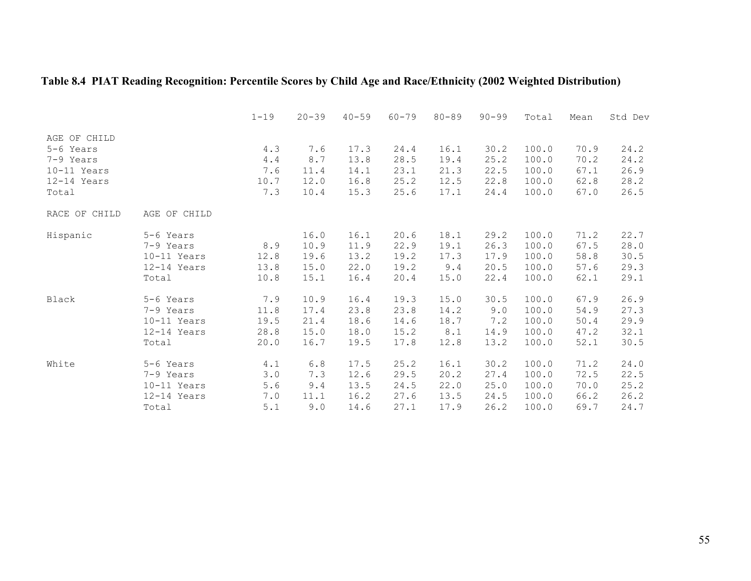**Table 8.4 PIAT Reading Recognition: Percentile Scores by Child Age and Race/Ethnicity (2002 Weighted Distribution)**

| | | 1-19 | 20-39 | 40-59 | 60-79 | 80-89 | 90-99 | Total | Mean | Std Dev |
|---|---|---|---|---|---|---|---|---|---|---|
| AGE OF CHILD | | | | | | | | | | |
| 5-6 Years | | 4.3 | 7.6 | 17.3 | 24.4 | 16.1 | 30.2 | 100.0 | 70.9 | 24.2 |
| 7-9 Years | | 4.4 | 8.7 | 13.8 | 28.5 | 19.4 | 25.2 | 100.0 | 70.2 | 24.2 |
| 10-11 Years | | 7.6 | 11.4 | 14.1 | 23.1 | 21.3 | 22.5 | 100.0 | 67.1 | 26.9 |
| 12-14 Years | | 10.7 | 12.0 | 16.8 | 25.2 | 12.5 | 22.8 | 100.0 | 62.8 | 28.2 |
| Total | | 7.3 | 10.4 | 15.3 | 25.6 | 17.1 | 24.4 | 100.0 | 67.0 | 26.5 |
| RACE OF CHILD | AGE OF CHILD | | | | | | | | | |
| Hispanic | 5-6 Years | | 16.0 | 16.1 | 20.6 | 18.1 | 29.2 | 100.0 | 71.2 | 22.7 |
| | 7-9 Years | 8.9 | 10.9 | 11.9 | 22.9 | 19.1 | 26.3 | 100.0 | 67.5 | 28.0 |
| | 10-11 Years | 12.8 | 19.6 | 13.2 | 19.2 | 17.3 | 17.9 | 100.0 | 58.8 | 30.5 |
| | 12-14 Years | 13.8 | 15.0 | 22.0 | 19.2 | 9.4 | 20.5 | 100.0 | 57.6 | 29.3 |
| | Total | 10.8 | 15.1 | 16.4 | 20.4 | 15.0 | 22.4 | 100.0 | 62.1 | 29.1 |
| Black | 5-6 Years | 7.9 | 10.9 | 16.4 | 19.3 | 15.0 | 30.5 | 100.0 | 67.9 | 26.9 |
| | 7-9 Years | 11.8 | 17.4 | 23.8 | 23.8 | 14.2 | 9.0 | 100.0 | 54.9 | 27.3 |
| | 10-11 Years | 19.5 | 21.4 | 18.6 | 14.6 | 18.7 | 7.2 | 100.0 | 50.4 | 29.9 |
| | 12-14 Years | 28.8 | 15.0 | 18.0 | 15.2 | 8.1 | 14.9 | 100.0 | 47.2 | 32.1 |
| | Total | 20.0 | 16.7 | 19.5 | 17.8 | 12.8 | 13.2 | 100.0 | 52.1 | 30.5 |
| White | 5-6 Years | 4.1 | 6.8 | 17.5 | 25.2 | 16.1 | 30.2 | 100.0 | 71.2 | 24.0 |
| | 7-9 Years | 3.0 | 7.3 | 12.6 | 29.5 | 20.2 | 27.4 | 100.0 | 72.5 | 22.5 |
| | 10-11 Years | 5.6 | 9.4 | 13.5 | 24.5 | 22.0 | 25.0 | 100.0 | 70.0 | 25.2 |
| | 12-14 Years | 7.0 | 11.1 | 16.2 | 27.6 | 13.5 | 24.5 | 100.0 | 66.2 | 26.2 |
| | Total | 5.1 | 9.0 | 14.6 | 27.1 | 17.9 | 26.2 | 100.0 | 69.7 | 24.7 |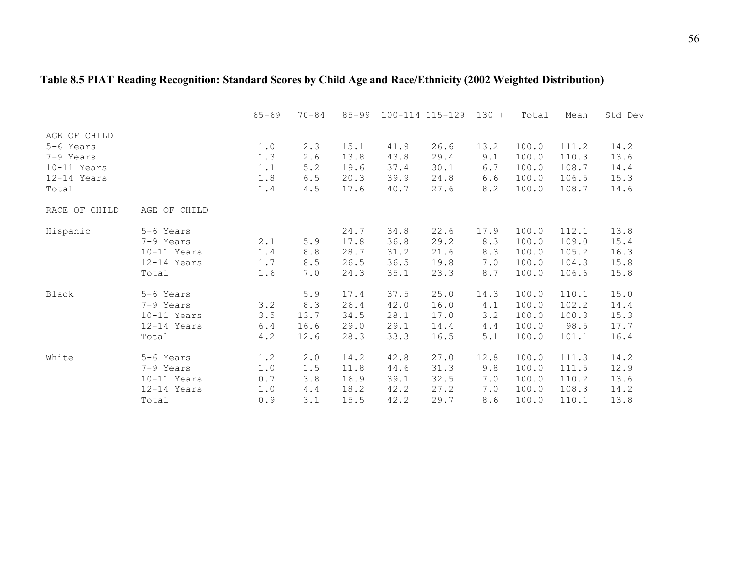**Table 8.5 PIAT Reading Recognition: Standard Scores by Child Age and Race/Ethnicity (2002 Weighted Distribution)**

| | | 65-69 | 70-84 | 85-99 | 100-114 | 115-129 | 130 + | Total | Mean | Std Dev |
|---|---|---|---|---|---|---|---|---|---|---|
| AGE OF CHILD | | | | | | | | | | |
| 5-6 Years | | 1.0 | 2.3 | 15.1 | 41.9 | 26.6 | 13.2 | 100.0 | 111.2 | 14.2 |
| 7-9 Years | | 1.3 | 2.6 | 13.8 | 43.8 | 29.4 | 9.1 | 100.0 | 110.3 | 13.6 |
| 10-11 Years | | 1.1 | 5.2 | 19.6 | 37.4 | 30.1 | 6.7 | 100.0 | 108.7 | 14.4 |
| 12-14 Years | | 1.8 | 6.5 | 20.3 | 39.9 | 24.8 | 6.6 | 100.0 | 106.5 | 15.3 |
| Total | | 1.4 | 4.5 | 17.6 | 40.7 | 27.6 | 8.2 | 100.0 | 108.7 | 14.6 |
| RACE OF CHILD | AGE OF CHILD | | | | | | | | | |
| Hispanic | 5-6 Years | | | 24.7 | 34.8 | 22.6 | 17.9 | 100.0 | 112.1 | 13.8 |
| | 7-9 Years | 2.1 | 5.9 | 17.8 | 36.8 | 29.2 | 8.3 | 100.0 | 109.0 | 15.4 |
| | 10-11 Years | 1.4 | 8.8 | 28.7 | 31.2 | 21.6 | 8.3 | 100.0 | 105.2 | 16.3 |
| | 12-14 Years | 1.7 | 8.5 | 26.5 | 36.5 | 19.8 | 7.0 | 100.0 | 104.3 | 15.8 |
| | Total | 1.6 | 7.0 | 24.3 | 35.1 | 23.3 | 8.7 | 100.0 | 106.6 | 15.8 |
| Black | 5-6 Years | | 5.9 | 17.4 | 37.5 | 25.0 | 14.3 | 100.0 | 110.1 | 15.0 |
| | 7-9 Years | 3.2 | 8.3 | 26.4 | 42.0 | 16.0 | 4.1 | 100.0 | 102.2 | 14.4 |
| | 10-11 Years | 3.5 | 13.7 | 34.5 | 28.1 | 17.0 | 3.2 | 100.0 | 100.3 | 15.3 |
| | 12-14 Years | 6.4 | 16.6 | 29.0 | 29.1 | 14.4 | 4.4 | 100.0 | 98.5 | 17.7 |
| | Total | 4.2 | 12.6 | 28.3 | 33.3 | 16.5 | 5.1 | 100.0 | 101.1 | 16.4 |
| White | 5-6 Years | 1.2 | 2.0 | 14.2 | 42.8 | 27.0 | 12.8 | 100.0 | 111.3 | 14.2 |
| | 7-9 Years | 1.0 | 1.5 | 11.8 | 44.6 | 31.3 | 9.8 | 100.0 | 111.5 | 12.9 |
| | 10-11 Years | 0.7 | 3.8 | 16.9 | 39.1 | 32.5 | 7.0 | 100.0 | 110.2 | 13.6 |
| | 12-14 Years | 1.0 | 4.4 | 18.2 | 42.2 | 27.2 | 7.0 | 100.0 | 108.3 | 14.2 |
| | Total | 0.9 | 3.1 | 15.5 | 42.2 | 29.7 | 8.6 | 100.0 | 110.1 | 13.8 |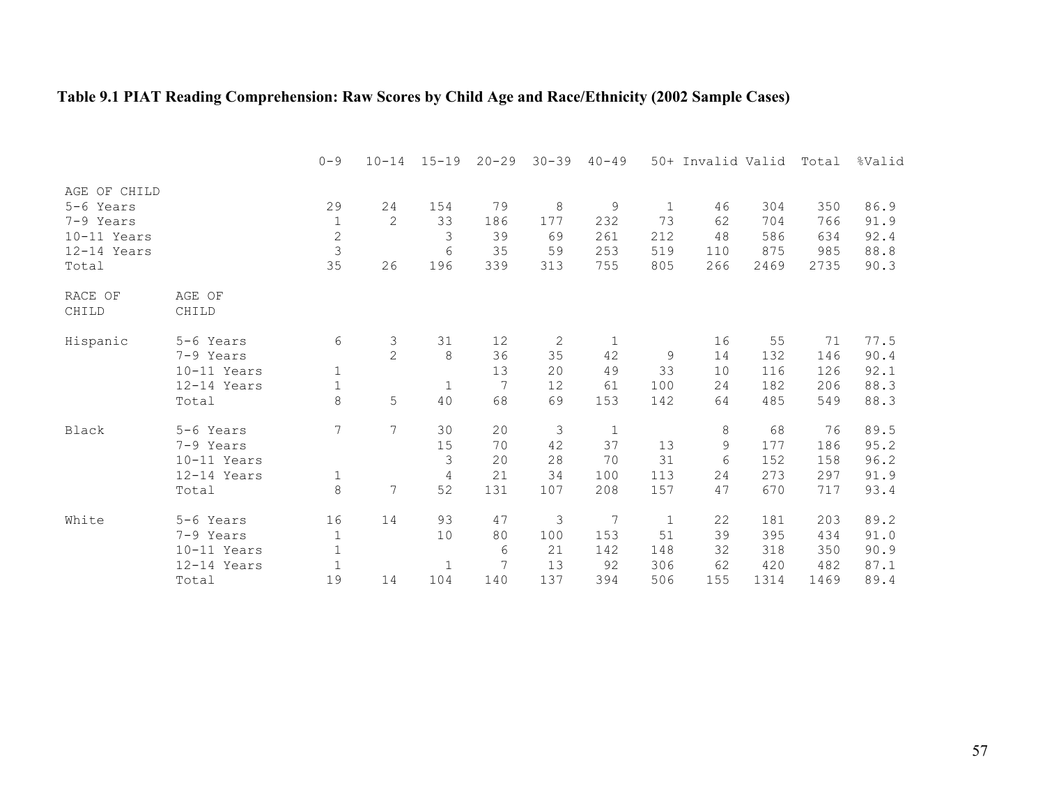**Table 9.1 PIAT Reading Comprehension: Raw Scores by Child Age and Race/Ethnicity (2002 Sample Cases)**

| | | 0-9 | 10-14 | 15-19 | 20-29 | 30-39 | 40-49 | 50+ | Invalid | Valid | Total | %Valid |
|---|---|---|---|---|---|---|---|---|---|---|---|---|
| AGE OF CHILD | | | | | | | | | | | | |
| 5-6 Years | | 29 | 24 | 154 | 79 | 8 | 9 | 1 | 46 | 304 | 350 | 86.9 |
| 7-9 Years | | 1 | 2 | 33 | 186 | 177 | 232 | 73 | 62 | 704 | 766 | 91.9 |
| 10-11 Years | | 2 | | 3 | 39 | 69 | 261 | 212 | 48 | 586 | 634 | 92.4 |
| 12-14 Years | | 3 | | 6 | 35 | 59 | 253 | 519 | 110 | 875 | 985 | 88.8 |
| Total | | 35 | 26 | 196 | 339 | 313 | 755 | 805 | 266 | 2469 | 2735 | 90.3 |
| RACE OF CHILD | AGE OF CHILD | | | | | | | | | | | |
| Hispanic | 5-6 Years | 6 | 3 | 31 | 12 | 2 | 1 | | 16 | 55 | 71 | 77.5 |
| | 7-9 Years | | 2 | 8 | 36 | 35 | 42 | 9 | 14 | 132 | 146 | 90.4 |
| | 10-11 Years | 1 | | | 13 | 20 | 49 | 33 | 10 | 116 | 126 | 92.1 |
| | 12-14 Years | 1 | | 1 | 7 | 12 | 61 | 100 | 24 | 182 | 206 | 88.3 |
| | Total | 8 | 5 | 40 | 68 | 69 | 153 | 142 | 64 | 485 | 549 | 88.3 |
| Black | 5-6 Years | 7 | 7 | 30 | 20 | 3 | 1 | | 8 | 68 | 76 | 89.5 |
| | 7-9 Years | | | 15 | 70 | 42 | 37 | 13 | 9 | 177 | 186 | 95.2 |
| | 10-11 Years | | | 3 | 20 | 28 | 70 | 31 | 6 | 152 | 158 | 96.2 |
| | 12-14 Years | 1 | | 4 | 21 | 34 | 100 | 113 | 24 | 273 | 297 | 91.9 |
| | Total | 8 | 7 | 52 | 131 | 107 | 208 | 157 | 47 | 670 | 717 | 93.4 |
| White | 5-6 Years | 16 | 14 | 93 | 47 | 3 | 7 | 1 | 22 | 181 | 203 | 89.2 |
| | 7-9 Years | 1 | | 10 | 80 | 100 | 153 | 51 | 39 | 395 | 434 | 91.0 |
| | 10-11 Years | 1 | | | 6 | 21 | 142 | 148 | 32 | 318 | 350 | 90.9 |
| | 12-14 Years | 1 | | 1 | 7 | 13 | 92 | 306 | 62 | 420 | 482 | 87.1 |
| | Total | 19 | 14 | 104 | 140 | 137 | 394 | 506 | 155 | 1314 | 1469 | 89.4 |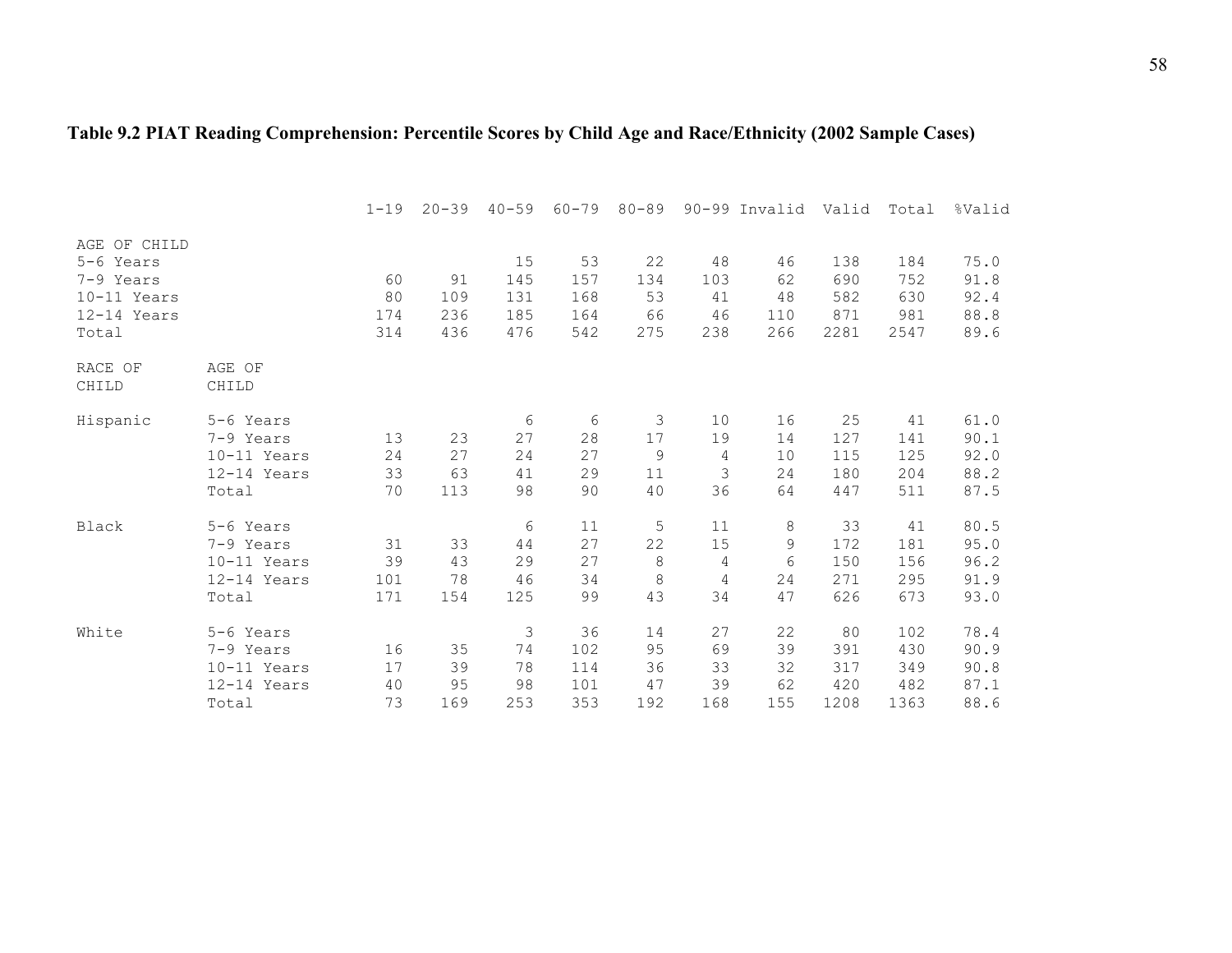**Table 9.2 PIAT Reading Comprehension: Percentile Scores by Child Age and Race/Ethnicity (2002 Sample Cases)**

| | | 1-19 | 20-39 | 40-59 | 60-79 | 80-89 | 90-99 | Invalid | Valid | Total | %Valid |
|---|---|---|---|---|---|---|---|---|---|---|---|
| AGE OF CHILD | | | | | | | | | | | |
| 5-6 Years | | | | 15 | 53 | 22 | 48 | 46 | 138 | 184 | 75.0 |
| 7-9 Years | | 60 | 91 | 145 | 157 | 134 | 103 | 62 | 690 | 752 | 91.8 |
| 10-11 Years | | 80 | 109 | 131 | 168 | 53 | 41 | 48 | 582 | 630 | 92.4 |
| 12-14 Years | | 174 | 236 | 185 | 164 | 66 | 46 | 110 | 871 | 981 | 88.8 |
| Total | | 314 | 436 | 476 | 542 | 275 | 238 | 266 | 2281 | 2547 | 89.6 |
| RACE OF CHILD | AGE OF CHILD | | | | | | | | | | |
| Hispanic | 5-6 Years | | | 6 | 6 | 3 | 10 | 16 | 25 | 41 | 61.0 |
| | 7-9 Years | 13 | 23 | 27 | 28 | 17 | 19 | 14 | 127 | 141 | 90.1 |
| | 10-11 Years | 24 | 27 | 24 | 27 | 9 | 4 | 10 | 115 | 125 | 92.0 |
| | 12-14 Years | 33 | 63 | 41 | 29 | 11 | 3 | 24 | 180 | 204 | 88.2 |
| | Total | 70 | 113 | 98 | 90 | 40 | 36 | 64 | 447 | 511 | 87.5 |
| Black | 5-6 Years | | | 6 | 11 | 5 | 11 | 8 | 33 | 41 | 80.5 |
| | 7-9 Years | 31 | 33 | 44 | 27 | 22 | 15 | 9 | 172 | 181 | 95.0 |
| | 10-11 Years | 39 | 43 | 29 | 27 | 8 | 4 | 6 | 150 | 156 | 96.2 |
| | 12-14 Years | 101 | 78 | 46 | 34 | 8 | 4 | 24 | 271 | 295 | 91.9 |
| | Total | 171 | 154 | 125 | 99 | 43 | 34 | 47 | 626 | 673 | 93.0 |
| White | 5-6 Years | | | 3 | 36 | 14 | 27 | 22 | 80 | 102 | 78.4 |
| | 7-9 Years | 16 | 35 | 74 | 102 | 95 | 69 | 39 | 391 | 430 | 90.9 |
| | 10-11 Years | 17 | 39 | 78 | 114 | 36 | 33 | 32 | 317 | 349 | 90.8 |
| | 12-14 Years | 40 | 95 | 98 | 101 | 47 | 39 | 62 | 420 | 482 | 87.1 |
| | Total | 73 | 169 | 253 | 353 | 192 | 168 | 155 | 1208 | 1363 | 88.6 |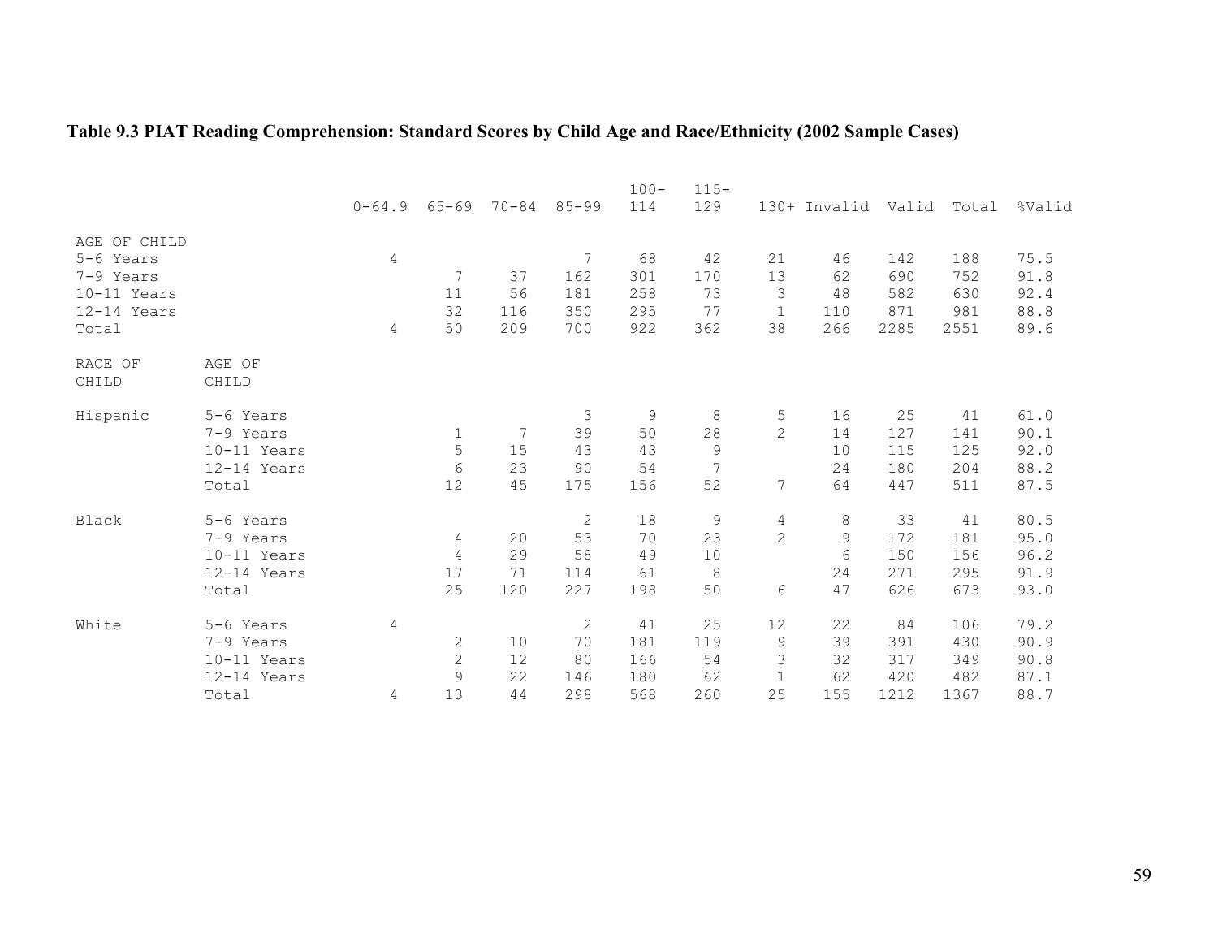**Table 9.3 PIAT Reading Comprehension: Standard Scores by Child Age and Race/Ethnicity (2002 Sample Cases)**

| | | 0-64.9 | 65-69 | 70-84 | 85-99 | 100-114 | 115-129 | 130+ | Invalid | Valid | Total | %Valid |
|---|---|---|---|---|---|---|---|---|---|---|---|---|
| AGE OF CHILD | | | | | | | | | | | | |
| 5-6 Years | | 4 | | | 7 | 68 | 42 | 21 | 46 | 142 | 188 | 75.5 |
| 7-9 Years | | | 7 | 37 | 162 | 301 | 170 | 13 | 62 | 690 | 752 | 91.8 |
| 10-11 Years | | | 11 | 56 | 181 | 258 | 73 | 3 | 48 | 582 | 630 | 92.4 |
| 12-14 Years | | | 32 | 116 | 350 | 295 | 77 | 1 | 110 | 871 | 981 | 88.8 |
| Total | | 4 | 50 | 209 | 700 | 922 | 362 | 38 | 266 | 2285 | 2551 | 89.6 |
| RACE OF CHILD | AGE OF CHILD | | | | | | | | | | | |
| Hispanic | 5-6 Years | | | | 3 | 9 | 8 | 5 | 16 | 25 | 41 | 61.0 |
| | 7-9 Years | | 1 | 7 | 39 | 50 | 28 | 2 | 14 | 127 | 141 | 90.1 |
| | 10-11 Years | | 5 | 15 | 43 | 43 | 9 | | 10 | 115 | 125 | 92.0 |
| | 12-14 Years | | 6 | 23 | 90 | 54 | 7 | | 24 | 180 | 204 | 88.2 |
| | Total | | 12 | 45 | 175 | 156 | 52 | 7 | 64 | 447 | 511 | 87.5 |
| Black | 5-6 Years | | | | 2 | 18 | 9 | 4 | 8 | 33 | 41 | 80.5 |
| | 7-9 Years | | 4 | 20 | 53 | 70 | 23 | 2 | 9 | 172 | 181 | 95.0 |
| | 10-11 Years | | 4 | 29 | 58 | 49 | 10 | | 6 | 150 | 156 | 96.2 |
| | 12-14 Years | | 17 | 71 | 114 | 61 | 8 | | 24 | 271 | 295 | 91.9 |
| | Total | | 25 | 120 | 227 | 198 | 50 | 6 | 47 | 626 | 673 | 93.0 |
| White | 5-6 Years | 4 | | | 2 | 41 | 25 | 12 | 22 | 84 | 106 | 79.2 |
| | 7-9 Years | | 2 | 10 | 70 | 181 | 119 | 9 | 39 | 391 | 430 | 90.9 |
| | 10-11 Years | | 2 | 12 | 80 | 166 | 54 | 3 | 32 | 317 | 349 | 90.8 |
| | 12-14 Years | | 9 | 22 | 146 | 180 | 62 | 1 | 62 | 420 | 482 | 87.1 |
| | Total | 4 | 13 | 44 | 298 | 568 | 260 | 25 | 155 | 1212 | 1367 | 88.7 |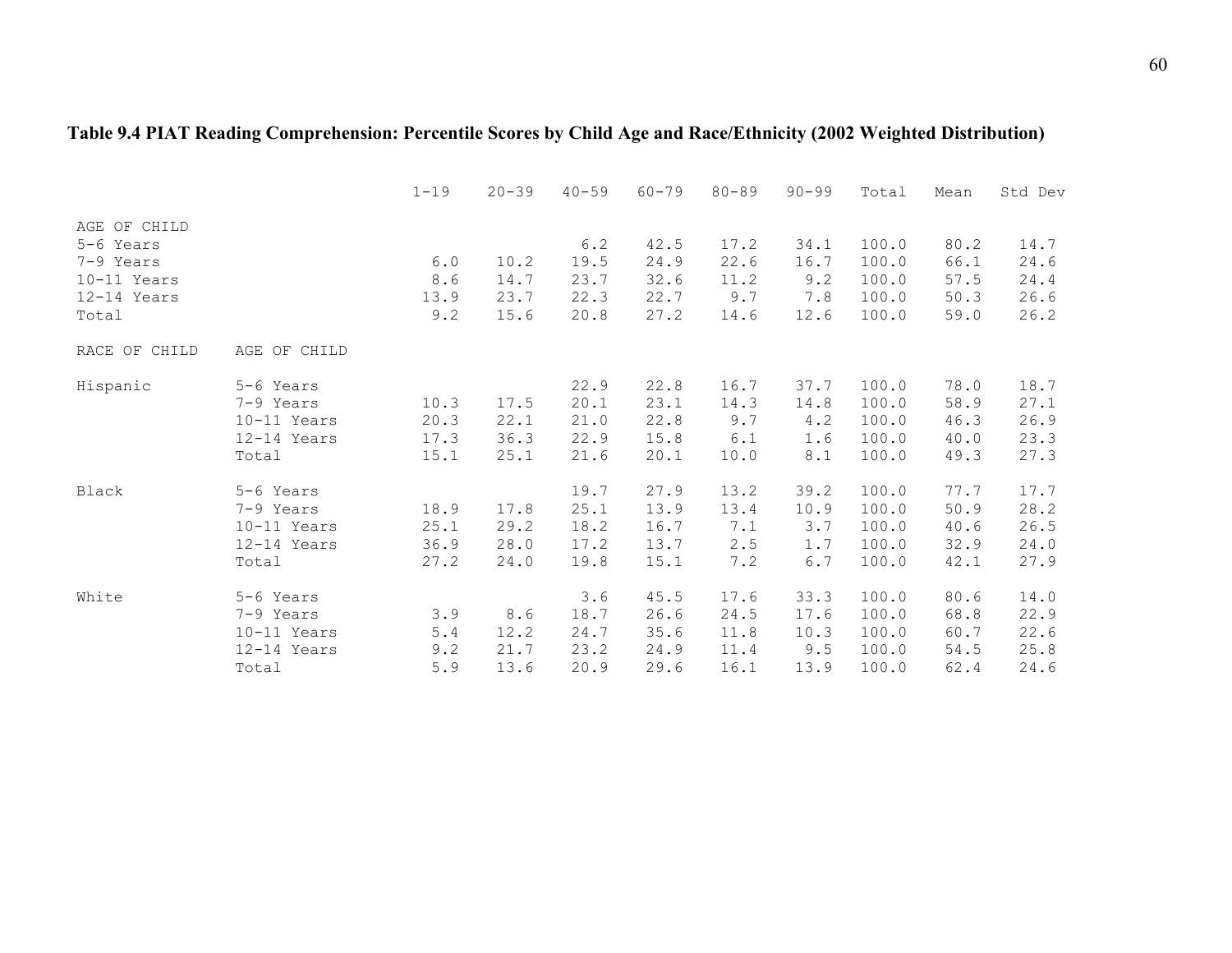**Table 9.4 PIAT Reading Comprehension: Percentile Scores by Child Age and Race/Ethnicity (2002 Weighted Distribution)**

| | | 1-19 | 20-39 | 40-59 | 60-79 | 80-89 | 90-99 | Total | Mean | Std Dev |
|---|---|---|---|---|---|---|---|---|---|---|
| AGE OF CHILD | | | | | | | | | | |
| 5-6 Years | | | | 6.2 | 42.5 | 17.2 | 34.1 | 100.0 | 80.2 | 14.7 |
| 7-9 Years | | 6.0 | 10.2 | 19.5 | 24.9 | 22.6 | 16.7 | 100.0 | 66.1 | 24.6 |
| 10-11 Years | | 8.6 | 14.7 | 23.7 | 32.6 | 11.2 | 9.2 | 100.0 | 57.5 | 24.4 |
| 12-14 Years | | 13.9 | 23.7 | 22.3 | 22.7 | 9.7 | 7.8 | 100.0 | 50.3 | 26.6 |
| Total | | 9.2 | 15.6 | 20.8 | 27.2 | 14.6 | 12.6 | 100.0 | 59.0 | 26.2 |
| RACE OF CHILD | AGE OF CHILD | | | | | | | | | |
| Hispanic | 5-6 Years | | | 22.9 | 22.8 | 16.7 | 37.7 | 100.0 | 78.0 | 18.7 |
| | 7-9 Years | 10.3 | 17.5 | 20.1 | 23.1 | 14.3 | 14.8 | 100.0 | 58.9 | 27.1 |
| | 10-11 Years | 20.3 | 22.1 | 21.0 | 22.8 | 9.7 | 4.2 | 100.0 | 46.3 | 26.9 |
| | 12-14 Years | 17.3 | 36.3 | 22.9 | 15.8 | 6.1 | 1.6 | 100.0 | 40.0 | 23.3 |
| | Total | 15.1 | 25.1 | 21.6 | 20.1 | 10.0 | 8.1 | 100.0 | 49.3 | 27.3 |
| Black | 5-6 Years | | | 19.7 | 27.9 | 13.2 | 39.2 | 100.0 | 77.7 | 17.7 |
| | 7-9 Years | 18.9 | 17.8 | 25.1 | 13.9 | 13.4 | 10.9 | 100.0 | 50.9 | 28.2 |
| | 10-11 Years | 25.1 | 29.2 | 18.2 | 16.7 | 7.1 | 3.7 | 100.0 | 40.6 | 26.5 |
| | 12-14 Years | 36.9 | 28.0 | 17.2 | 13.7 | 2.5 | 1.7 | 100.0 | 32.9 | 24.0 |
| | Total | 27.2 | 24.0 | 19.8 | 15.1 | 7.2 | 6.7 | 100.0 | 42.1 | 27.9 |
| White | 5-6 Years | | | 3.6 | 45.5 | 17.6 | 33.3 | 100.0 | 80.6 | 14.0 |
| | 7-9 Years | 3.9 | 8.6 | 18.7 | 26.6 | 24.5 | 17.6 | 100.0 | 68.8 | 22.9 |
| | 10-11 Years | 5.4 | 12.2 | 24.7 | 35.6 | 11.8 | 10.3 | 100.0 | 60.7 | 22.6 |
| | 12-14 Years | 9.2 | 21.7 | 23.2 | 24.9 | 11.4 | 9.5 | 100.0 | 54.5 | 25.8 |
| | Total | 5.9 | 13.6 | 20.9 | 29.6 | 16.1 | 13.9 | 100.0 | 62.4 | 24.6 |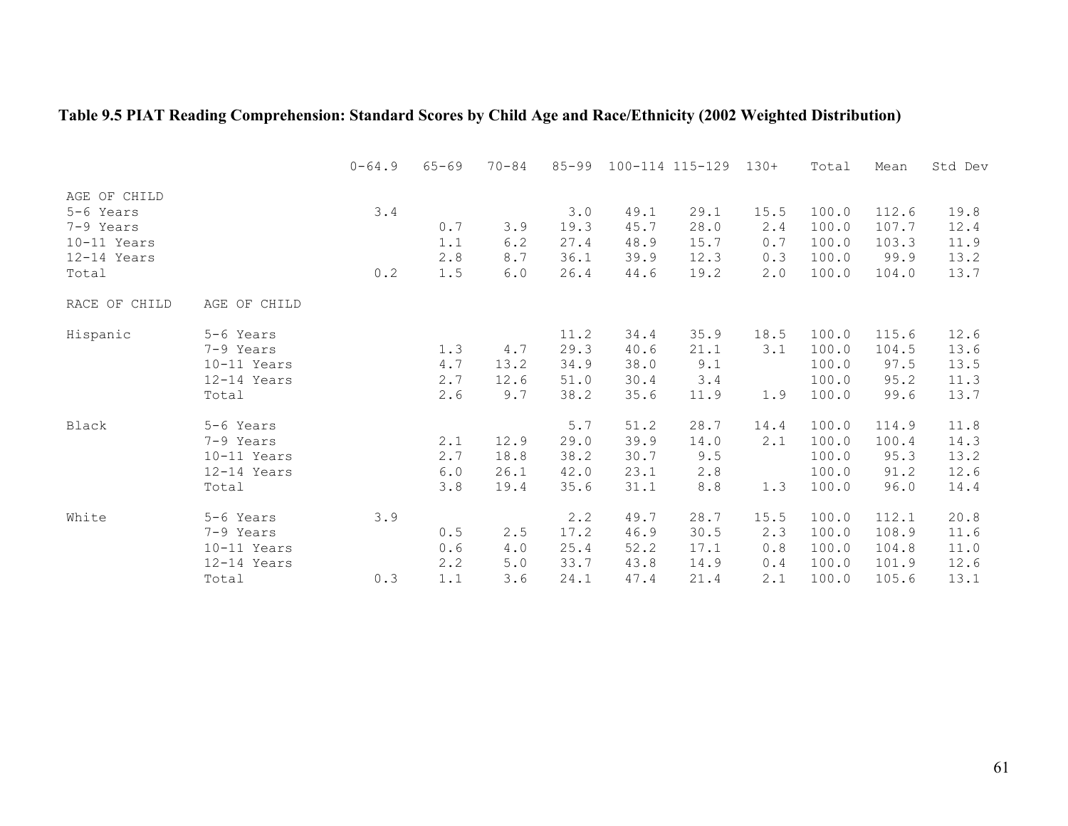# Table 9.5 PIAT Reading Comprehension: Standard Scores by Child Age and Race/Ethnicity (2002 Weighted Distribution)

| | | 0-64.9 | 65-69 | 70-84 | 85-99 | 100-114 | 115-129 | 130+ | Total | Mean | Std Dev |
|---|---|---|---|---|---|---|---|---|---|---|---|
| AGE OF CHILD | | | | | | | | | | | |
| 5-6 Years | | 3.4 | | | 3.0 | 49.1 | 29.1 | 15.5 | 100.0 | 112.6 | 19.8 |
| 7-9 Years | | | 0.7 | 3.9 | 19.3 | 45.7 | 28.0 | 2.4 | 100.0 | 107.7 | 12.4 |
| 10-11 Years | | | 1.1 | 6.2 | 27.4 | 48.9 | 15.7 | 0.7 | 100.0 | 103.3 | 11.9 |
| 12-14 Years | | | 2.8 | 8.7 | 36.1 | 39.9 | 12.3 | 0.3 | 100.0 | 99.9 | 13.2 |
| Total | | 0.2 | 1.5 | 6.0 | 26.4 | 44.6 | 19.2 | 2.0 | 100.0 | 104.0 | 13.7 |
| RACE OF CHILD | AGE OF CHILD | | | | | | | | | | |
| Hispanic | 5-6 Years | | | | 11.2 | 34.4 | 35.9 | 18.5 | 100.0 | 115.6 | 12.6 |
| | 7-9 Years | | 1.3 | 4.7 | 29.3 | 40.6 | 21.1 | 3.1 | 100.0 | 104.5 | 13.6 |
| | 10-11 Years | | 4.7 | 13.2 | 34.9 | 38.0 | 9.1 | | 100.0 | 97.5 | 13.5 |
| | 12-14 Years | | 2.7 | 12.6 | 51.0 | 30.4 | 3.4 | | 100.0 | 95.2 | 11.3 |
| | Total | | 2.6 | 9.7 | 38.2 | 35.6 | 11.9 | 1.9 | 100.0 | 99.6 | 13.7 |
| Black | 5-6 Years | | | | 5.7 | 51.2 | 28.7 | 14.4 | 100.0 | 114.9 | 11.8 |
| | 7-9 Years | | 2.1 | 12.9 | 29.0 | 39.9 | 14.0 | 2.1 | 100.0 | 100.4 | 14.3 |
| | 10-11 Years | | 2.7 | 18.8 | 38.2 | 30.7 | 9.5 | | 100.0 | 95.3 | 13.2 |
| | 12-14 Years | | 6.0 | 26.1 | 42.0 | 23.1 | 2.8 | | 100.0 | 91.2 | 12.6 |
| | Total | | 3.8 | 19.4 | 35.6 | 31.1 | 8.8 | 1.3 | 100.0 | 96.0 | 14.4 |
| White | 5-6 Years | 3.9 | | | 2.2 | 49.7 | 28.7 | 15.5 | 100.0 | 112.1 | 20.8 |
| | 7-9 Years | | 0.5 | 2.5 | 17.2 | 46.9 | 30.5 | 2.3 | 100.0 | 108.9 | 11.6 |
| | 10-11 Years | | 0.6 | 4.0 | 25.4 | 52.2 | 17.1 | 0.8 | 100.0 | 104.8 | 11.0 |
| | 12-14 Years | | 2.2 | 5.0 | 33.7 | 43.8 | 14.9 | 0.4 | 100.0 | 101.9 | 12.6 |
| | Total | 0.3 | 1.1 | 3.6 | 24.1 | 47.4 | 21.4 | 2.1 | 100.0 | 105.6 | 13.1 |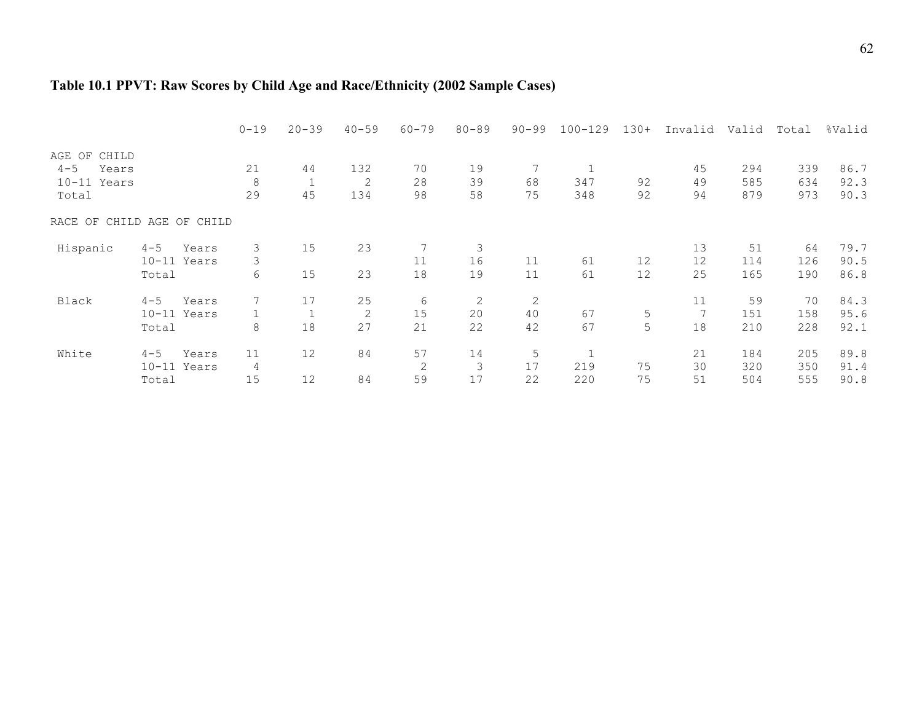**Table 10.1 PPVT: Raw Scores by Child Age and Race/Ethnicity (2002 Sample Cases)**

| | | 0-19 | 20-39 | 40-59 | 60-79 | 80-89 | 90-99 | 100-129 | 130+ | Invalid | Valid | Total | %Valid |
|---|---|---|---|---|---|---|---|---|---|---|---|---|---|
| AGE OF CHILD | | | | | | | | | | | | | |
| 4-5 Years | | 21 | 44 | 132 | 70 | 19 | 7 | 1 | | 45 | 294 | 339 | 86.7 |
| 10-11 Years | | 8 | 1 | 2 | 28 | 39 | 68 | 347 | 92 | 49 | 585 | 634 | 92.3 |
| Total | | 29 | 45 | 134 | 98 | 58 | 75 | 348 | 92 | 94 | 879 | 973 | 90.3 |
| RACE OF CHILD | AGE OF CHILD | | | | | | | | | | | | |
| Hispanic | 4-5 Years | 3 | 15 | 23 | 7 | 3 | | | | 13 | 51 | 64 | 79.7 |
| | 10-11 Years | 3 | | | 11 | 16 | 11 | 61 | 12 | 12 | 114 | 126 | 90.5 |
| | Total | 6 | 15 | 23 | 18 | 19 | 11 | 61 | 12 | 25 | 165 | 190 | 86.8 |
| Black | 4-5 Years | 7 | 17 | 25 | 6 | 2 | 2 | | | 11 | 59 | 70 | 84.3 |
| | 10-11 Years | 1 | 1 | 2 | 15 | 20 | 40 | 67 | 5 | 7 | 151 | 158 | 95.6 |
| | Total | 8 | 18 | 27 | 21 | 22 | 42 | 67 | 5 | 18 | 210 | 228 | 92.1 |
| White | 4-5 Years | 11 | 12 | 84 | 57 | 14 | 5 | 1 | | 21 | 184 | 205 | 89.8 |
| | 10-11 Years | 4 | | | 2 | 3 | 17 | 219 | 75 | 30 | 320 | 350 | 91.4 |
| | Total | 15 | 12 | 84 | 59 | 17 | 22 | 220 | 75 | 51 | 504 | 555 | 90.8 |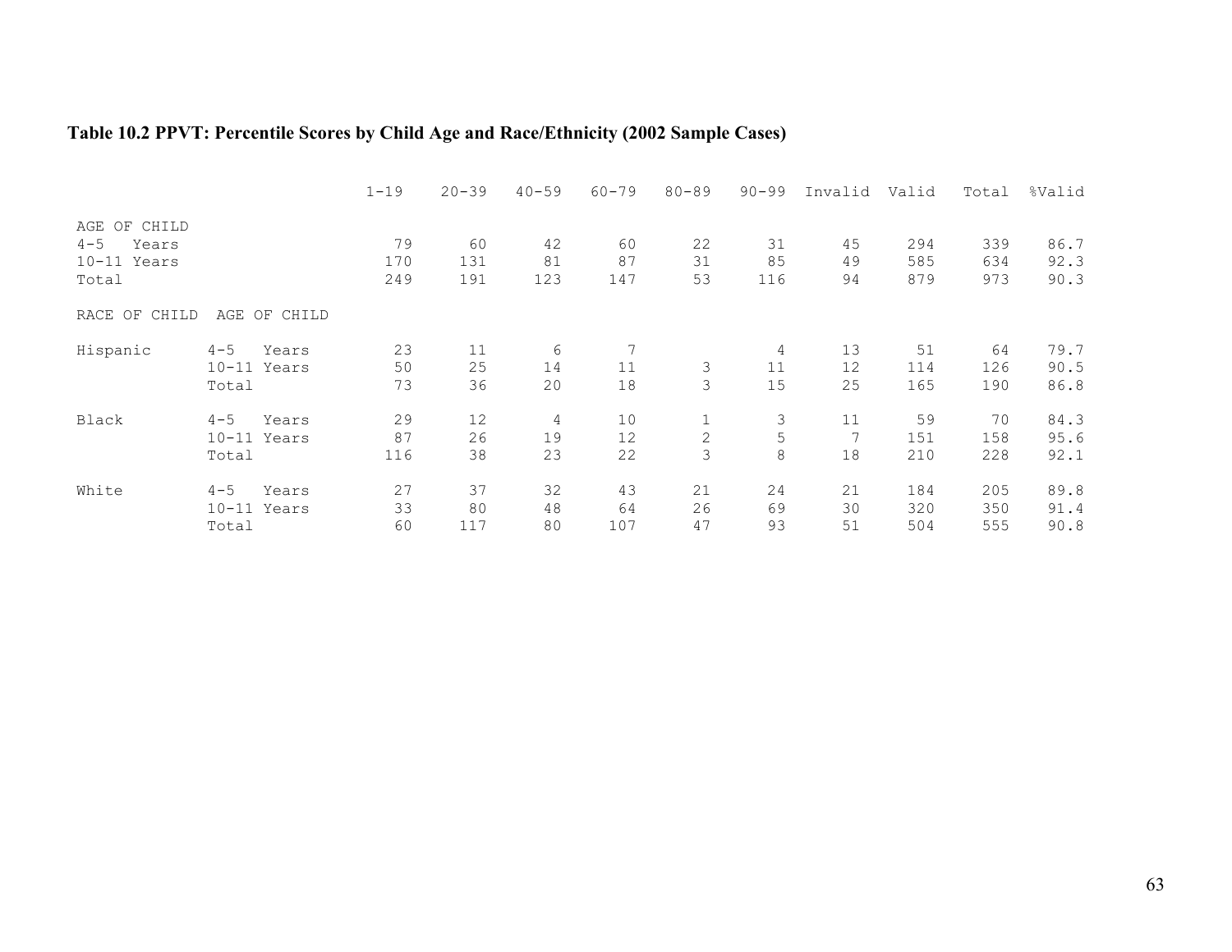**Table 10.2 PPVT: Percentile Scores by Child Age and Race/Ethnicity (2002 Sample Cases)**

| | | 1-19 | 20-39 | 40-59 | 60-79 | 80-89 | 90-99 | Invalid | Valid | Total | %Valid |
|---|---|---|---|---|---|---|---|---|---|---|---|
| AGE OF CHILD | | | | | | | | | | | |
| 4-5 Years | | 79 | 60 | 42 | 60 | 22 | 31 | 45 | 294 | 339 | 86.7 |
| 10-11 Years | | 170 | 131 | 81 | 87 | 31 | 85 | 49 | 585 | 634 | 92.3 |
| Total | | 249 | 191 | 123 | 147 | 53 | 116 | 94 | 879 | 973 | 90.3 |
| RACE OF CHILD | AGE OF CHILD | | | | | | | | | | |
| Hispanic | 4-5 Years | 23 | 11 | 6 | 7 | | 4 | 13 | 51 | 64 | 79.7 |
| | 10-11 Years | 50 | 25 | 14 | 11 | 3 | 11 | 12 | 114 | 126 | 90.5 |
| | Total | 73 | 36 | 20 | 18 | 3 | 15 | 25 | 165 | 190 | 86.8 |
| Black | 4-5 Years | 29 | 12 | 4 | 10 | 1 | 3 | 11 | 59 | 70 | 84.3 |
| | 10-11 Years | 87 | 26 | 19 | 12 | 2 | 5 | 7 | 151 | 158 | 95.6 |
| | Total | 116 | 38 | 23 | 22 | 3 | 8 | 18 | 210 | 228 | 92.1 |
| White | 4-5 Years | 27 | 37 | 32 | 43 | 21 | 24 | 21 | 184 | 205 | 89.8 |
| | 10-11 Years | 33 | 80 | 48 | 64 | 26 | 69 | 30 | 320 | 350 | 91.4 |
| | Total | 60 | 117 | 80 | 107 | 47 | 93 | 51 | 504 | 555 | 90.8 |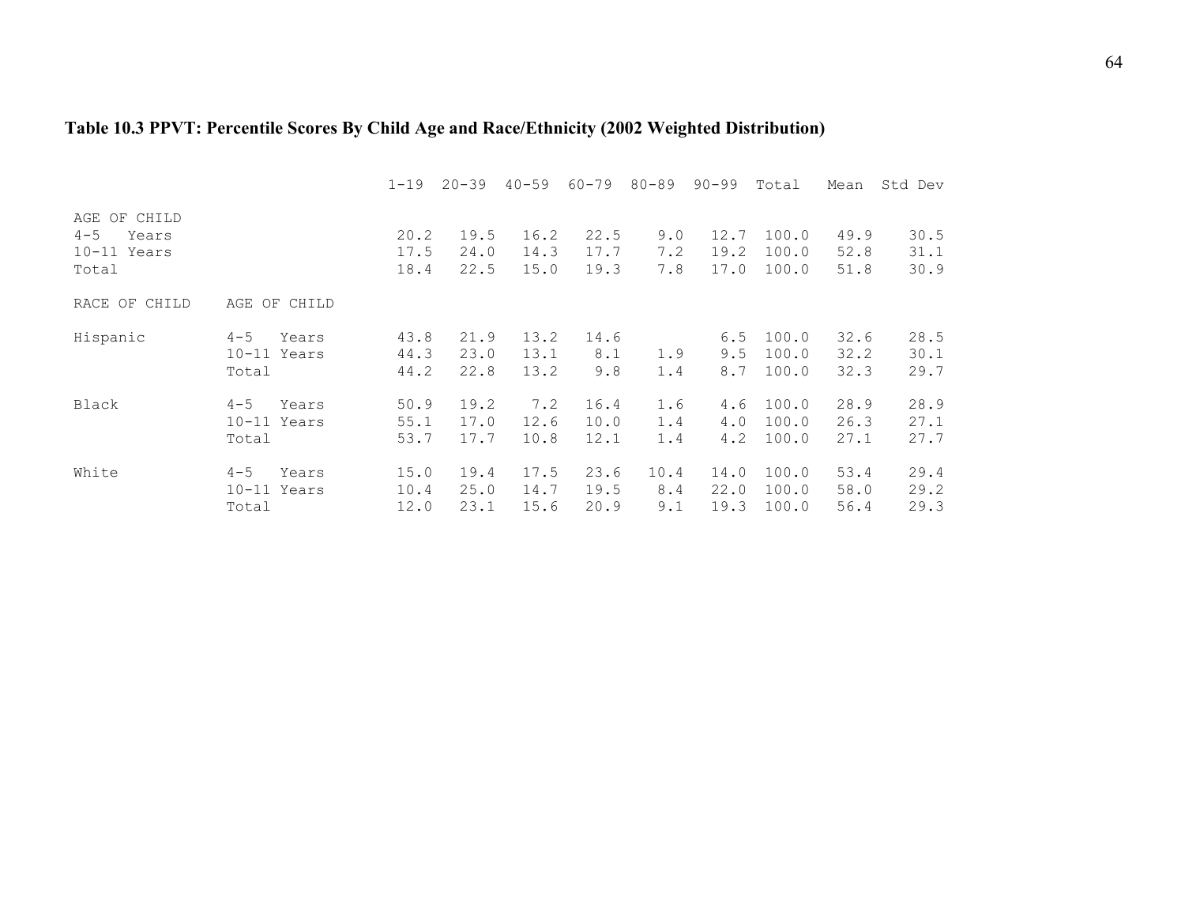**Table 10.3 PPVT: Percentile Scores By Child Age and Race/Ethnicity (2002 Weighted Distribution)**

| | | 1-19 | 20-39 | 40-59 | 60-79 | 80-89 | 90-99 | Total | Mean | Std Dev |
|---|---|---|---|---|---|---|---|---|---|---|
| AGE OF CHILD | | | | | | | | | | |
| 4-5 Years | | 20.2 | 19.5 | 16.2 | 22.5 | 9.0 | 12.7 | 100.0 | 49.9 | 30.5 |
| 10-11 Years | | 17.5 | 24.0 | 14.3 | 17.7 | 7.2 | 19.2 | 100.0 | 52.8 | 31.1 |
| Total | | 18.4 | 22.5 | 15.0 | 19.3 | 7.8 | 17.0 | 100.0 | 51.8 | 30.9 |
| RACE OF CHILD | AGE OF CHILD | | | | | | | | | |
| Hispanic | 4-5 Years | 43.8 | 21.9 | 13.2 | 14.6 | | 6.5 | 100.0 | 32.6 | 28.5 |
| | 10-11 Years | 44.3 | 23.0 | 13.1 | 8.1 | 1.9 | 9.5 | 100.0 | 32.2 | 30.1 |
| | Total | 44.2 | 22.8 | 13.2 | 9.8 | 1.4 | 8.7 | 100.0 | 32.3 | 29.7 |
| Black | 4-5 Years | 50.9 | 19.2 | 7.2 | 16.4 | 1.6 | 4.6 | 100.0 | 28.9 | 28.9 |
| | 10-11 Years | 55.1 | 17.0 | 12.6 | 10.0 | 1.4 | 4.0 | 100.0 | 26.3 | 27.1 |
| | Total | 53.7 | 17.7 | 10.8 | 12.1 | 1.4 | 4.2 | 100.0 | 27.1 | 27.7 |
| White | 4-5 Years | 15.0 | 19.4 | 17.5 | 23.6 | 10.4 | 14.0 | 100.0 | 53.4 | 29.4 |
| | 10-11 Years | 10.4 | 25.0 | 14.7 | 19.5 | 8.4 | 22.0 | 100.0 | 58.0 | 29.2 |
| | Total | 12.0 | 23.1 | 15.6 | 20.9 | 9.1 | 19.3 | 100.0 | 56.4 | 29.3 |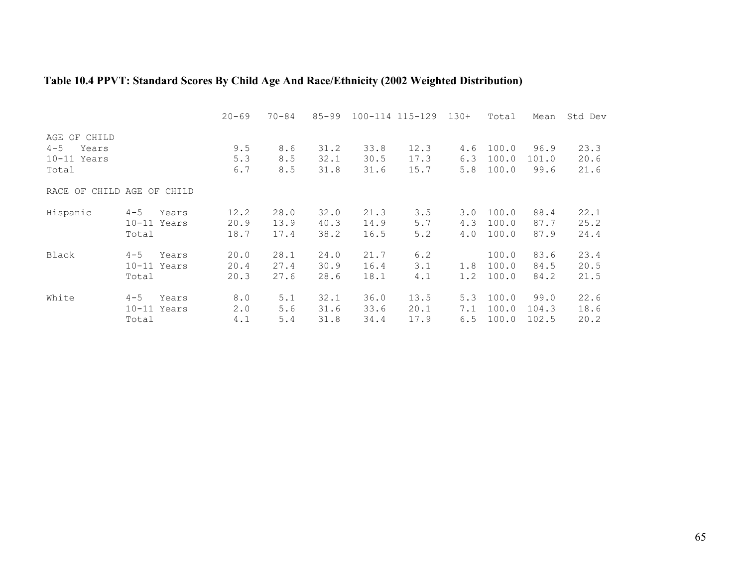**Table 10.4 PPVT: Standard Scores By Child Age And Race/Ethnicity (2002 Weighted Distribution)**

| | | 20-69 | 70-84 | 85-99 | 100-114 | 115-129 | 130+ | Total | Mean | Std Dev |
|---|---|---|---|---|---|---|---|---|---|---|
| AGE OF CHILD | | | | | | | | | | |
| 4-5 Years | | 9.5 | 8.6 | 31.2 | 33.8 | 12.3 | 4.6 | 100.0 | 96.9 | 23.3 |
| 10-11 Years | | 5.3 | 8.5 | 32.1 | 30.5 | 17.3 | 6.3 | 100.0 | 101.0 | 20.6 |
| Total | | 6.7 | 8.5 | 31.8 | 31.6 | 15.7 | 5.8 | 100.0 | 99.6 | 21.6 |
| RACE OF CHILD | AGE OF CHILD | | | | | | | | | |
| Hispanic | 4-5 Years | 12.2 | 28.0 | 32.0 | 21.3 | 3.5 | 3.0 | 100.0 | 88.4 | 22.1 |
| | 10-11 Years | 20.9 | 13.9 | 40.3 | 14.9 | 5.7 | 4.3 | 100.0 | 87.7 | 25.2 |
| | Total | 18.7 | 17.4 | 38.2 | 16.5 | 5.2 | 4.0 | 100.0 | 87.9 | 24.4 |
| Black | 4-5 Years | 20.0 | 28.1 | 24.0 | 21.7 | 6.2 | | 100.0 | 83.6 | 23.4 |
| | 10-11 Years | 20.4 | 27.4 | 30.9 | 16.4 | 3.1 | 1.8 | 100.0 | 84.5 | 20.5 |
| | Total | 20.3 | 27.6 | 28.6 | 18.1 | 4.1 | 1.2 | 100.0 | 84.2 | 21.5 |
| White | 4-5 Years | 8.0 | 5.1 | 32.1 | 36.0 | 13.5 | 5.3 | 100.0 | 99.0 | 22.6 |
| | 10-11 Years | 2.0 | 5.6 | 31.6 | 33.6 | 20.1 | 7.1 | 100.0 | 104.3 | 18.6 |
| | Total | 4.1 | 5.4 | 31.8 | 34.4 | 17.9 | 6.5 | 100.0 | 102.5 | 20.2 |